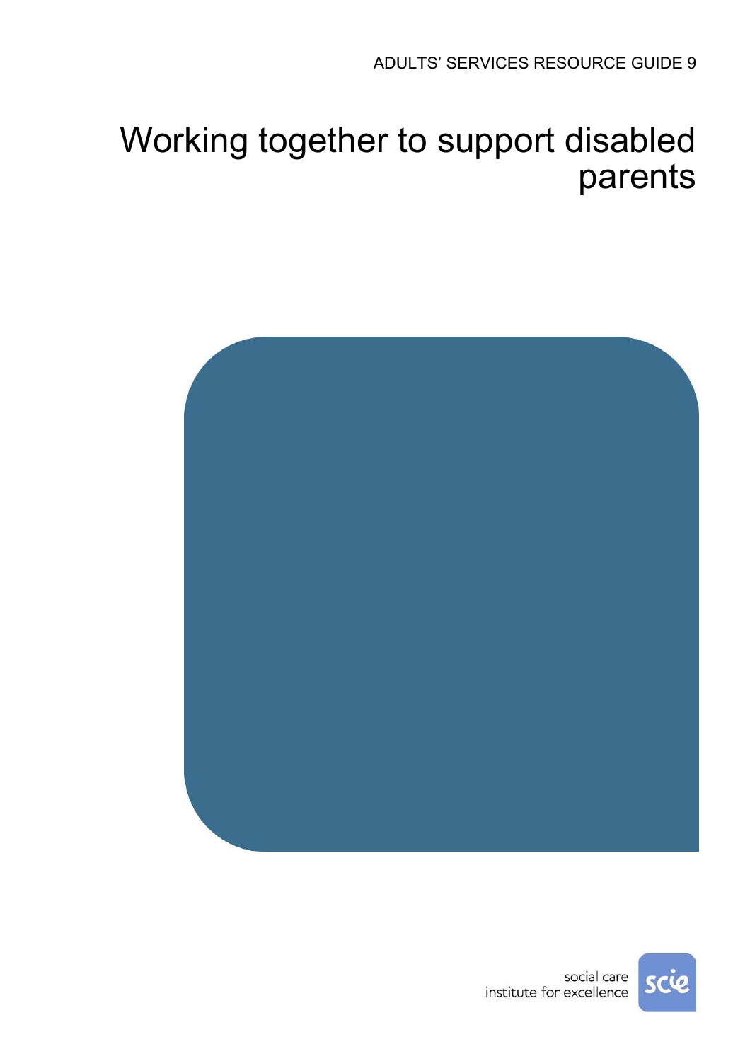ADULTS' SERVICES RESOURCE GUIDE 9

# Working together to support disabled parents

social care institute for excellence

scie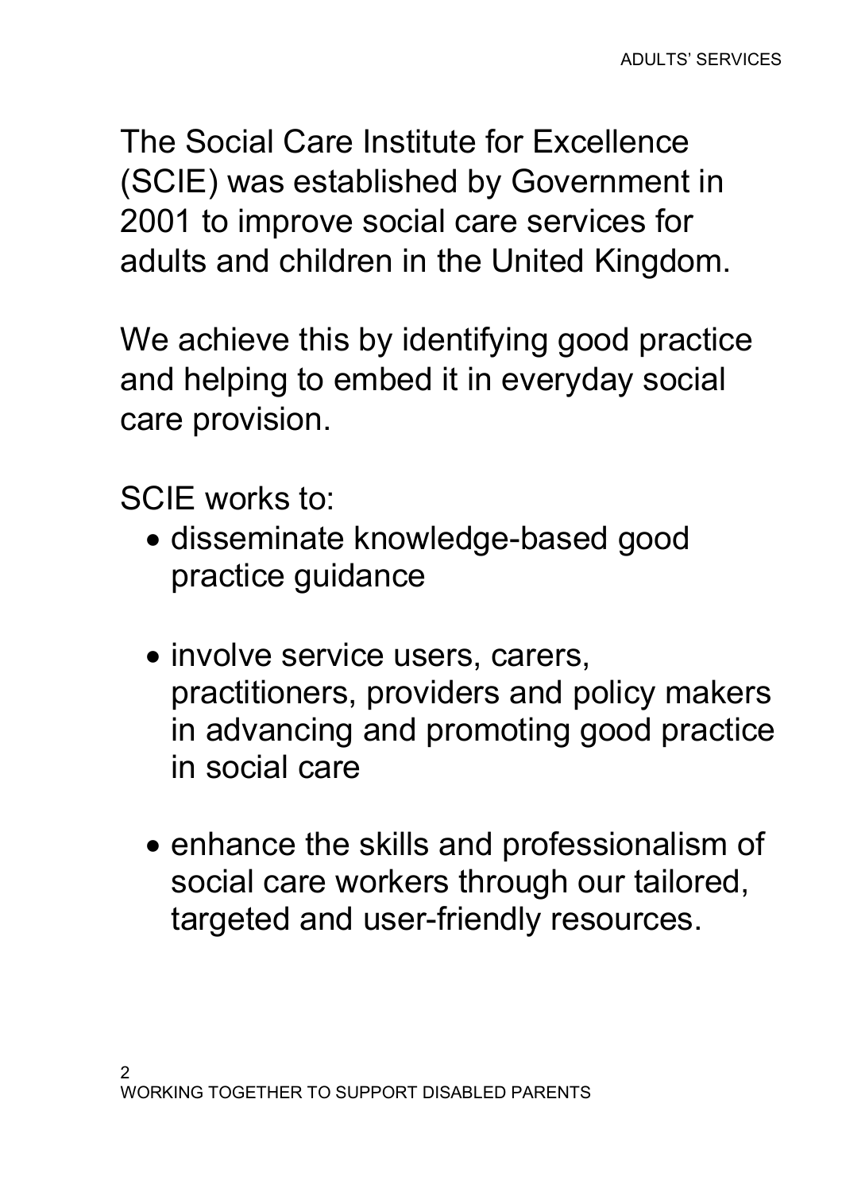The Social Care Institute for Excellence (SCIE) was established by Government in 2001 to improve social care services for adults and children in the United Kingdom.

We achieve this by identifying good practice and helping to embed it in everyday social care provision.

SCIE works to:

- disseminate knowledge-based good practice guidance
- involve service users, carers, practitioners, providers and policy makers in advancing and promoting good practice in social care
- enhance the skills and professionalism of social care workers through our tailored, targeted and user-friendly resources.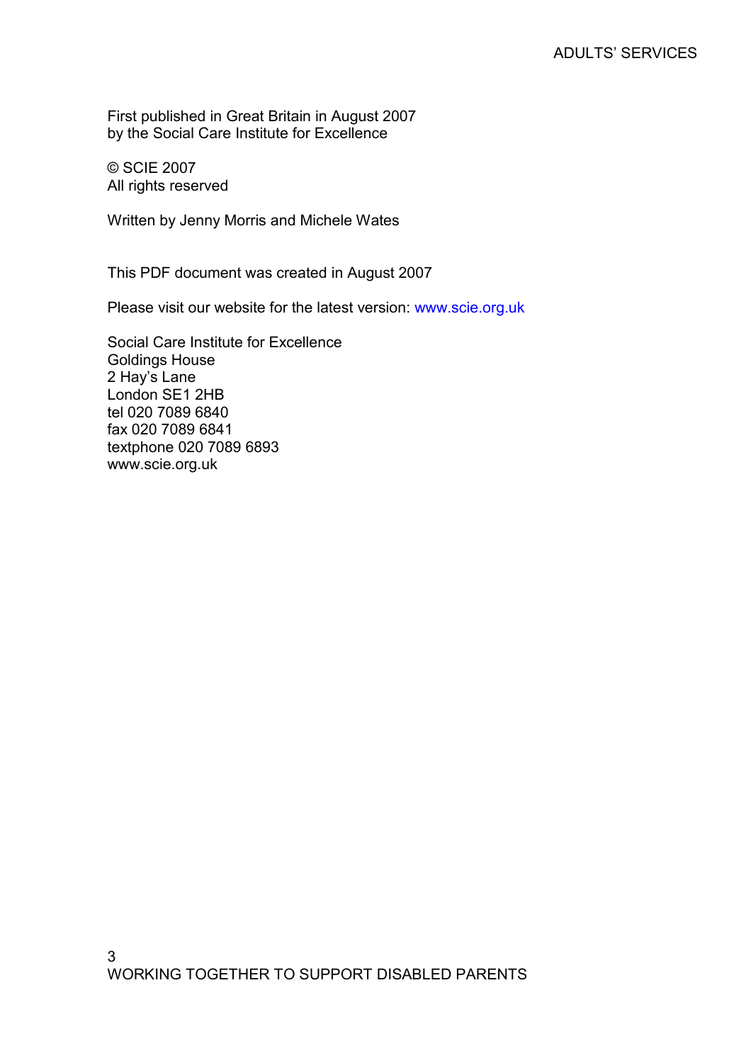First published in Great Britain in August 2007
by the Social Care Institute for Excellence

© SCIE 2007
All rights reserved

Written by Jenny Morris and Michele Wates

This PDF document was created in August 2007

Please visit our website for the latest version: www.scie.org.uk

Social Care Institute for Excellence
Goldings House
2 Hay's Lane
London SE1 2HB
tel 020 7089 6840
fax 020 7089 6841
textphone 020 7089 6893
www.scie.org.uk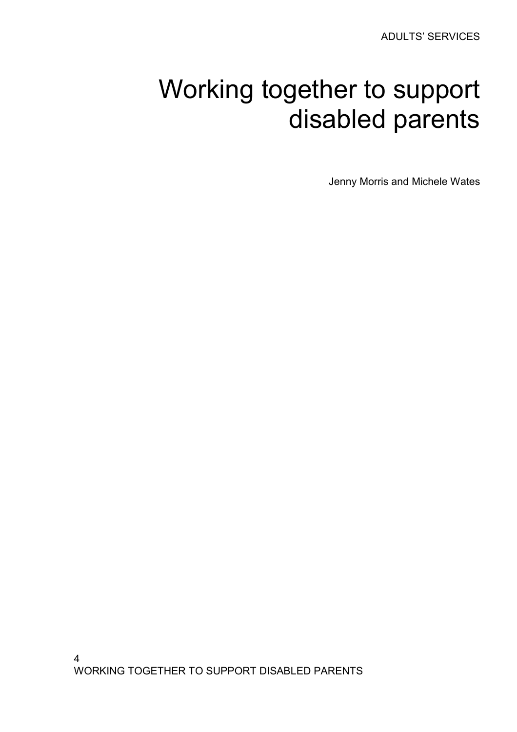ADULTS' SERVICES

# Working together to support disabled parents

Jenny Morris and Michele Wates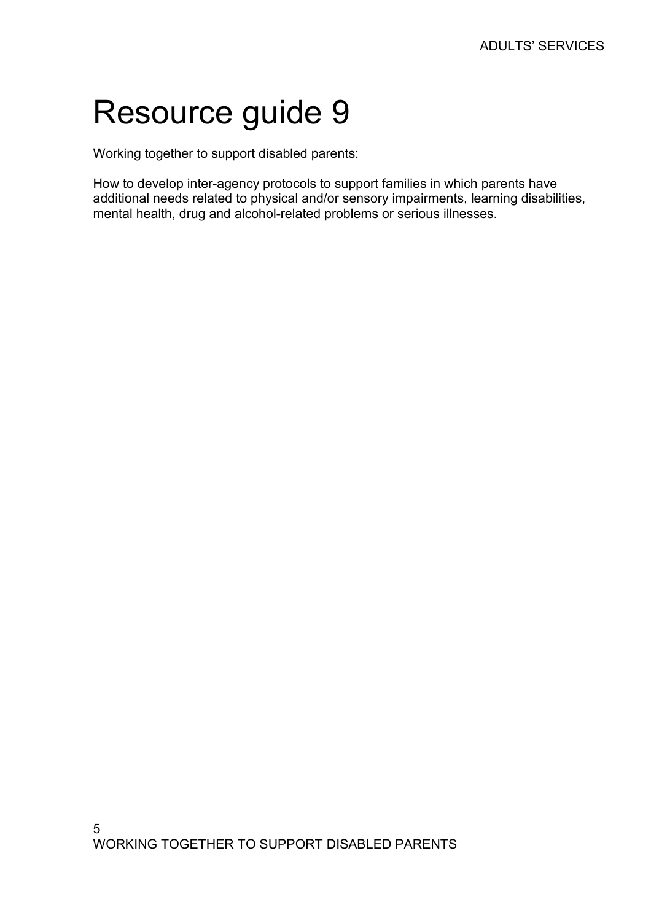# Resource guide 9

Working together to support disabled parents:

How to develop inter-agency protocols to support families in which parents have additional needs related to physical and/or sensory impairments, learning disabilities, mental health, drug and alcohol-related problems or serious illnesses.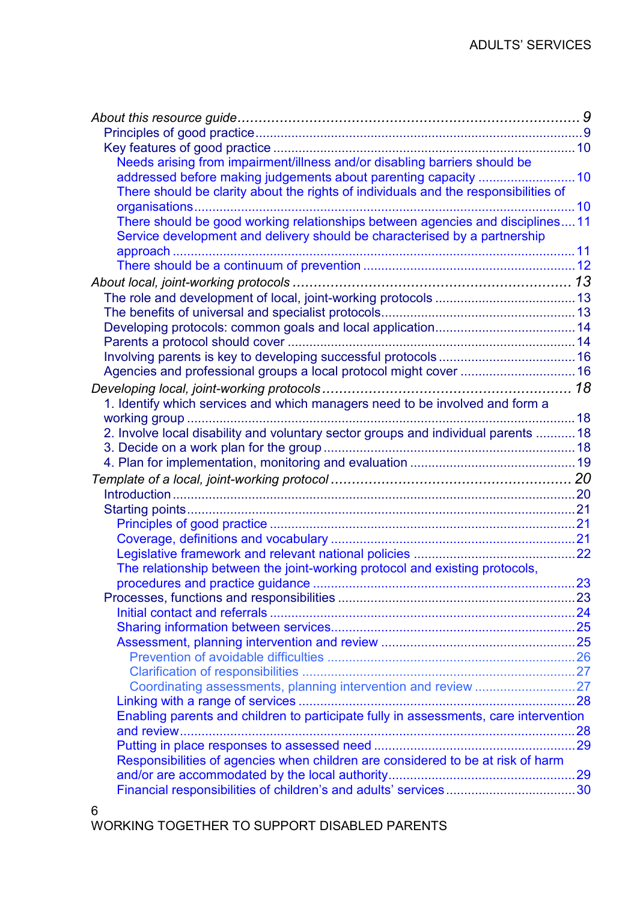*About this resource guide* ........ 9

- Principles of good practice ........ 9
- Key features of good practice ........ 10
  - Needs arising from impairment/illness and/or disabling barriers should be addressed before making judgements about parenting capacity ........ 10
  - There should be clarity about the rights of individuals and the responsibilities of organisations ........ 10
  - There should be good working relationships between agencies and disciplines ........ 11
  - Service development and delivery should be characterised by a partnership approach ........ 11
  - There should be a continuum of prevention ........ 12

*About local, joint-working protocols* ........ 13

- The role and development of local, joint-working protocols ........ 13
- The benefits of universal and specialist protocols ........ 13
- Developing protocols: common goals and local application ........ 14
- Parents a protocol should cover ........ 14
- Involving parents is key to developing successful protocols ........ 16
- Agencies and professional groups a local protocol might cover ........ 16

*Developing local, joint-working protocols* ........ 18

- 1. Identify which services and which managers need to be involved and form a working group ........ 18
- 2. Involve local disability and voluntary sector groups and individual parents ........ 18
- 3. Decide on a work plan for the group ........ 18
- 4. Plan for implementation, monitoring and evaluation ........ 19

*Template of a local, joint-working protocol* ........ 20

- Introduction ........ 20
- Starting points ........ 21
  - Principles of good practice ........ 21
  - Coverage, definitions and vocabulary ........ 21
  - Legislative framework and relevant national policies ........ 22
  - The relationship between the joint-working protocol and existing protocols, procedures and practice guidance ........ 23
- Processes, functions and responsibilities ........ 23
  - Initial contact and referrals ........ 24
  - Sharing information between services ........ 25
  - Assessment, planning intervention and review ........ 25
    - Prevention of avoidable difficulties ........ 26
    - Clarification of responsibilities ........ 27
    - Coordinating assessments, planning intervention and review ........ 27
  - Linking with a range of services ........ 28
  - Enabling parents and children to participate fully in assessments, care intervention and review ........ 28
  - Putting in place responses to assessed need ........ 29
  - Responsibilities of agencies when children are considered to be at risk of harm and/or are accommodated by the local authority ........ 29
  - Financial responsibilities of children's and adults' services ........ 30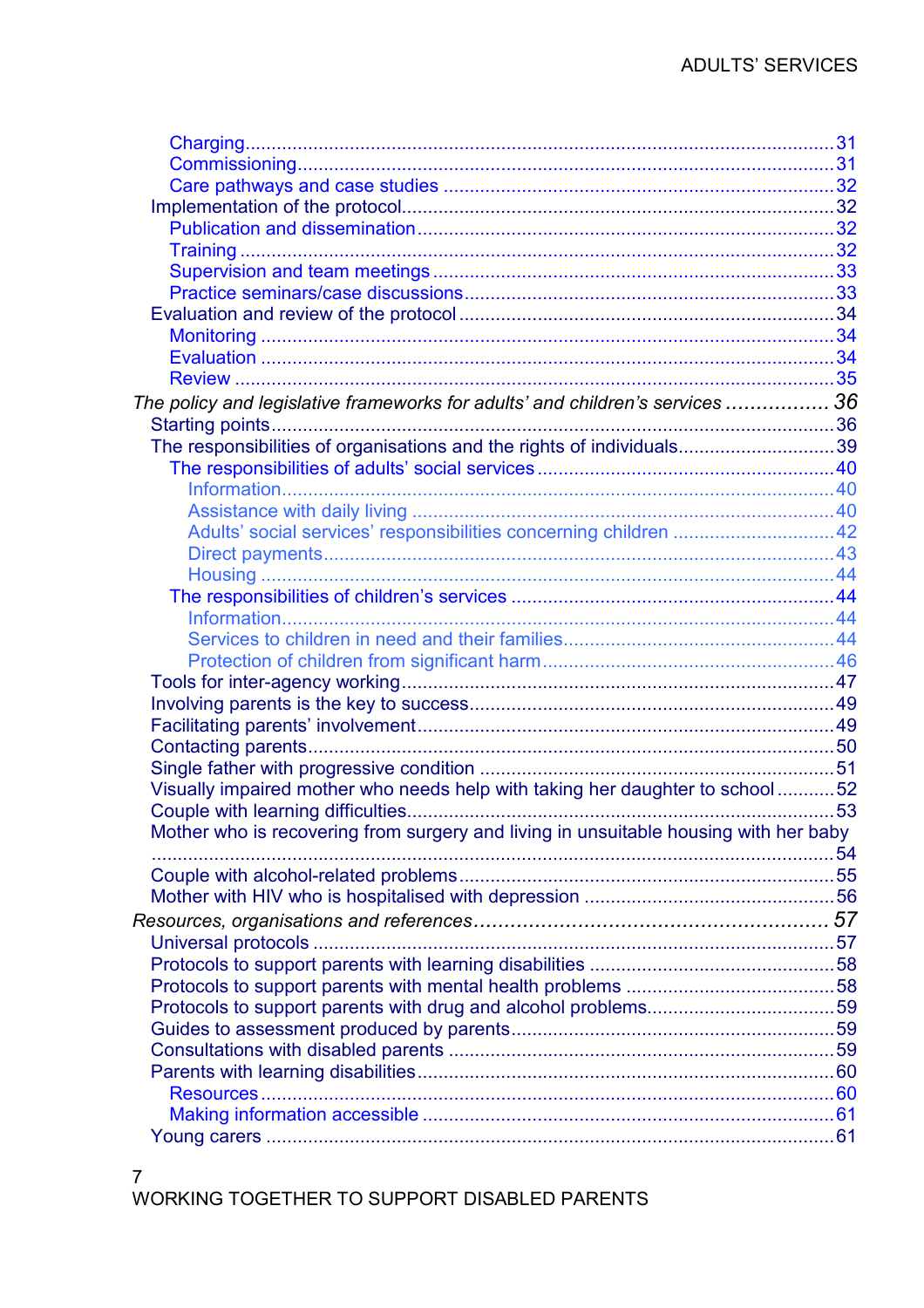Charging ..... 31
Commissioning ..... 31
Care pathways and case studies ..... 32
Implementation of the protocol ..... 32
Publication and dissemination ..... 32
Training ..... 32
Supervision and team meetings ..... 33
Practice seminars/case discussions ..... 33
Evaluation and review of the protocol ..... 34
Monitoring ..... 34
Evaluation ..... 34
Review ..... 35

*The policy and legislative frameworks for adults' and children's services ..... 36*

Starting points ..... 36
The responsibilities of organisations and the rights of individuals ..... 39
The responsibilities of adults' social services ..... 40
Information ..... 40
Assistance with daily living ..... 40
Adults' social services' responsibilities concerning children ..... 42
Direct payments ..... 43
Housing ..... 44
The responsibilities of children's services ..... 44
Information ..... 44
Services to children in need and their families ..... 44
Protection of children from significant harm ..... 46
Tools for inter-agency working ..... 47
Involving parents is the key to success ..... 49
Facilitating parents' involvement ..... 49
Contacting parents ..... 50
Single father with progressive condition ..... 51
Visually impaired mother who needs help with taking her daughter to school ..... 52
Couple with learning difficulties ..... 53
Mother who is recovering from surgery and living in unsuitable housing with her baby ..... 54
Couple with alcohol-related problems ..... 55
Mother with HIV who is hospitalised with depression ..... 56

*Resources, organisations and references ..... 57*

Universal protocols ..... 57
Protocols to support parents with learning disabilities ..... 58
Protocols to support parents with mental health problems ..... 58
Protocols to support parents with drug and alcohol problems ..... 59
Guides to assessment produced by parents ..... 59
Consultations with disabled parents ..... 59
Parents with learning disabilities ..... 60
Resources ..... 60
Making information accessible ..... 61
Young carers ..... 61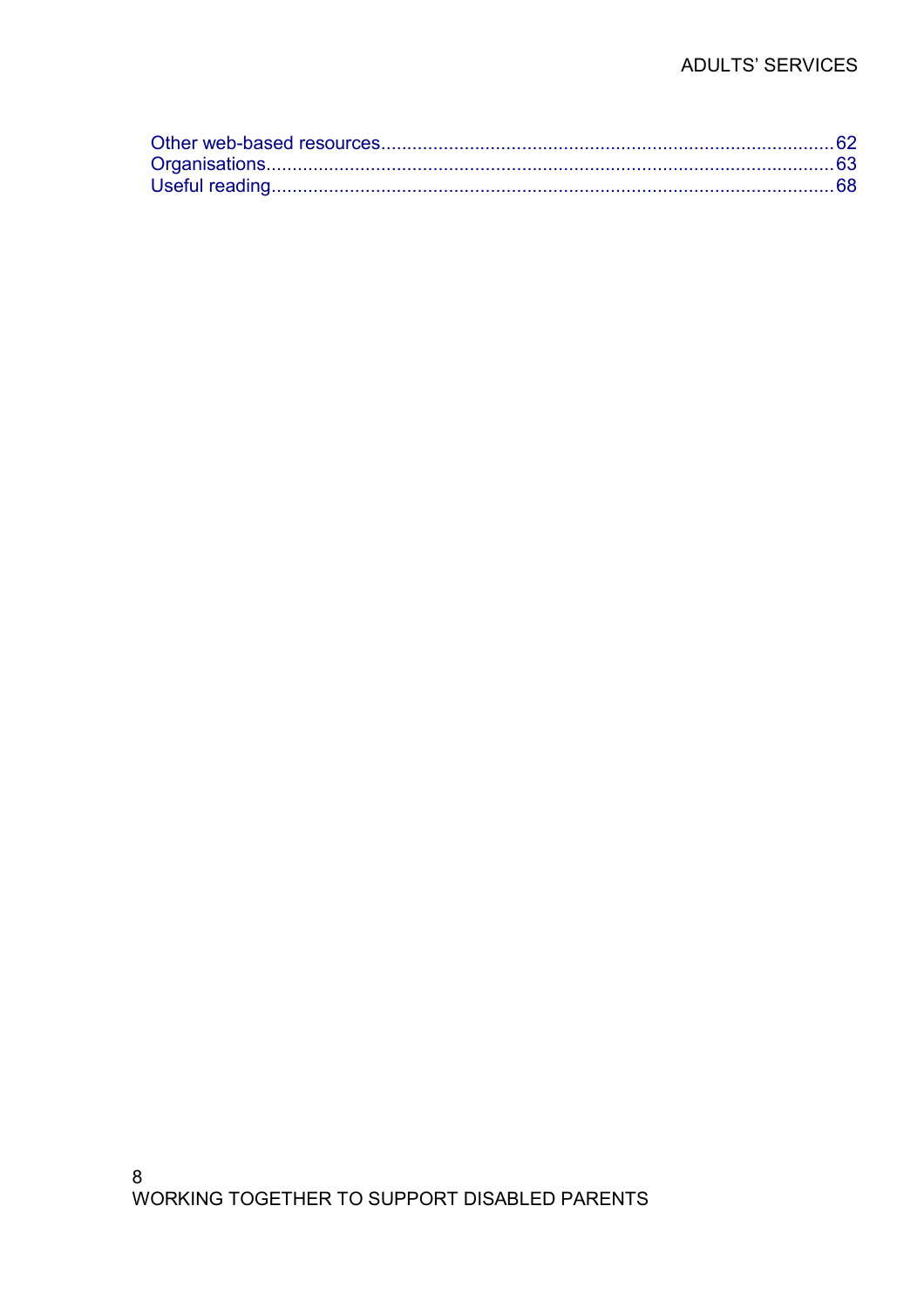Other web-based resources....................................................................................62
Organisations.............................................................................................................63
Useful reading.............................................................................................................68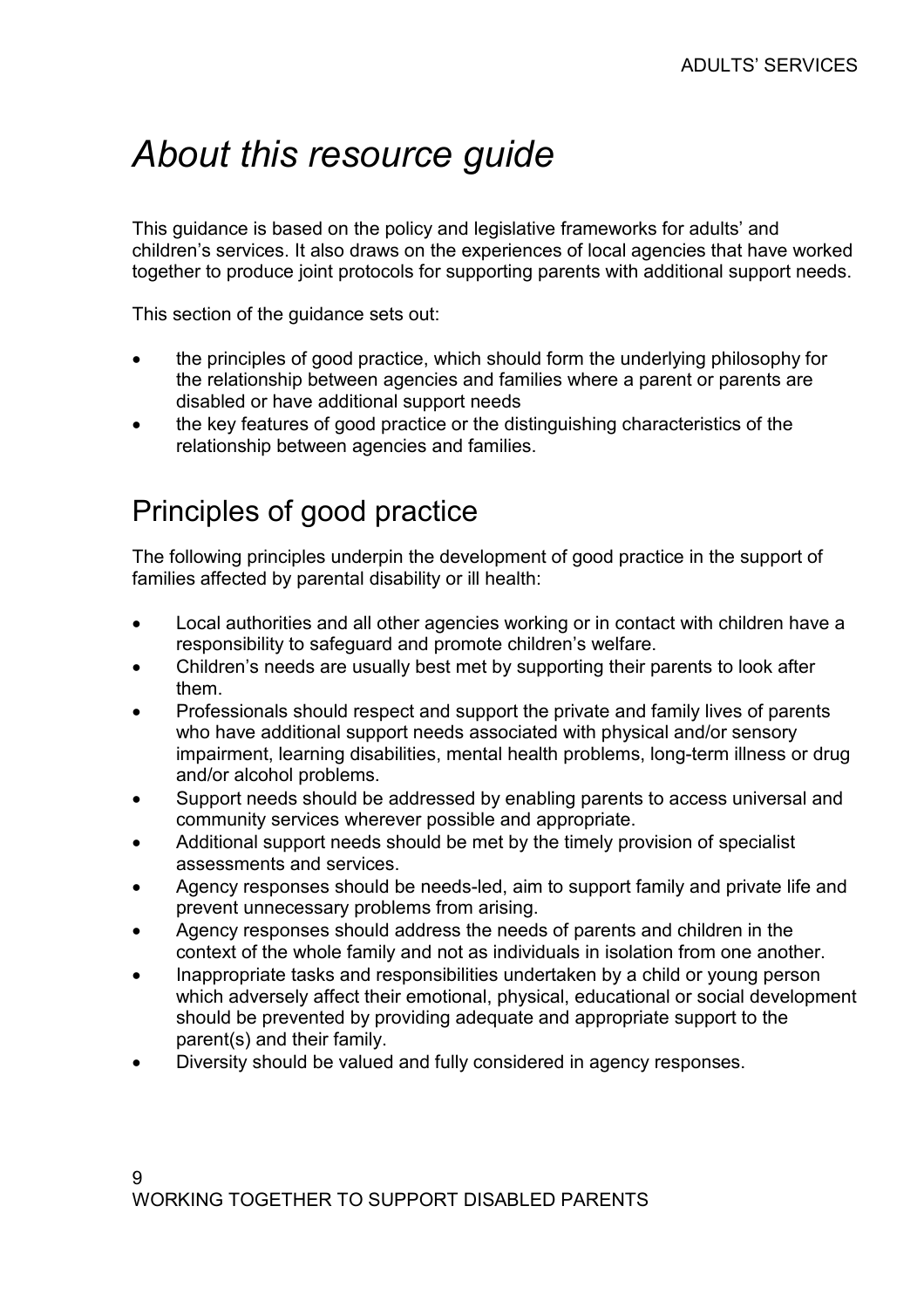# *About this resource guide*

This guidance is based on the policy and legislative frameworks for adults' and children's services. It also draws on the experiences of local agencies that have worked together to produce joint protocols for supporting parents with additional support needs.

This section of the guidance sets out:

- the principles of good practice, which should form the underlying philosophy for the relationship between agencies and families where a parent or parents are disabled or have additional support needs
- the key features of good practice or the distinguishing characteristics of the relationship between agencies and families.

## Principles of good practice

The following principles underpin the development of good practice in the support of families affected by parental disability or ill health:

- Local authorities and all other agencies working or in contact with children have a responsibility to safeguard and promote children's welfare.
- Children's needs are usually best met by supporting their parents to look after them.
- Professionals should respect and support the private and family lives of parents who have additional support needs associated with physical and/or sensory impairment, learning disabilities, mental health problems, long-term illness or drug and/or alcohol problems.
- Support needs should be addressed by enabling parents to access universal and community services wherever possible and appropriate.
- Additional support needs should be met by the timely provision of specialist assessments and services.
- Agency responses should be needs-led, aim to support family and private life and prevent unnecessary problems from arising.
- Agency responses should address the needs of parents and children in the context of the whole family and not as individuals in isolation from one another.
- Inappropriate tasks and responsibilities undertaken by a child or young person which adversely affect their emotional, physical, educational or social development should be prevented by providing adequate and appropriate support to the parent(s) and their family.
- Diversity should be valued and fully considered in agency responses.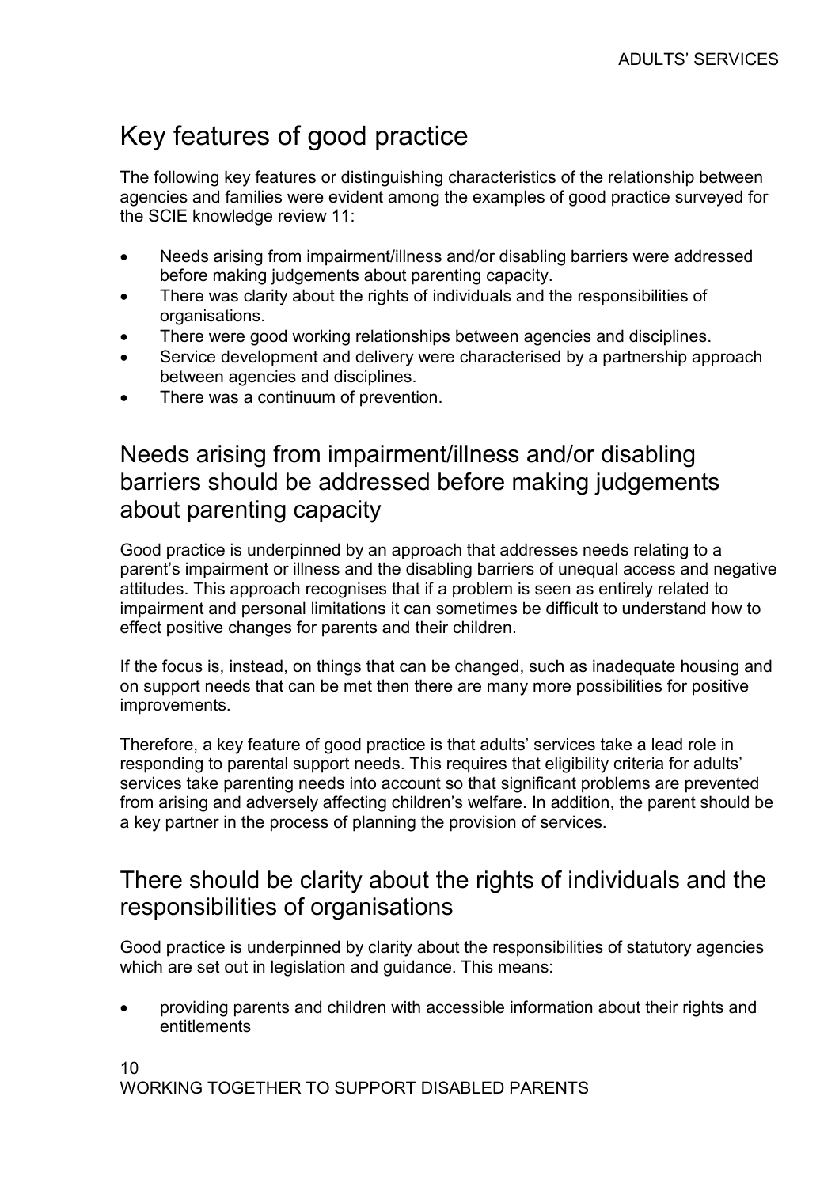# Key features of good practice

The following key features or distinguishing characteristics of the relationship between agencies and families were evident among the examples of good practice surveyed for the SCIE knowledge review 11:

- Needs arising from impairment/illness and/or disabling barriers were addressed before making judgements about parenting capacity.
- There was clarity about the rights of individuals and the responsibilities of organisations.
- There were good working relationships between agencies and disciplines.
- Service development and delivery were characterised by a partnership approach between agencies and disciplines.
- There was a continuum of prevention.

## Needs arising from impairment/illness and/or disabling barriers should be addressed before making judgements about parenting capacity

Good practice is underpinned by an approach that addresses needs relating to a parent's impairment or illness and the disabling barriers of unequal access and negative attitudes. This approach recognises that if a problem is seen as entirely related to impairment and personal limitations it can sometimes be difficult to understand how to effect positive changes for parents and their children.

If the focus is, instead, on things that can be changed, such as inadequate housing and on support needs that can be met then there are many more possibilities for positive improvements.

Therefore, a key feature of good practice is that adults' services take a lead role in responding to parental support needs. This requires that eligibility criteria for adults' services take parenting needs into account so that significant problems are prevented from arising and adversely affecting children's welfare. In addition, the parent should be a key partner in the process of planning the provision of services.

## There should be clarity about the rights of individuals and the responsibilities of organisations

Good practice is underpinned by clarity about the responsibilities of statutory agencies which are set out in legislation and guidance. This means:

- providing parents and children with accessible information about their rights and entitlements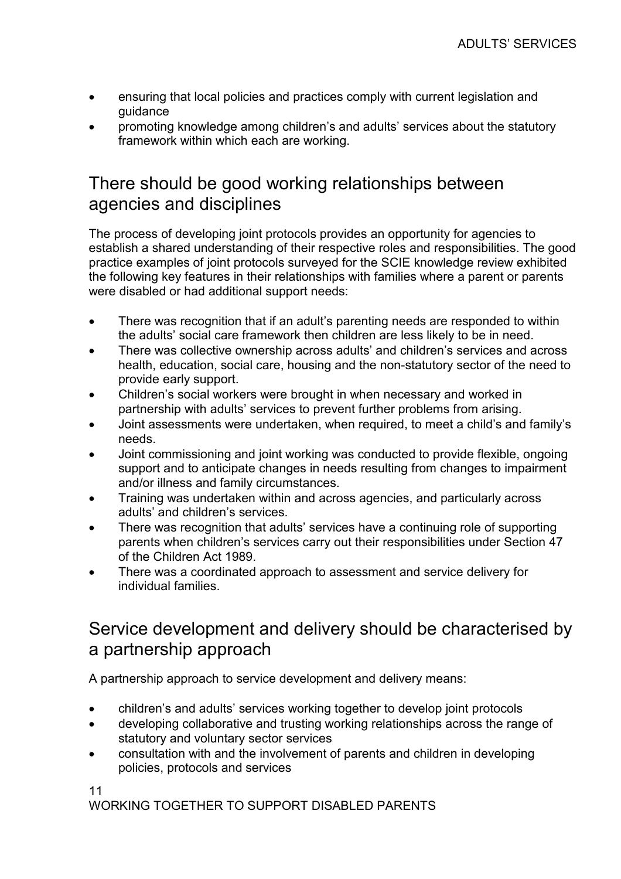- ensuring that local policies and practices comply with current legislation and guidance
- promoting knowledge among children's and adults' services about the statutory framework within which each are working.

## There should be good working relationships between agencies and disciplines

The process of developing joint protocols provides an opportunity for agencies to establish a shared understanding of their respective roles and responsibilities. The good practice examples of joint protocols surveyed for the SCIE knowledge review exhibited the following key features in their relationships with families where a parent or parents were disabled or had additional support needs:

- There was recognition that if an adult's parenting needs are responded to within the adults' social care framework then children are less likely to be in need.
- There was collective ownership across adults' and children's services and across health, education, social care, housing and the non-statutory sector of the need to provide early support.
- Children's social workers were brought in when necessary and worked in partnership with adults' services to prevent further problems from arising.
- Joint assessments were undertaken, when required, to meet a child's and family's needs.
- Joint commissioning and joint working was conducted to provide flexible, ongoing support and to anticipate changes in needs resulting from changes to impairment and/or illness and family circumstances.
- Training was undertaken within and across agencies, and particularly across adults' and children's services.
- There was recognition that adults' services have a continuing role of supporting parents when children's services carry out their responsibilities under Section 47 of the Children Act 1989.
- There was a coordinated approach to assessment and service delivery for individual families.

## Service development and delivery should be characterised by a partnership approach

A partnership approach to service development and delivery means:

- children's and adults' services working together to develop joint protocols
- developing collaborative and trusting working relationships across the range of statutory and voluntary sector services
- consultation with and the involvement of parents and children in developing policies, protocols and services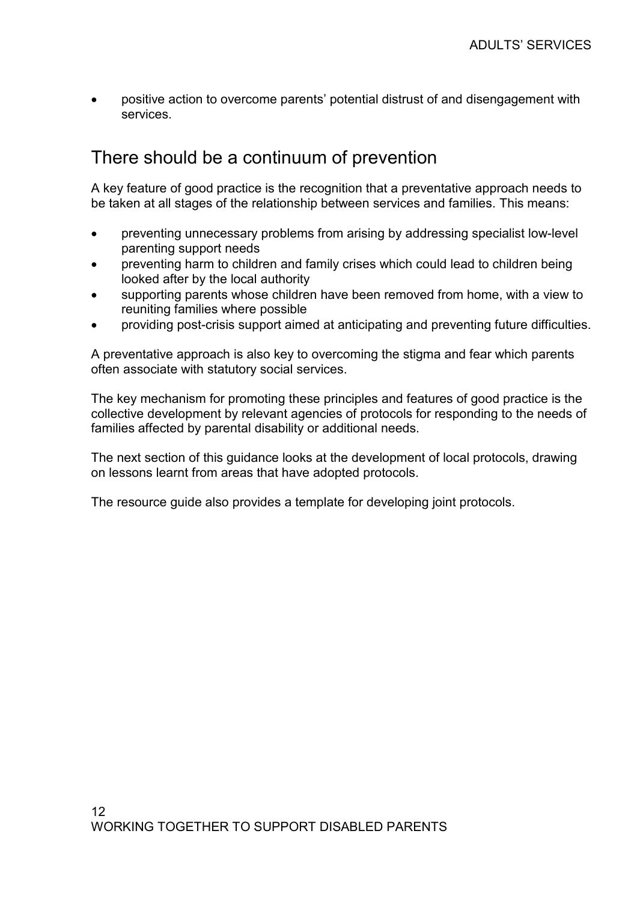- positive action to overcome parents' potential distrust of and disengagement with services.

## There should be a continuum of prevention

A key feature of good practice is the recognition that a preventative approach needs to be taken at all stages of the relationship between services and families. This means:

- preventing unnecessary problems from arising by addressing specialist low-level parenting support needs
- preventing harm to children and family crises which could lead to children being looked after by the local authority
- supporting parents whose children have been removed from home, with a view to reuniting families where possible
- providing post-crisis support aimed at anticipating and preventing future difficulties.

A preventative approach is also key to overcoming the stigma and fear which parents often associate with statutory social services.

The key mechanism for promoting these principles and features of good practice is the collective development by relevant agencies of protocols for responding to the needs of families affected by parental disability or additional needs.

The next section of this guidance looks at the development of local protocols, drawing on lessons learnt from areas that have adopted protocols.

The resource guide also provides a template for developing joint protocols.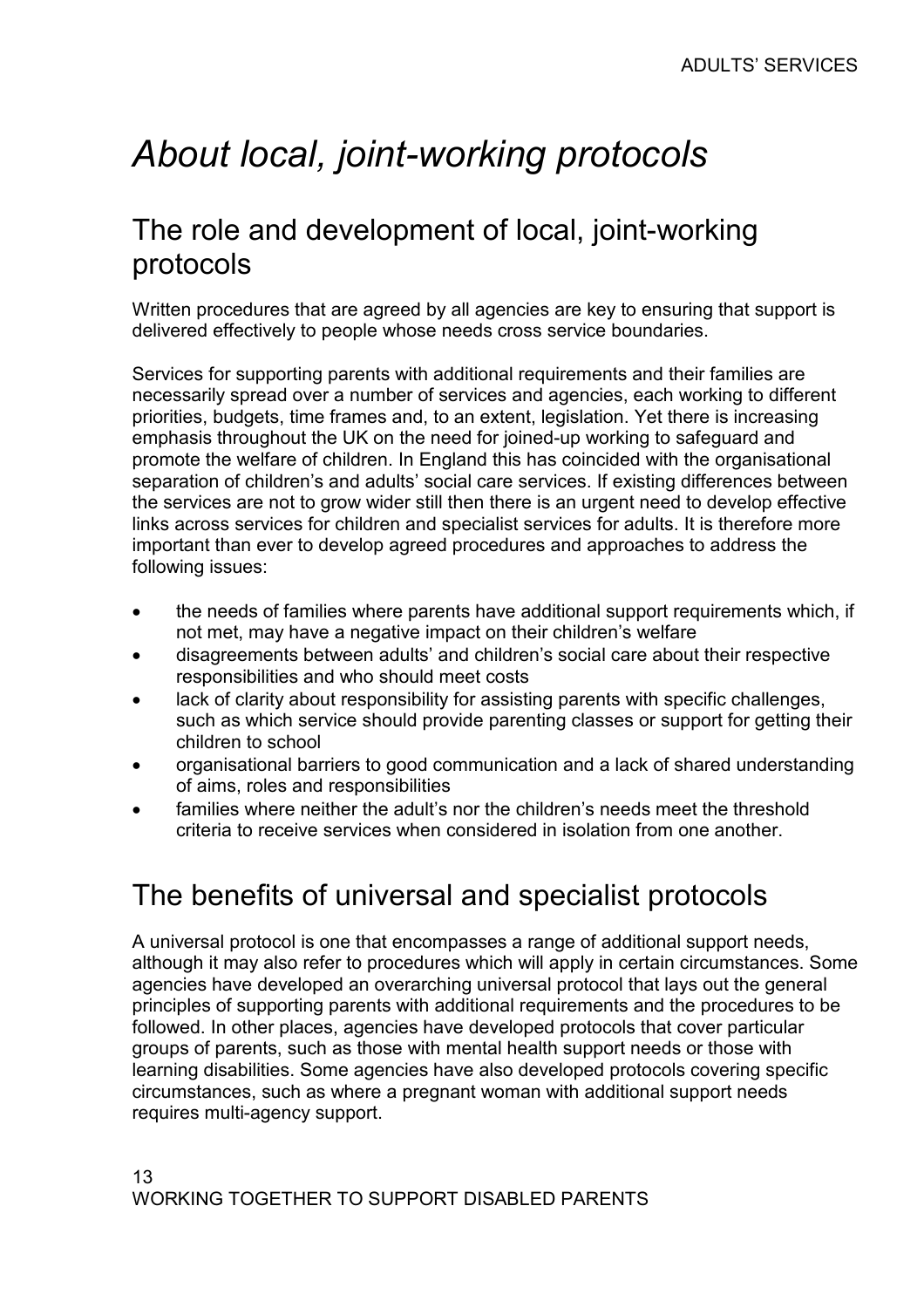# *About local, joint-working protocols*

## The role and development of local, joint-working protocols

Written procedures that are agreed by all agencies are key to ensuring that support is delivered effectively to people whose needs cross service boundaries.

Services for supporting parents with additional requirements and their families are necessarily spread over a number of services and agencies, each working to different priorities, budgets, time frames and, to an extent, legislation. Yet there is increasing emphasis throughout the UK on the need for joined-up working to safeguard and promote the welfare of children. In England this has coincided with the organisational separation of children's and adults' social care services. If existing differences between the services are not to grow wider still then there is an urgent need to develop effective links across services for children and specialist services for adults. It is therefore more important than ever to develop agreed procedures and approaches to address the following issues:

- the needs of families where parents have additional support requirements which, if not met, may have a negative impact on their children's welfare
- disagreements between adults' and children's social care about their respective responsibilities and who should meet costs
- lack of clarity about responsibility for assisting parents with specific challenges, such as which service should provide parenting classes or support for getting their children to school
- organisational barriers to good communication and a lack of shared understanding of aims, roles and responsibilities
- families where neither the adult's nor the children's needs meet the threshold criteria to receive services when considered in isolation from one another.

## The benefits of universal and specialist protocols

A universal protocol is one that encompasses a range of additional support needs, although it may also refer to procedures which will apply in certain circumstances. Some agencies have developed an overarching universal protocol that lays out the general principles of supporting parents with additional requirements and the procedures to be followed. In other places, agencies have developed protocols that cover particular groups of parents, such as those with mental health support needs or those with learning disabilities. Some agencies have also developed protocols covering specific circumstances, such as where a pregnant woman with additional support needs requires multi-agency support.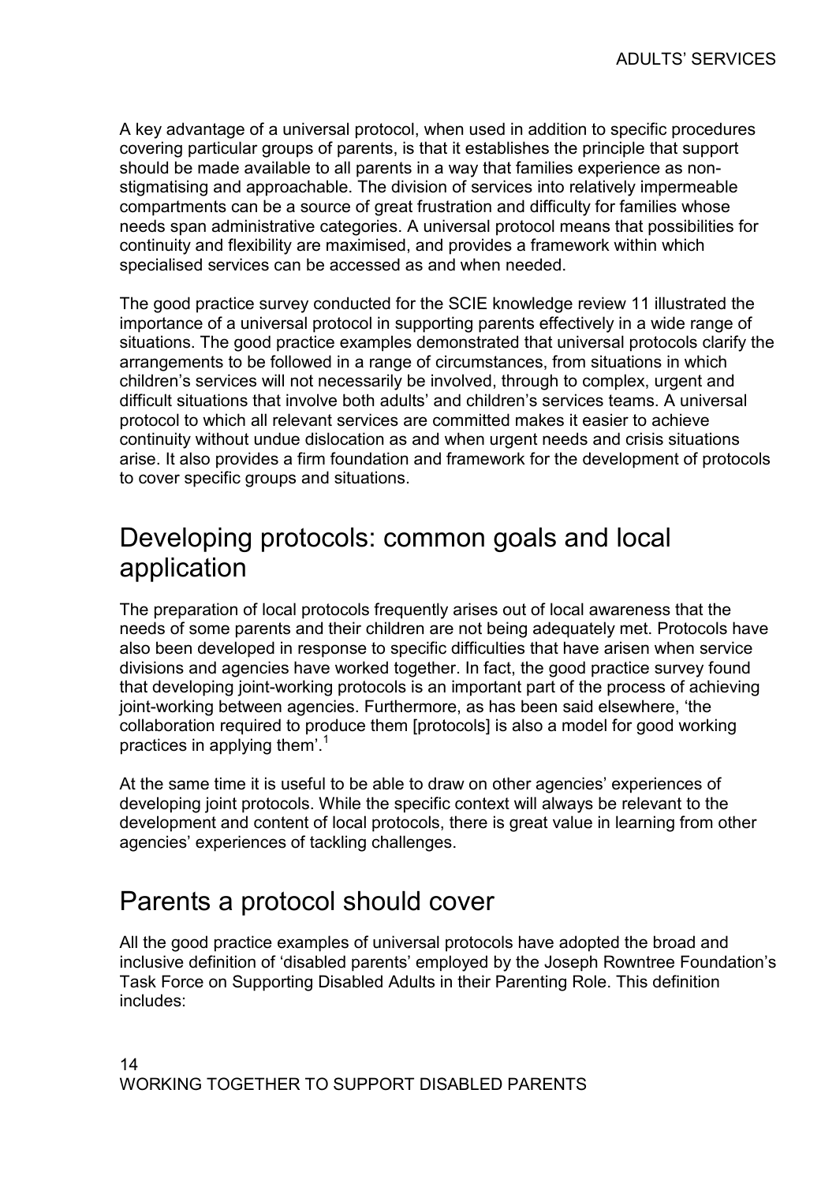A key advantage of a universal protocol, when used in addition to specific procedures covering particular groups of parents, is that it establishes the principle that support should be made available to all parents in a way that families experience as non-stigmatising and approachable. The division of services into relatively impermeable compartments can be a source of great frustration and difficulty for families whose needs span administrative categories. A universal protocol means that possibilities for continuity and flexibility are maximised, and provides a framework within which specialised services can be accessed as and when needed.

The good practice survey conducted for the SCIE knowledge review 11 illustrated the importance of a universal protocol in supporting parents effectively in a wide range of situations. The good practice examples demonstrated that universal protocols clarify the arrangements to be followed in a range of circumstances, from situations in which children's services will not necessarily be involved, through to complex, urgent and difficult situations that involve both adults' and children's services teams. A universal protocol to which all relevant services are committed makes it easier to achieve continuity without undue dislocation as and when urgent needs and crisis situations arise. It also provides a firm foundation and framework for the development of protocols to cover specific groups and situations.

## Developing protocols: common goals and local application

The preparation of local protocols frequently arises out of local awareness that the needs of some parents and their children are not being adequately met. Protocols have also been developed in response to specific difficulties that have arisen when service divisions and agencies have worked together. In fact, the good practice survey found that developing joint-working protocols is an important part of the process of achieving joint-working between agencies. Furthermore, as has been said elsewhere, 'the collaboration required to produce them [protocols] is also a model for good working practices in applying them'.[1]

At the same time it is useful to be able to draw on other agencies' experiences of developing joint protocols. While the specific context will always be relevant to the development and content of local protocols, there is great value in learning from other agencies' experiences of tackling challenges.

## Parents a protocol should cover

All the good practice examples of universal protocols have adopted the broad and inclusive definition of 'disabled parents' employed by the Joseph Rowntree Foundation's Task Force on Supporting Disabled Adults in their Parenting Role. This definition includes: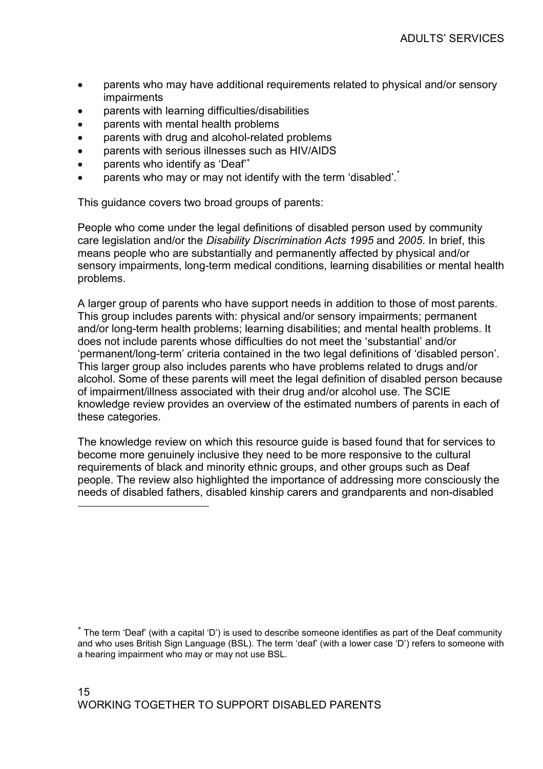- parents who may have additional requirements related to physical and/or sensory impairments
- parents with learning difficulties/disabilities
- parents with mental health problems
- parents with drug and alcohol-related problems
- parents with serious illnesses such as HIV/AIDS
- parents who identify as 'Deaf'[*]
- parents who may or may not identify with the term 'disabled'.[*]

This guidance covers two broad groups of parents:

People who come under the legal definitions of disabled person used by community care legislation and/or the *Disability Discrimination Acts 1995* and *2005*. In brief, this means people who are substantially and permanently affected by physical and/or sensory impairments, long-term medical conditions, learning disabilities or mental health problems.

A larger group of parents who have support needs in addition to those of most parents. This group includes parents with: physical and/or sensory impairments; permanent and/or long-term health problems; learning disabilities; and mental health problems. It does not include parents whose difficulties do not meet the 'substantial' and/or 'permanent/long-term' criteria contained in the two legal definitions of 'disabled person'. This larger group also includes parents who have problems related to drugs and/or alcohol. Some of these parents will meet the legal definition of disabled person because of impairment/illness associated with their drug and/or alcohol use. The SCIE knowledge review provides an overview of the estimated numbers of parents in each of these categories.

The knowledge review on which this resource guide is based found that for services to become more genuinely inclusive they need to be more responsive to the cultural requirements of black and minority ethnic groups, and other groups such as Deaf people. The review also highlighted the importance of addressing more consciously the needs of disabled fathers, disabled kinship carers and grandparents and non-disabled

[*] The term 'Deaf' (with a capital 'D') is used to describe someone identifies as part of the Deaf community and who uses British Sign Language (BSL). The term 'deaf' (with a lower case 'D') refers to someone with a hearing impairment who may or may not use BSL.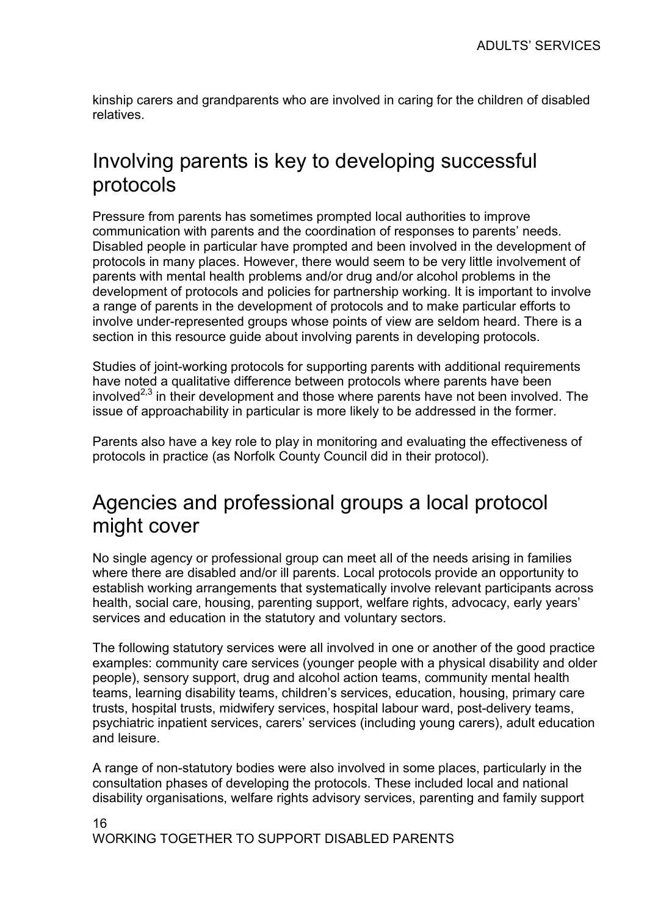kinship carers and grandparents who are involved in caring for the children of disabled relatives.

## Involving parents is key to developing successful protocols

Pressure from parents has sometimes prompted local authorities to improve communication with parents and the coordination of responses to parents' needs. Disabled people in particular have prompted and been involved in the development of protocols in many places. However, there would seem to be very little involvement of parents with mental health problems and/or drug and/or alcohol problems in the development of protocols and policies for partnership working. It is important to involve a range of parents in the development of protocols and to make particular efforts to involve under-represented groups whose points of view are seldom heard. There is a section in this resource guide about involving parents in developing protocols.

Studies of joint-working protocols for supporting parents with additional requirements have noted a qualitative difference between protocols where parents have been involved[2,3] in their development and those where parents have not been involved. The issue of approachability in particular is more likely to be addressed in the former.

Parents also have a key role to play in monitoring and evaluating the effectiveness of protocols in practice (as Norfolk County Council did in their protocol).

## Agencies and professional groups a local protocol might cover

No single agency or professional group can meet all of the needs arising in families where there are disabled and/or ill parents. Local protocols provide an opportunity to establish working arrangements that systematically involve relevant participants across health, social care, housing, parenting support, welfare rights, advocacy, early years' services and education in the statutory and voluntary sectors.

The following statutory services were all involved in one or another of the good practice examples: community care services (younger people with a physical disability and older people), sensory support, drug and alcohol action teams, community mental health teams, learning disability teams, children's services, education, housing, primary care trusts, hospital trusts, midwifery services, hospital labour ward, post-delivery teams, psychiatric inpatient services, carers' services (including young carers), adult education and leisure.

A range of non-statutory bodies were also involved in some places, particularly in the consultation phases of developing the protocols. These included local and national disability organisations, welfare rights advisory services, parenting and family support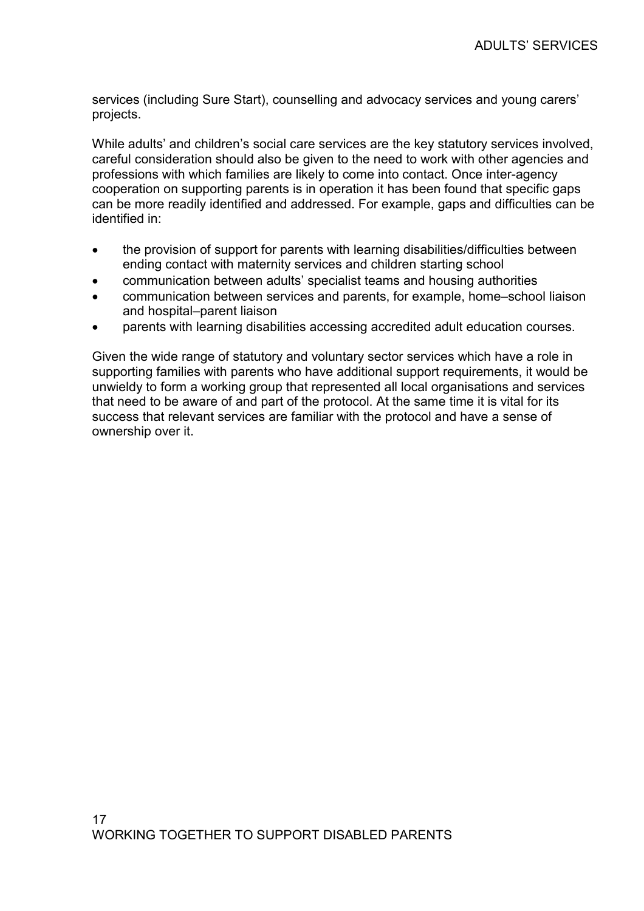services (including Sure Start), counselling and advocacy services and young carers' projects.

While adults' and children's social care services are the key statutory services involved, careful consideration should also be given to the need to work with other agencies and professions with which families are likely to come into contact. Once inter-agency cooperation on supporting parents is in operation it has been found that specific gaps can be more readily identified and addressed. For example, gaps and difficulties can be identified in:

- the provision of support for parents with learning disabilities/difficulties between ending contact with maternity services and children starting school
- communication between adults' specialist teams and housing authorities
- communication between services and parents, for example, home–school liaison and hospital–parent liaison
- parents with learning disabilities accessing accredited adult education courses.

Given the wide range of statutory and voluntary sector services which have a role in supporting families with parents who have additional support requirements, it would be unwieldy to form a working group that represented all local organisations and services that need to be aware of and part of the protocol. At the same time it is vital for its success that relevant services are familiar with the protocol and have a sense of ownership over it.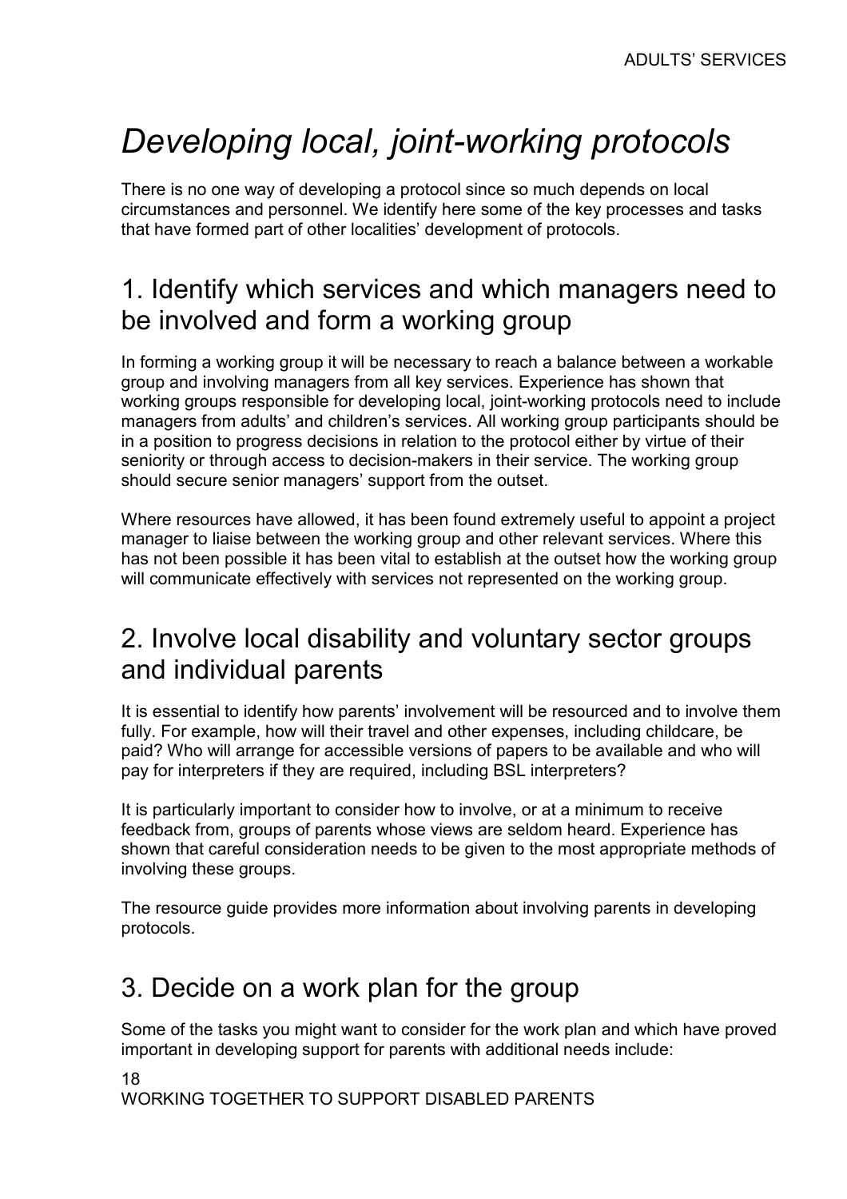# *Developing local, joint-working protocols*

There is no one way of developing a protocol since so much depends on local circumstances and personnel. We identify here some of the key processes and tasks that have formed part of other localities' development of protocols.

## 1. Identify which services and which managers need to be involved and form a working group

In forming a working group it will be necessary to reach a balance between a workable group and involving managers from all key services. Experience has shown that working groups responsible for developing local, joint-working protocols need to include managers from adults' and children's services. All working group participants should be in a position to progress decisions in relation to the protocol either by virtue of their seniority or through access to decision-makers in their service. The working group should secure senior managers' support from the outset.

Where resources have allowed, it has been found extremely useful to appoint a project manager to liaise between the working group and other relevant services. Where this has not been possible it has been vital to establish at the outset how the working group will communicate effectively with services not represented on the working group.

## 2. Involve local disability and voluntary sector groups and individual parents

It is essential to identify how parents' involvement will be resourced and to involve them fully. For example, how will their travel and other expenses, including childcare, be paid? Who will arrange for accessible versions of papers to be available and who will pay for interpreters if they are required, including BSL interpreters?

It is particularly important to consider how to involve, or at a minimum to receive feedback from, groups of parents whose views are seldom heard. Experience has shown that careful consideration needs to be given to the most appropriate methods of involving these groups.

The resource guide provides more information about involving parents in developing protocols.

## 3. Decide on a work plan for the group

Some of the tasks you might want to consider for the work plan and which have proved important in developing support for parents with additional needs include: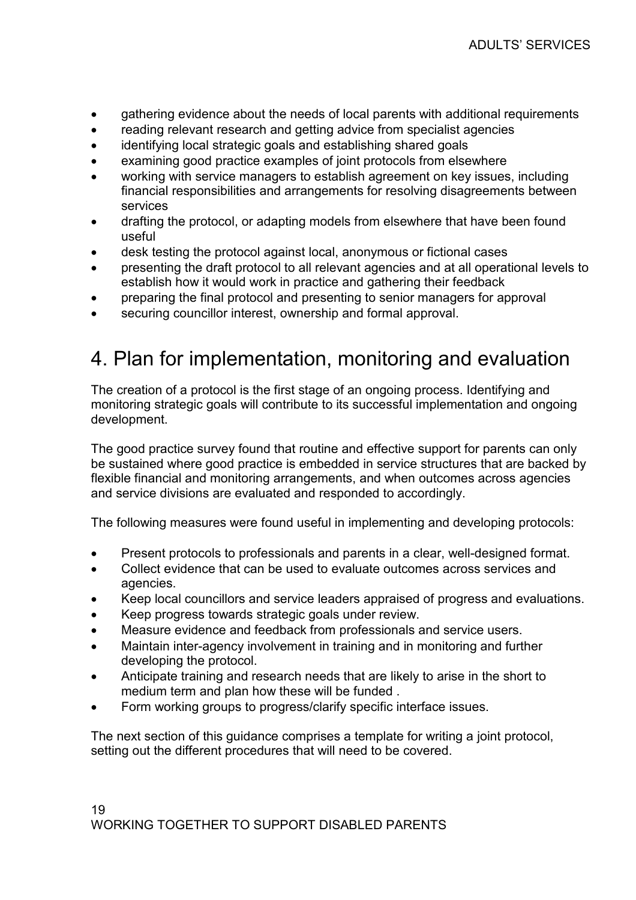- gathering evidence about the needs of local parents with additional requirements
- reading relevant research and getting advice from specialist agencies
- identifying local strategic goals and establishing shared goals
- examining good practice examples of joint protocols from elsewhere
- working with service managers to establish agreement on key issues, including financial responsibilities and arrangements for resolving disagreements between services
- drafting the protocol, or adapting models from elsewhere that have been found useful
- desk testing the protocol against local, anonymous or fictional cases
- presenting the draft protocol to all relevant agencies and at all operational levels to establish how it would work in practice and gathering their feedback
- preparing the final protocol and presenting to senior managers for approval
- securing councillor interest, ownership and formal approval.

# 4. Plan for implementation, monitoring and evaluation

The creation of a protocol is the first stage of an ongoing process. Identifying and monitoring strategic goals will contribute to its successful implementation and ongoing development.

The good practice survey found that routine and effective support for parents can only be sustained where good practice is embedded in service structures that are backed by flexible financial and monitoring arrangements, and when outcomes across agencies and service divisions are evaluated and responded to accordingly.

The following measures were found useful in implementing and developing protocols:

- Present protocols to professionals and parents in a clear, well-designed format.
- Collect evidence that can be used to evaluate outcomes across services and agencies.
- Keep local councillors and service leaders appraised of progress and evaluations.
- Keep progress towards strategic goals under review.
- Measure evidence and feedback from professionals and service users.
- Maintain inter-agency involvement in training and in monitoring and further developing the protocol.
- Anticipate training and research needs that are likely to arise in the short to medium term and plan how these will be funded .
- Form working groups to progress/clarify specific interface issues.

The next section of this guidance comprises a template for writing a joint protocol, setting out the different procedures that will need to be covered.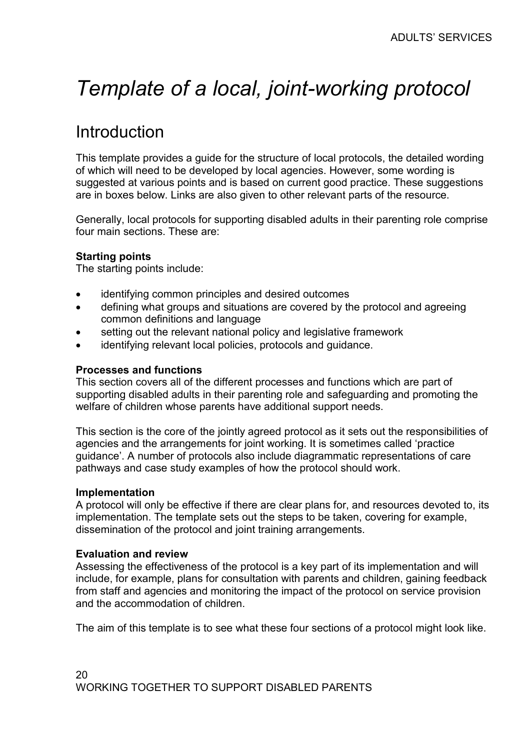# *Template of a local, joint-working protocol*

## Introduction

This template provides a guide for the structure of local protocols, the detailed wording of which will need to be developed by local agencies. However, some wording is suggested at various points and is based on current good practice. These suggestions are in boxes below. Links are also given to other relevant parts of the resource.

Generally, local protocols for supporting disabled adults in their parenting role comprise four main sections. These are:

**Starting points**
The starting points include:

- identifying common principles and desired outcomes
- defining what groups and situations are covered by the protocol and agreeing common definitions and language
- setting out the relevant national policy and legislative framework
- identifying relevant local policies, protocols and guidance.

**Processes and functions**
This section covers all of the different processes and functions which are part of supporting disabled adults in their parenting role and safeguarding and promoting the welfare of children whose parents have additional support needs.

This section is the core of the jointly agreed protocol as it sets out the responsibilities of agencies and the arrangements for joint working. It is sometimes called 'practice guidance'. A number of protocols also include diagrammatic representations of care pathways and case study examples of how the protocol should work.

**Implementation**
A protocol will only be effective if there are clear plans for, and resources devoted to, its implementation. The template sets out the steps to be taken, covering for example, dissemination of the protocol and joint training arrangements.

**Evaluation and review**
Assessing the effectiveness of the protocol is a key part of its implementation and will include, for example, plans for consultation with parents and children, gaining feedback from staff and agencies and monitoring the impact of the protocol on service provision and the accommodation of children.

The aim of this template is to see what these four sections of a protocol might look like.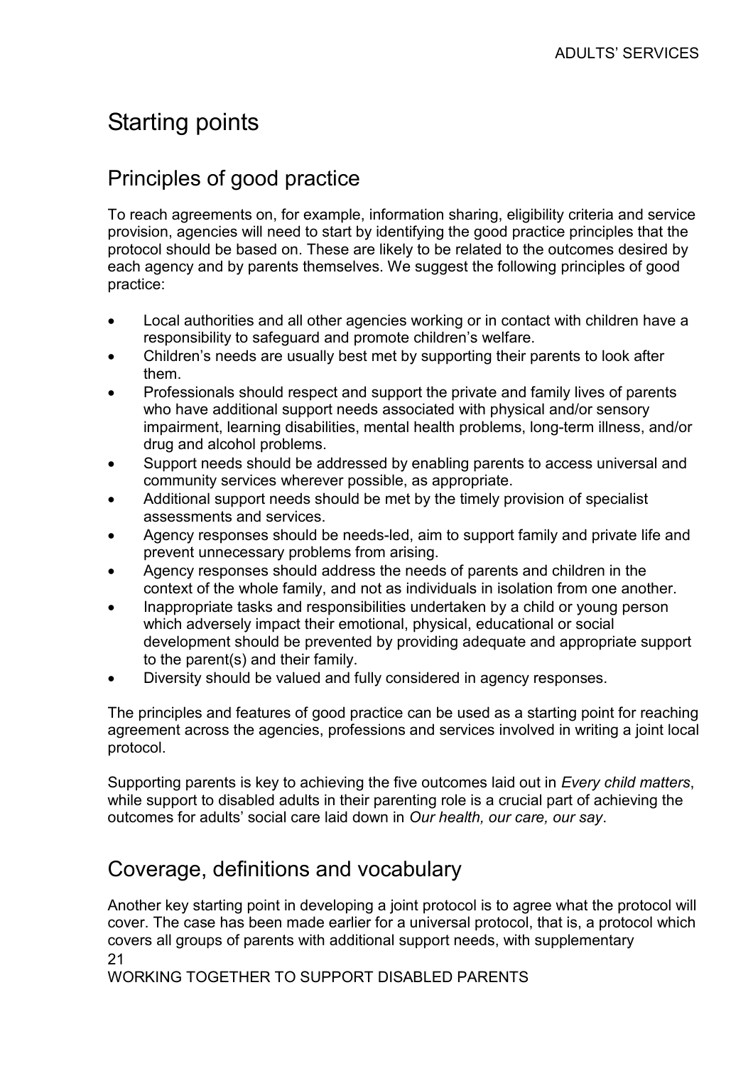# Starting points

## Principles of good practice

To reach agreements on, for example, information sharing, eligibility criteria and service provision, agencies will need to start by identifying the good practice principles that the protocol should be based on. These are likely to be related to the outcomes desired by each agency and by parents themselves. We suggest the following principles of good practice:

- Local authorities and all other agencies working or in contact with children have a responsibility to safeguard and promote children's welfare.
- Children's needs are usually best met by supporting their parents to look after them.
- Professionals should respect and support the private and family lives of parents who have additional support needs associated with physical and/or sensory impairment, learning disabilities, mental health problems, long-term illness, and/or drug and alcohol problems.
- Support needs should be addressed by enabling parents to access universal and community services wherever possible, as appropriate.
- Additional support needs should be met by the timely provision of specialist assessments and services.
- Agency responses should be needs-led, aim to support family and private life and prevent unnecessary problems from arising.
- Agency responses should address the needs of parents and children in the context of the whole family, and not as individuals in isolation from one another.
- Inappropriate tasks and responsibilities undertaken by a child or young person which adversely impact their emotional, physical, educational or social development should be prevented by providing adequate and appropriate support to the parent(s) and their family.
- Diversity should be valued and fully considered in agency responses.

The principles and features of good practice can be used as a starting point for reaching agreement across the agencies, professions and services involved in writing a joint local protocol.

Supporting parents is key to achieving the five outcomes laid out in *Every child matters*, while support to disabled adults in their parenting role is a crucial part of achieving the outcomes for adults' social care laid down in *Our health, our care, our say*.

## Coverage, definitions and vocabulary

Another key starting point in developing a joint protocol is to agree what the protocol will cover. The case has been made earlier for a universal protocol, that is, a protocol which covers all groups of parents with additional support needs, with supplementary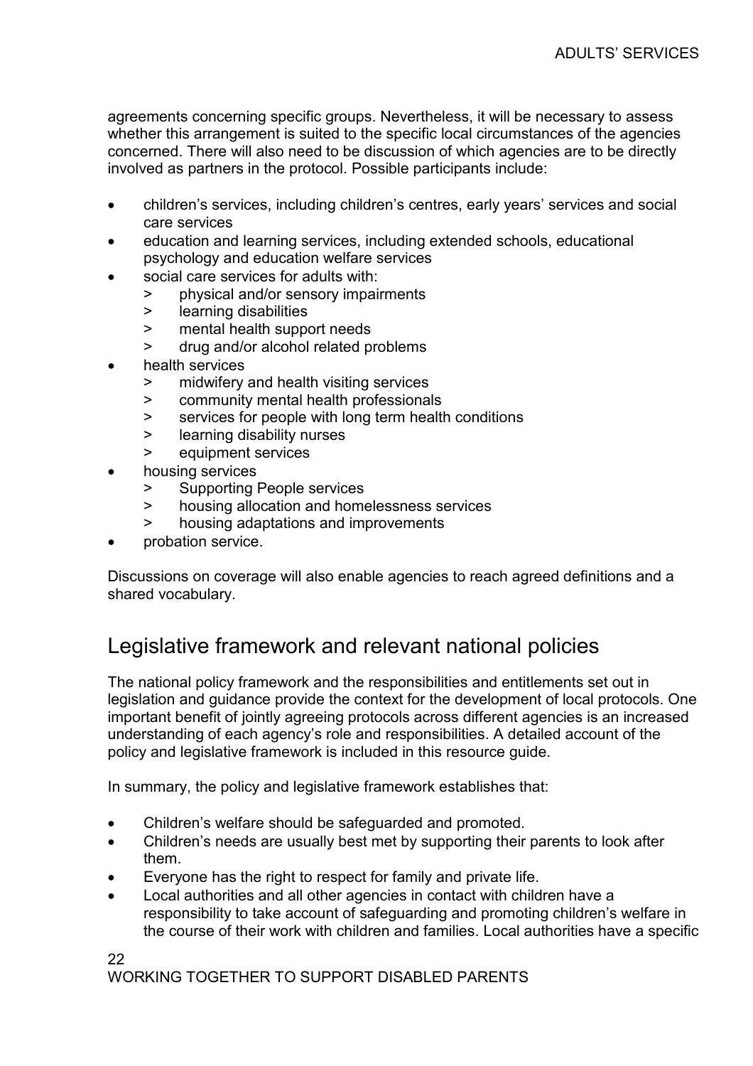agreements concerning specific groups. Nevertheless, it will be necessary to assess whether this arrangement is suited to the specific local circumstances of the agencies concerned. There will also need to be discussion of which agencies are to be directly involved as partners in the protocol. Possible participants include:

- children's services, including children's centres, early years' services and social care services
- education and learning services, including extended schools, educational psychology and education welfare services
- social care services for adults with:
  - physical and/or sensory impairments
  - learning disabilities
  - mental health support needs
  - drug and/or alcohol related problems
- health services
  - midwifery and health visiting services
  - community mental health professionals
  - services for people with long term health conditions
  - learning disability nurses
  - equipment services
- housing services
  - Supporting People services
  - housing allocation and homelessness services
  - housing adaptations and improvements
- probation service.

Discussions on coverage will also enable agencies to reach agreed definitions and a shared vocabulary.

## Legislative framework and relevant national policies

The national policy framework and the responsibilities and entitlements set out in legislation and guidance provide the context for the development of local protocols. One important benefit of jointly agreeing protocols across different agencies is an increased understanding of each agency's role and responsibilities. A detailed account of the policy and legislative framework is included in this resource guide.

In summary, the policy and legislative framework establishes that:

- Children's welfare should be safeguarded and promoted.
- Children's needs are usually best met by supporting their parents to look after them.
- Everyone has the right to respect for family and private life.
- Local authorities and all other agencies in contact with children have a responsibility to take account of safeguarding and promoting children's welfare in the course of their work with children and families. Local authorities have a specific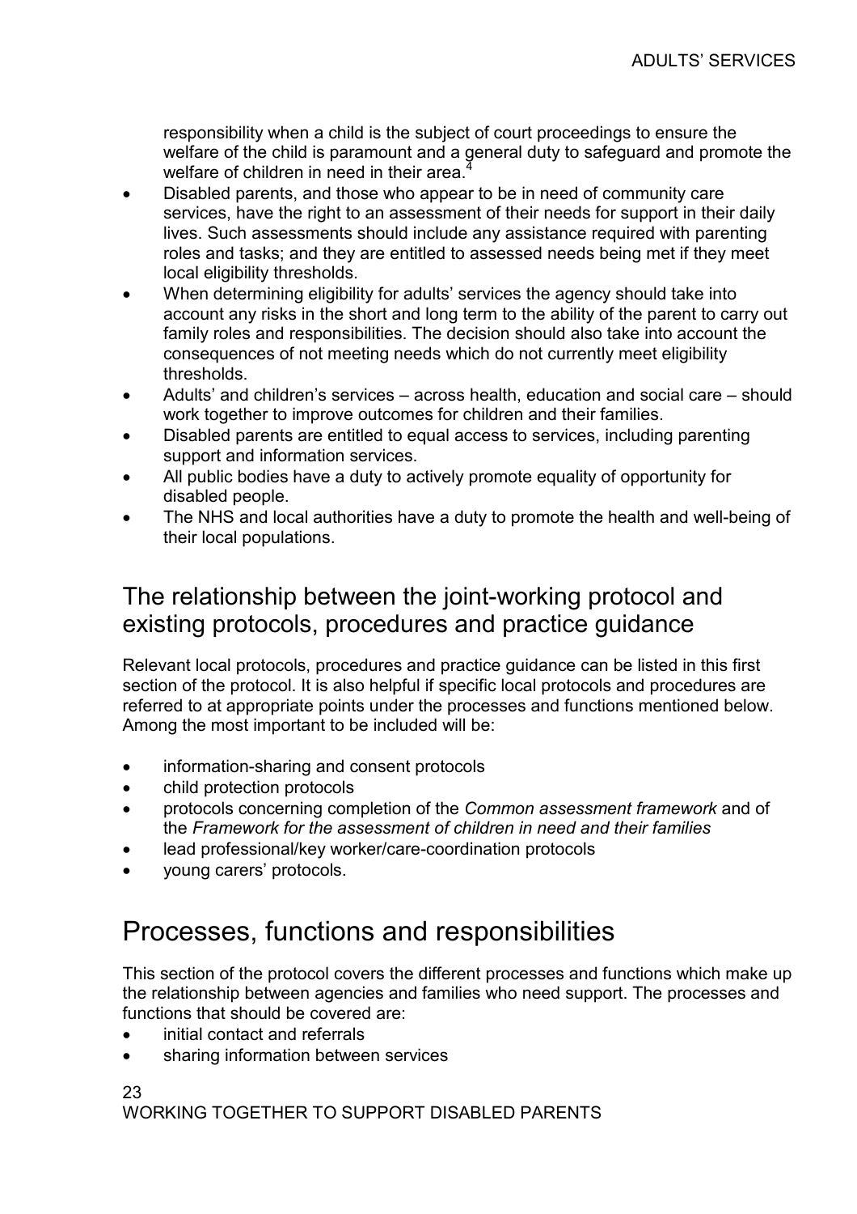responsibility when a child is the subject of court proceedings to ensure the welfare of the child is paramount and a general duty to safeguard and promote the welfare of children in need in their area.[4]

- Disabled parents, and those who appear to be in need of community care services, have the right to an assessment of their needs for support in their daily lives. Such assessments should include any assistance required with parenting roles and tasks; and they are entitled to assessed needs being met if they meet local eligibility thresholds.
- When determining eligibility for adults' services the agency should take into account any risks in the short and long term to the ability of the parent to carry out family roles and responsibilities. The decision should also take into account the consequences of not meeting needs which do not currently meet eligibility thresholds.
- Adults' and children's services – across health, education and social care – should work together to improve outcomes for children and their families.
- Disabled parents are entitled to equal access to services, including parenting support and information services.
- All public bodies have a duty to actively promote equality of opportunity for disabled people.
- The NHS and local authorities have a duty to promote the health and well-being of their local populations.

## The relationship between the joint-working protocol and existing protocols, procedures and practice guidance

Relevant local protocols, procedures and practice guidance can be listed in this first section of the protocol. It is also helpful if specific local protocols and procedures are referred to at appropriate points under the processes and functions mentioned below. Among the most important to be included will be:

- information-sharing and consent protocols
- child protection protocols
- protocols concerning completion of the *Common assessment framework* and of the *Framework for the assessment of children in need and their families*
- lead professional/key worker/care-coordination protocols
- young carers' protocols.

# Processes, functions and responsibilities

This section of the protocol covers the different processes and functions which make up the relationship between agencies and families who need support. The processes and functions that should be covered are:

- initial contact and referrals
- sharing information between services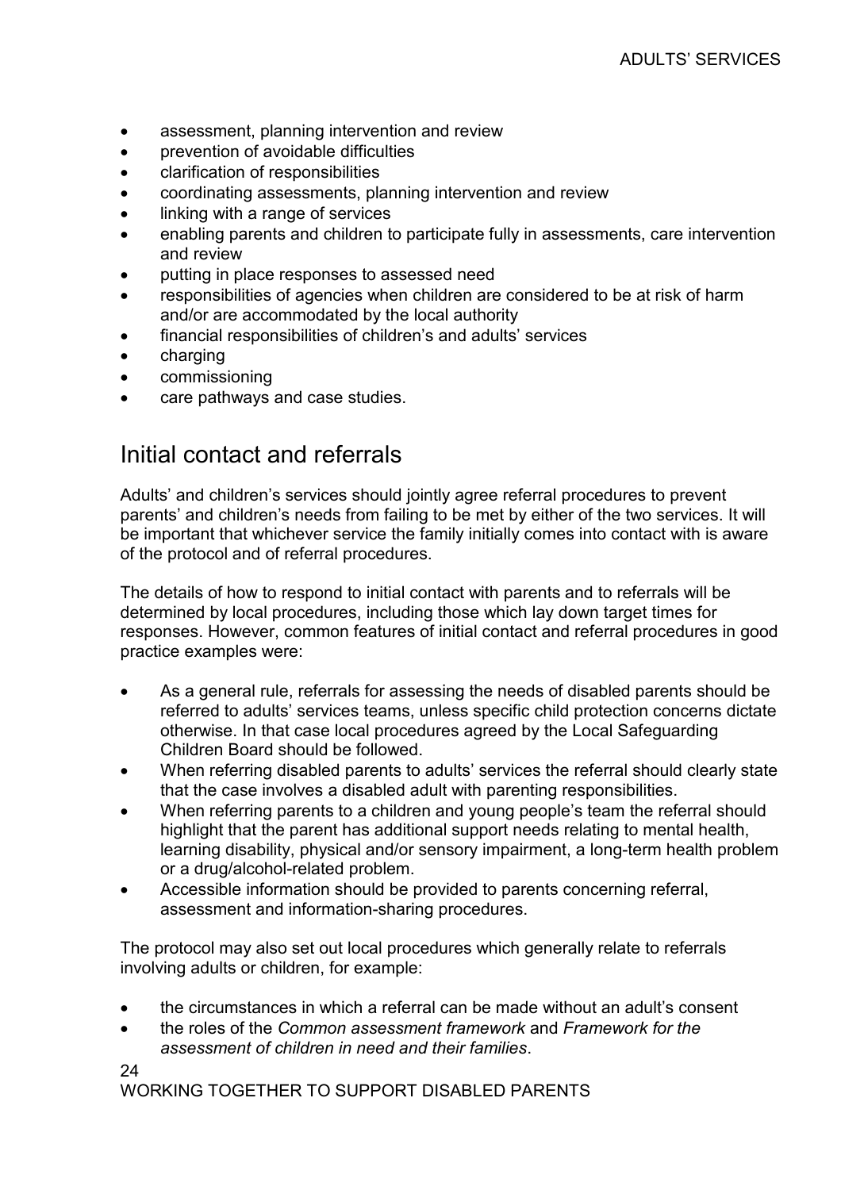- assessment, planning intervention and review
- prevention of avoidable difficulties
- clarification of responsibilities
- coordinating assessments, planning intervention and review
- linking with a range of services
- enabling parents and children to participate fully in assessments, care intervention and review
- putting in place responses to assessed need
- responsibilities of agencies when children are considered to be at risk of harm and/or are accommodated by the local authority
- financial responsibilities of children's and adults' services
- charging
- commissioning
- care pathways and case studies.

## Initial contact and referrals

Adults' and children's services should jointly agree referral procedures to prevent parents' and children's needs from failing to be met by either of the two services. It will be important that whichever service the family initially comes into contact with is aware of the protocol and of referral procedures.

The details of how to respond to initial contact with parents and to referrals will be determined by local procedures, including those which lay down target times for responses. However, common features of initial contact and referral procedures in good practice examples were:

- As a general rule, referrals for assessing the needs of disabled parents should be referred to adults' services teams, unless specific child protection concerns dictate otherwise. In that case local procedures agreed by the Local Safeguarding Children Board should be followed.
- When referring disabled parents to adults' services the referral should clearly state that the case involves a disabled adult with parenting responsibilities.
- When referring parents to a children and young people's team the referral should highlight that the parent has additional support needs relating to mental health, learning disability, physical and/or sensory impairment, a long-term health problem or a drug/alcohol-related problem.
- Accessible information should be provided to parents concerning referral, assessment and information-sharing procedures.

The protocol may also set out local procedures which generally relate to referrals involving adults or children, for example:

- the circumstances in which a referral can be made without an adult's consent
- the roles of the *Common assessment framework* and *Framework for the assessment of children in need and their families*.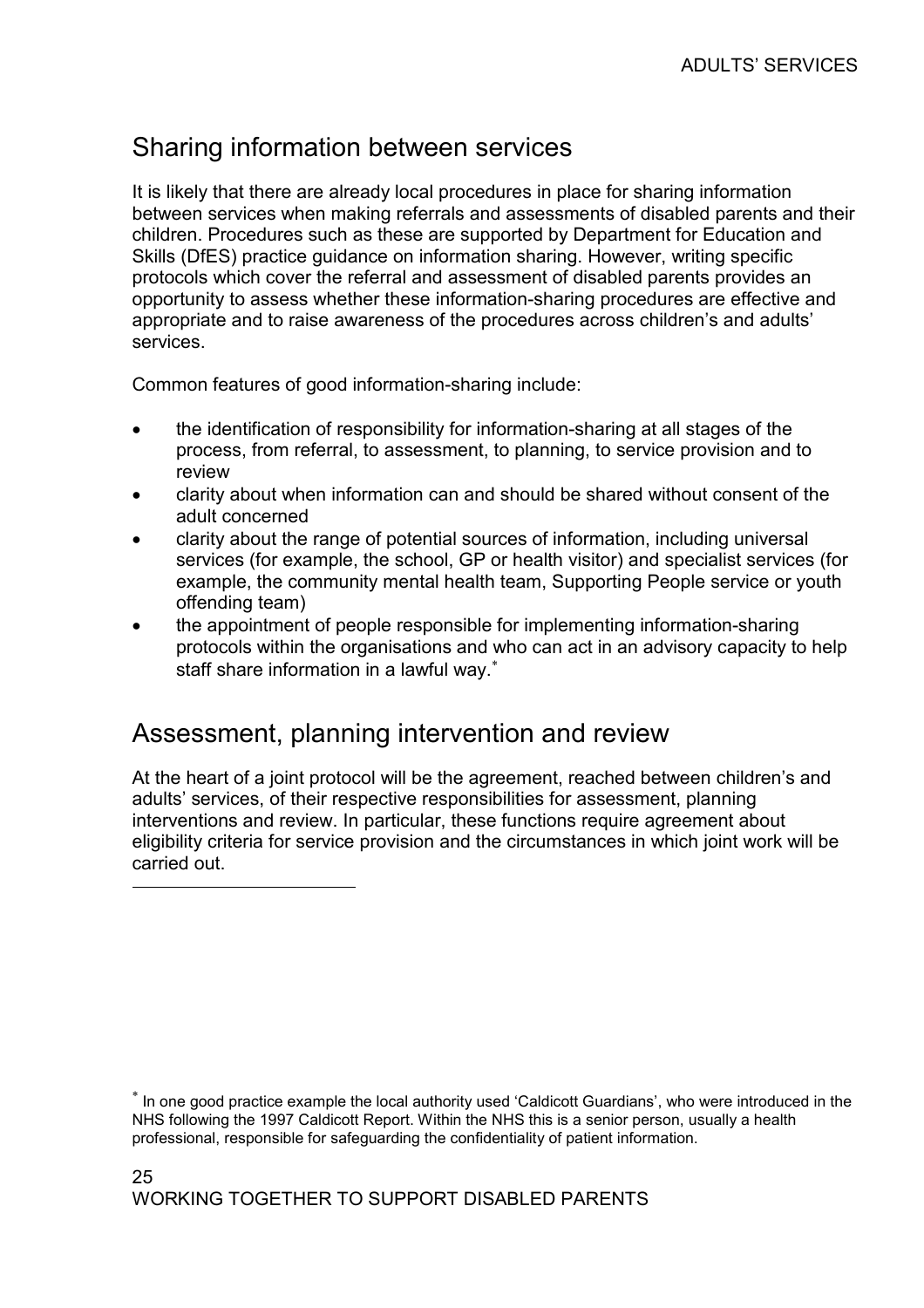## Sharing information between services

It is likely that there are already local procedures in place for sharing information between services when making referrals and assessments of disabled parents and their children. Procedures such as these are supported by Department for Education and Skills (DfES) practice guidance on information sharing. However, writing specific protocols which cover the referral and assessment of disabled parents provides an opportunity to assess whether these information-sharing procedures are effective and appropriate and to raise awareness of the procedures across children's and adults' services.

Common features of good information-sharing include:

- the identification of responsibility for information-sharing at all stages of the process, from referral, to assessment, to planning, to service provision and to review
- clarity about when information can and should be shared without consent of the adult concerned
- clarity about the range of potential sources of information, including universal services (for example, the school, GP or health visitor) and specialist services (for example, the community mental health team, Supporting People service or youth offending team)
- the appointment of people responsible for implementing information-sharing protocols within the organisations and who can act in an advisory capacity to help staff share information in a lawful way.[*]

## Assessment, planning intervention and review

At the heart of a joint protocol will be the agreement, reached between children's and adults' services, of their respective responsibilities for assessment, planning interventions and review. In particular, these functions require agreement about eligibility criteria for service provision and the circumstances in which joint work will be carried out.

[*] In one good practice example the local authority used 'Caldicott Guardians', who were introduced in the NHS following the 1997 Caldicott Report. Within the NHS this is a senior person, usually a health professional, responsible for safeguarding the confidentiality of patient information.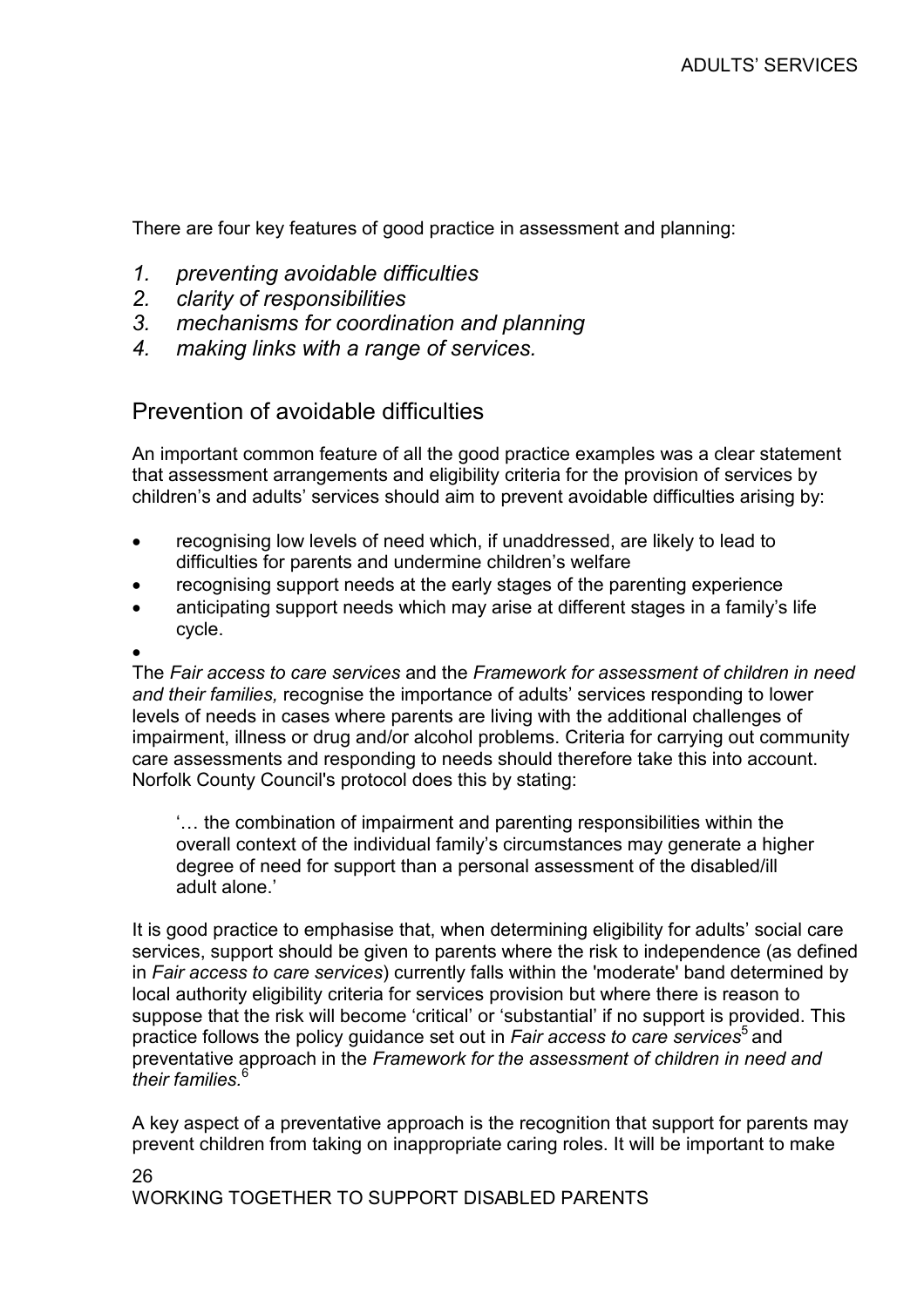There are four key features of good practice in assessment and planning:

1. *preventing avoidable difficulties*
2. *clarity of responsibilities*
3. *mechanisms for coordination and planning*
4. *making links with a range of services.*

## Prevention of avoidable difficulties

An important common feature of all the good practice examples was a clear statement that assessment arrangements and eligibility criteria for the provision of services by children's and adults' services should aim to prevent avoidable difficulties arising by:

- recognising low levels of need which, if unaddressed, are likely to lead to difficulties for parents and undermine children's welfare
- recognising support needs at the early stages of the parenting experience
- anticipating support needs which may arise at different stages in a family's life cycle.

The *Fair access to care services* and the *Framework for assessment of children in need and their families,* recognise the importance of adults' services responding to lower levels of needs in cases where parents are living with the additional challenges of impairment, illness or drug and/or alcohol problems. Criteria for carrying out community care assessments and responding to needs should therefore take this into account. Norfolk County Council's protocol does this by stating:

> '… the combination of impairment and parenting responsibilities within the overall context of the individual family's circumstances may generate a higher degree of need for support than a personal assessment of the disabled/ill adult alone.'

It is good practice to emphasise that, when determining eligibility for adults' social care services, support should be given to parents where the risk to independence (as defined in *Fair access to care services*) currently falls within the 'moderate' band determined by local authority eligibility criteria for services provision but where there is reason to suppose that the risk will become 'critical' or 'substantial' if no support is provided. This practice follows the policy guidance set out in *Fair access to care services*[5] and preventative approach in the *Framework for the assessment of children in need and their families.*[6]

A key aspect of a preventative approach is the recognition that support for parents may prevent children from taking on inappropriate caring roles. It will be important to make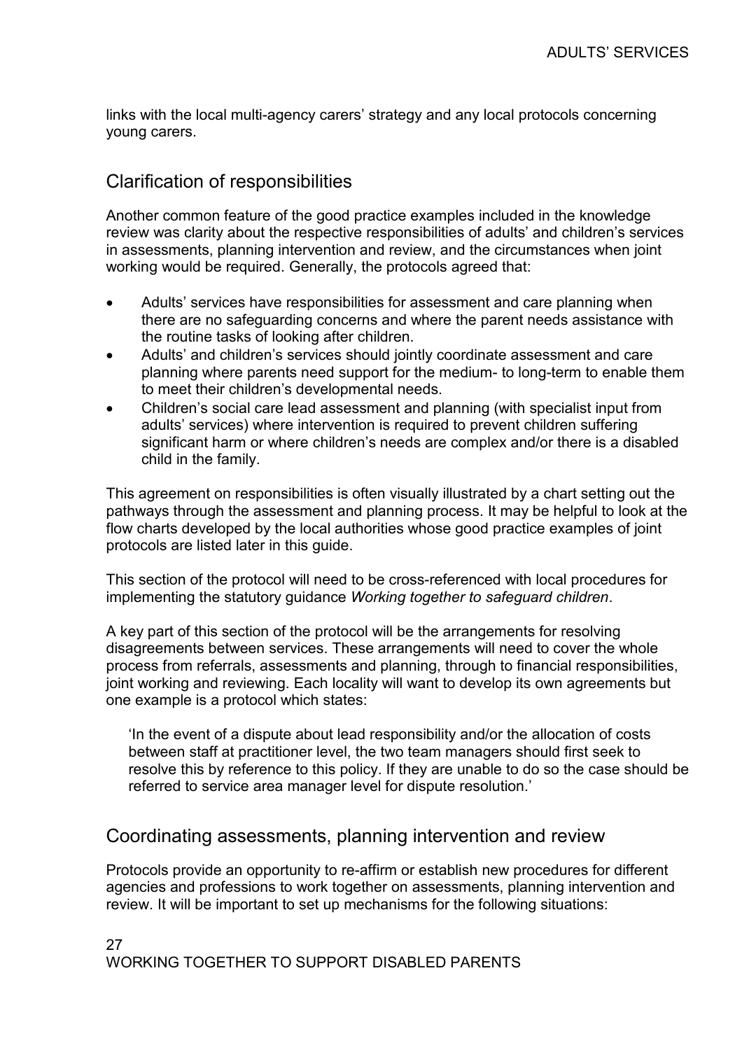links with the local multi-agency carers' strategy and any local protocols concerning young carers.

## Clarification of responsibilities

Another common feature of the good practice examples included in the knowledge review was clarity about the respective responsibilities of adults' and children's services in assessments, planning intervention and review, and the circumstances when joint working would be required. Generally, the protocols agreed that:

- Adults' services have responsibilities for assessment and care planning when there are no safeguarding concerns and where the parent needs assistance with the routine tasks of looking after children.
- Adults' and children's services should jointly coordinate assessment and care planning where parents need support for the medium- to long-term to enable them to meet their children's developmental needs.
- Children's social care lead assessment and planning (with specialist input from adults' services) where intervention is required to prevent children suffering significant harm or where children's needs are complex and/or there is a disabled child in the family.

This agreement on responsibilities is often visually illustrated by a chart setting out the pathways through the assessment and planning process. It may be helpful to look at the flow charts developed by the local authorities whose good practice examples of joint protocols are listed later in this guide.

This section of the protocol will need to be cross-referenced with local procedures for implementing the statutory guidance *Working together to safeguard children*.

A key part of this section of the protocol will be the arrangements for resolving disagreements between services. These arrangements will need to cover the whole process from referrals, assessments and planning, through to financial responsibilities, joint working and reviewing. Each locality will want to develop its own agreements but one example is a protocol which states:

> 'In the event of a dispute about lead responsibility and/or the allocation of costs between staff at practitioner level, the two team managers should first seek to resolve this by reference to this policy. If they are unable to do so the case should be referred to service area manager level for dispute resolution.'

## Coordinating assessments, planning intervention and review

Protocols provide an opportunity to re-affirm or establish new procedures for different agencies and professions to work together on assessments, planning intervention and review. It will be important to set up mechanisms for the following situations: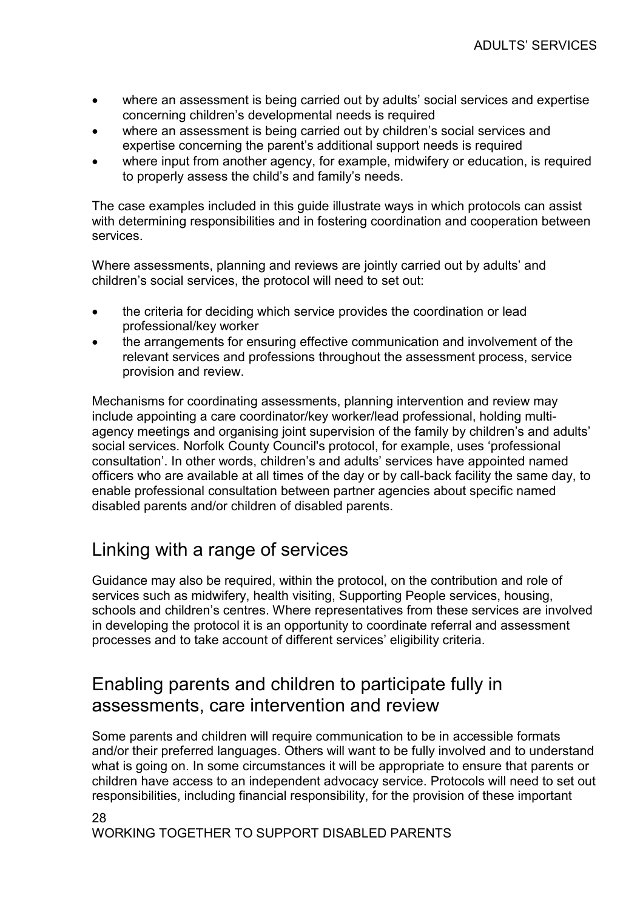- where an assessment is being carried out by adults' social services and expertise concerning children's developmental needs is required
- where an assessment is being carried out by children's social services and expertise concerning the parent's additional support needs is required
- where input from another agency, for example, midwifery or education, is required to properly assess the child's and family's needs.

The case examples included in this guide illustrate ways in which protocols can assist with determining responsibilities and in fostering coordination and cooperation between services.

Where assessments, planning and reviews are jointly carried out by adults' and children's social services, the protocol will need to set out:

- the criteria for deciding which service provides the coordination or lead professional/key worker
- the arrangements for ensuring effective communication and involvement of the relevant services and professions throughout the assessment process, service provision and review.

Mechanisms for coordinating assessments, planning intervention and review may include appointing a care coordinator/key worker/lead professional, holding multi-agency meetings and organising joint supervision of the family by children's and adults' social services. Norfolk County Council's protocol, for example, uses 'professional consultation'. In other words, children's and adults' services have appointed named officers who are available at all times of the day or by call-back facility the same day, to enable professional consultation between partner agencies about specific named disabled parents and/or children of disabled parents.

## Linking with a range of services

Guidance may also be required, within the protocol, on the contribution and role of services such as midwifery, health visiting, Supporting People services, housing, schools and children's centres. Where representatives from these services are involved in developing the protocol it is an opportunity to coordinate referral and assessment processes and to take account of different services' eligibility criteria.

## Enabling parents and children to participate fully in assessments, care intervention and review

Some parents and children will require communication to be in accessible formats and/or their preferred languages. Others will want to be fully involved and to understand what is going on. In some circumstances it will be appropriate to ensure that parents or children have access to an independent advocacy service. Protocols will need to set out responsibilities, including financial responsibility, for the provision of these important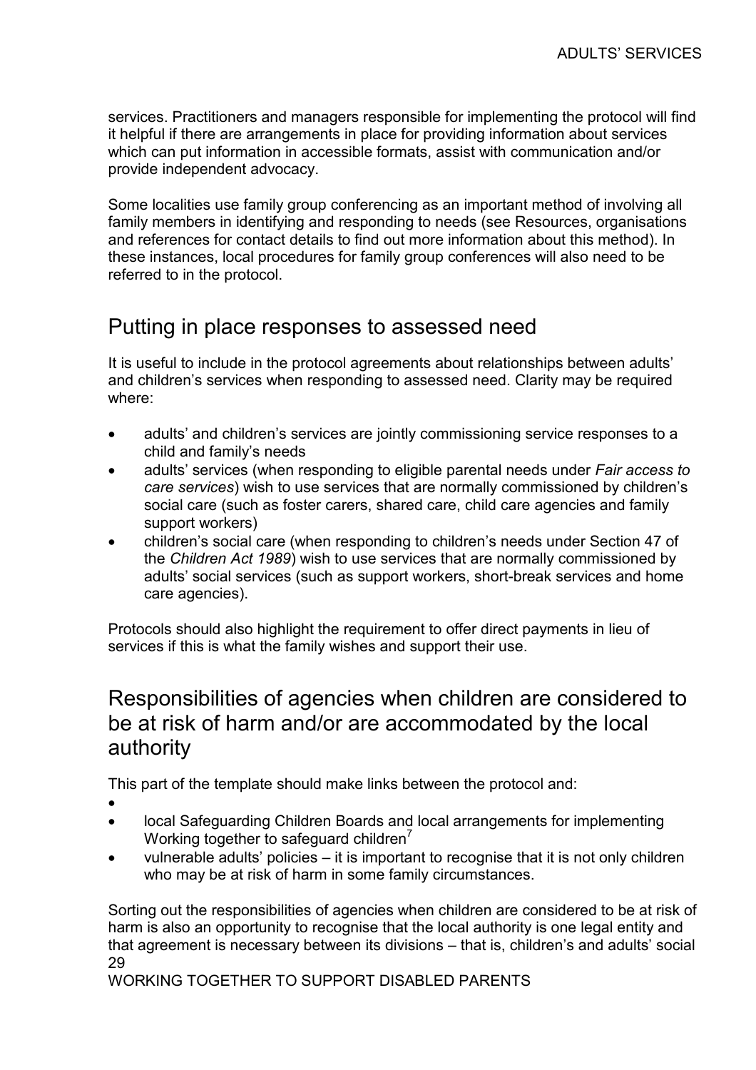services. Practitioners and managers responsible for implementing the protocol will find it helpful if there are arrangements in place for providing information about services which can put information in accessible formats, assist with communication and/or provide independent advocacy.

Some localities use family group conferencing as an important method of involving all family members in identifying and responding to needs (see Resources, organisations and references for contact details to find out more information about this method). In these instances, local procedures for family group conferences will also need to be referred to in the protocol.

## Putting in place responses to assessed need

It is useful to include in the protocol agreements about relationships between adults' and children's services when responding to assessed need. Clarity may be required where:

- adults' and children's services are jointly commissioning service responses to a child and family's needs
- adults' services (when responding to eligible parental needs under *Fair access to care services*) wish to use services that are normally commissioned by children's social care (such as foster carers, shared care, child care agencies and family support workers)
- children's social care (when responding to children's needs under Section 47 of the *Children Act 1989*) wish to use services that are normally commissioned by adults' social services (such as support workers, short-break services and home care agencies).

Protocols should also highlight the requirement to offer direct payments in lieu of services if this is what the family wishes and support their use.

## Responsibilities of agencies when children are considered to be at risk of harm and/or are accommodated by the local authority

This part of the template should make links between the protocol and:

- 
- local Safeguarding Children Boards and local arrangements for implementing Working together to safeguard children[7]
- vulnerable adults' policies – it is important to recognise that it is not only children who may be at risk of harm in some family circumstances.

Sorting out the responsibilities of agencies when children are considered to be at risk of harm is also an opportunity to recognise that the local authority is one legal entity and that agreement is necessary between its divisions – that is, children's and adults' social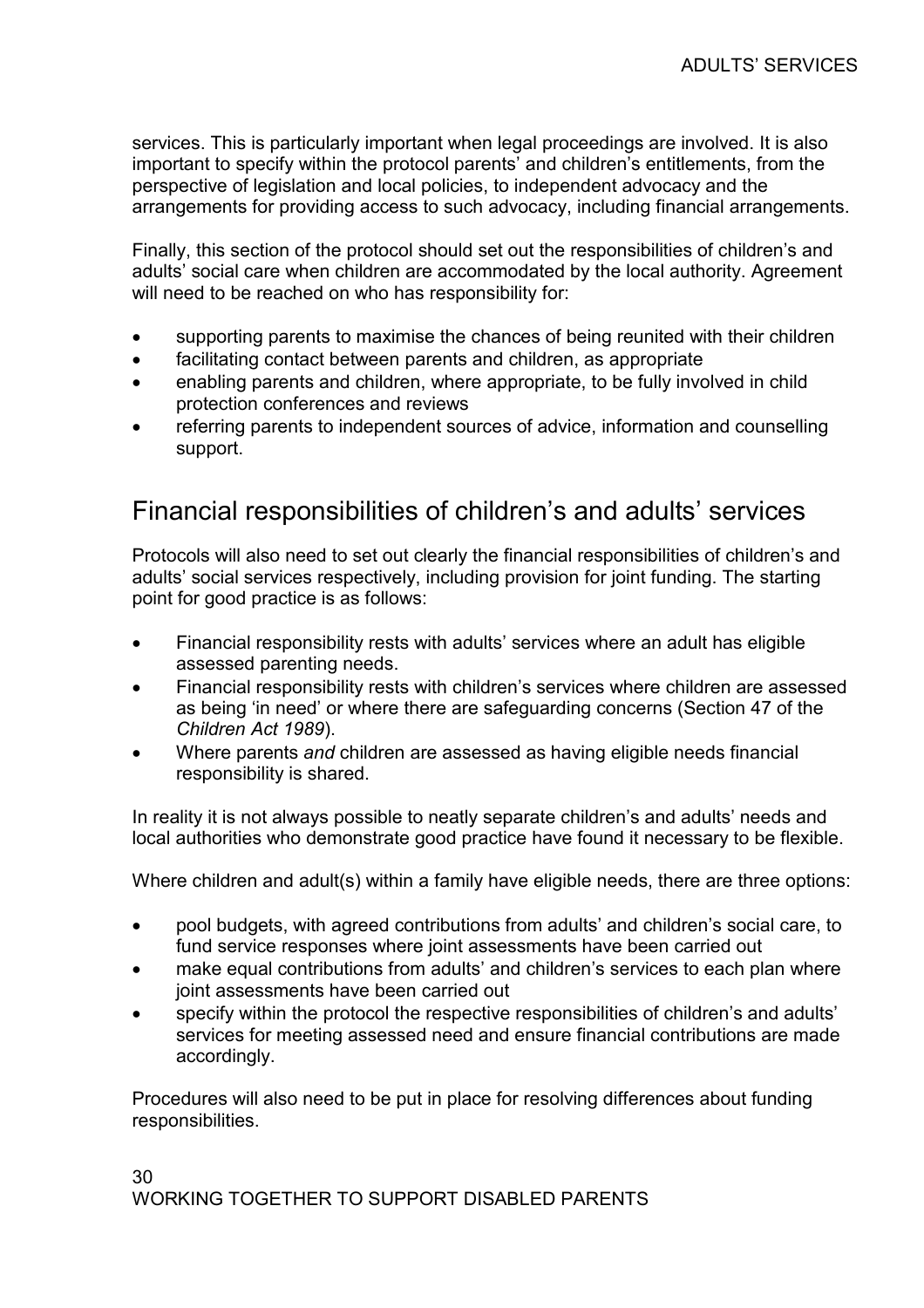services. This is particularly important when legal proceedings are involved. It is also important to specify within the protocol parents' and children's entitlements, from the perspective of legislation and local policies, to independent advocacy and the arrangements for providing access to such advocacy, including financial arrangements.

Finally, this section of the protocol should set out the responsibilities of children's and adults' social care when children are accommodated by the local authority. Agreement will need to be reached on who has responsibility for:

- supporting parents to maximise the chances of being reunited with their children
- facilitating contact between parents and children, as appropriate
- enabling parents and children, where appropriate, to be fully involved in child protection conferences and reviews
- referring parents to independent sources of advice, information and counselling support.

## Financial responsibilities of children's and adults' services

Protocols will also need to set out clearly the financial responsibilities of children's and adults' social services respectively, including provision for joint funding. The starting point for good practice is as follows:

- Financial responsibility rests with adults' services where an adult has eligible assessed parenting needs.
- Financial responsibility rests with children's services where children are assessed as being 'in need' or where there are safeguarding concerns (Section 47 of the *Children Act 1989*).
- Where parents *and* children are assessed as having eligible needs financial responsibility is shared.

In reality it is not always possible to neatly separate children's and adults' needs and local authorities who demonstrate good practice have found it necessary to be flexible.

Where children and adult(s) within a family have eligible needs, there are three options:

- pool budgets, with agreed contributions from adults' and children's social care, to fund service responses where joint assessments have been carried out
- make equal contributions from adults' and children's services to each plan where joint assessments have been carried out
- specify within the protocol the respective responsibilities of children's and adults' services for meeting assessed need and ensure financial contributions are made accordingly.

Procedures will also need to be put in place for resolving differences about funding responsibilities.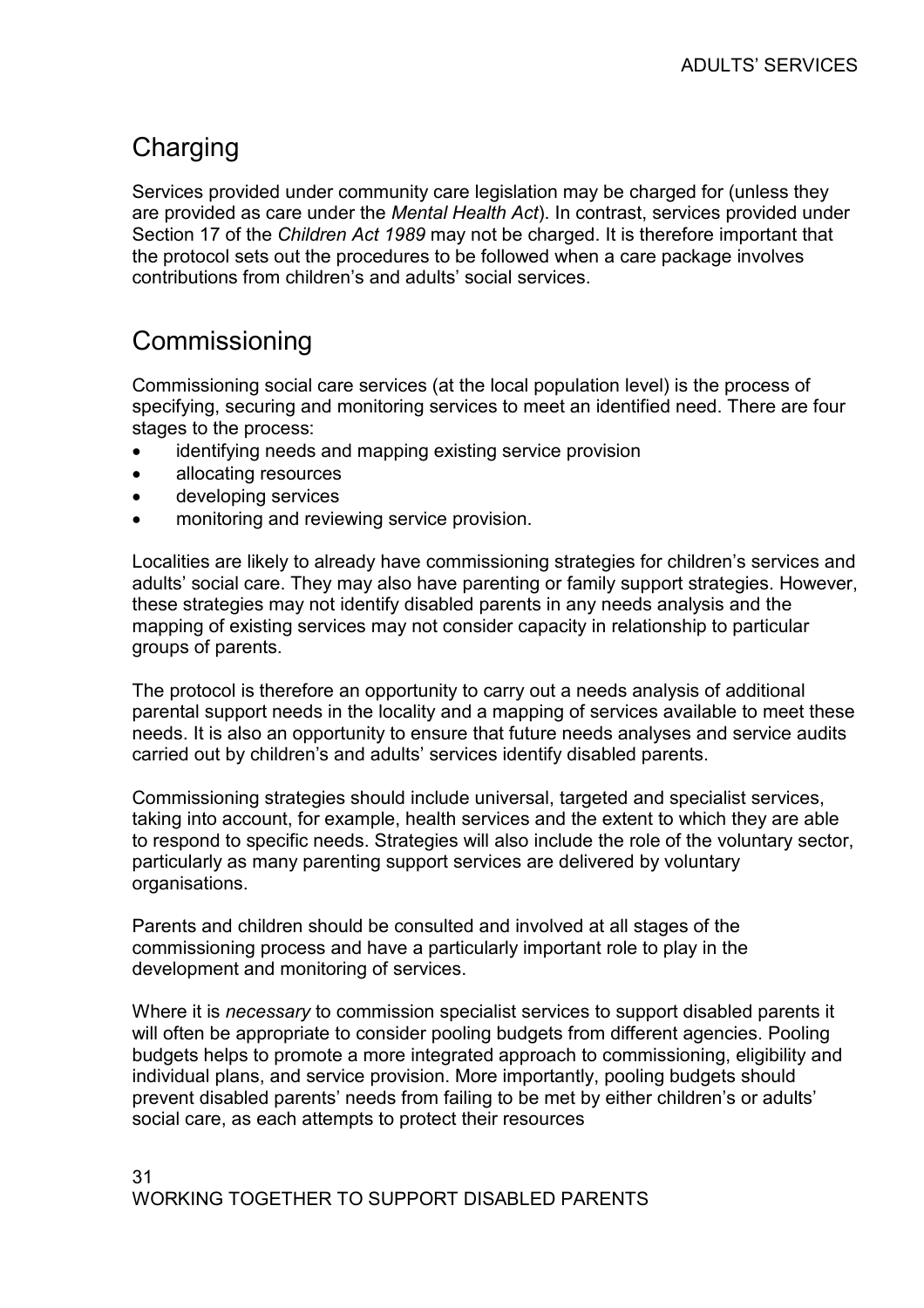## Charging

Services provided under community care legislation may be charged for (unless they are provided as care under the *Mental Health Act*). In contrast, services provided under Section 17 of the *Children Act 1989* may not be charged. It is therefore important that the protocol sets out the procedures to be followed when a care package involves contributions from children's and adults' social services.

## Commissioning

Commissioning social care services (at the local population level) is the process of specifying, securing and monitoring services to meet an identified need. There are four stages to the process:

- identifying needs and mapping existing service provision
- allocating resources
- developing services
- monitoring and reviewing service provision.

Localities are likely to already have commissioning strategies for children's services and adults' social care. They may also have parenting or family support strategies. However, these strategies may not identify disabled parents in any needs analysis and the mapping of existing services may not consider capacity in relationship to particular groups of parents.

The protocol is therefore an opportunity to carry out a needs analysis of additional parental support needs in the locality and a mapping of services available to meet these needs. It is also an opportunity to ensure that future needs analyses and service audits carried out by children's and adults' services identify disabled parents.

Commissioning strategies should include universal, targeted and specialist services, taking into account, for example, health services and the extent to which they are able to respond to specific needs. Strategies will also include the role of the voluntary sector, particularly as many parenting support services are delivered by voluntary organisations.

Parents and children should be consulted and involved at all stages of the commissioning process and have a particularly important role to play in the development and monitoring of services.

Where it is *necessary* to commission specialist services to support disabled parents it will often be appropriate to consider pooling budgets from different agencies. Pooling budgets helps to promote a more integrated approach to commissioning, eligibility and individual plans, and service provision. More importantly, pooling budgets should prevent disabled parents' needs from failing to be met by either children's or adults' social care, as each attempts to protect their resources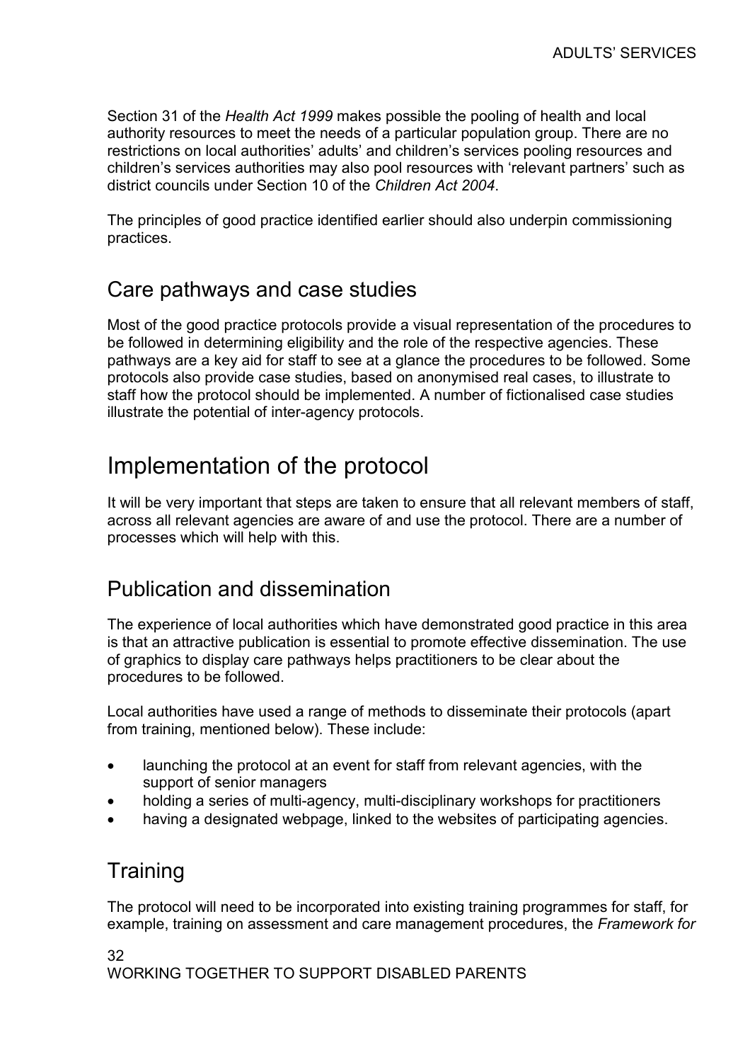Section 31 of the *Health Act 1999* makes possible the pooling of health and local authority resources to meet the needs of a particular population group. There are no restrictions on local authorities' adults' and children's services pooling resources and children's services authorities may also pool resources with 'relevant partners' such as district councils under Section 10 of the *Children Act 2004*.

The principles of good practice identified earlier should also underpin commissioning practices.

## Care pathways and case studies

Most of the good practice protocols provide a visual representation of the procedures to be followed in determining eligibility and the role of the respective agencies. These pathways are a key aid for staff to see at a glance the procedures to be followed. Some protocols also provide case studies, based on anonymised real cases, to illustrate to staff how the protocol should be implemented. A number of fictionalised case studies illustrate the potential of inter-agency protocols.

# Implementation of the protocol

It will be very important that steps are taken to ensure that all relevant members of staff, across all relevant agencies are aware of and use the protocol. There are a number of processes which will help with this.

## Publication and dissemination

The experience of local authorities which have demonstrated good practice in this area is that an attractive publication is essential to promote effective dissemination. The use of graphics to display care pathways helps practitioners to be clear about the procedures to be followed.

Local authorities have used a range of methods to disseminate their protocols (apart from training, mentioned below). These include:

- launching the protocol at an event for staff from relevant agencies, with the support of senior managers
- holding a series of multi-agency, multi-disciplinary workshops for practitioners
- having a designated webpage, linked to the websites of participating agencies.

## Training

The protocol will need to be incorporated into existing training programmes for staff, for example, training on assessment and care management procedures, the *Framework for*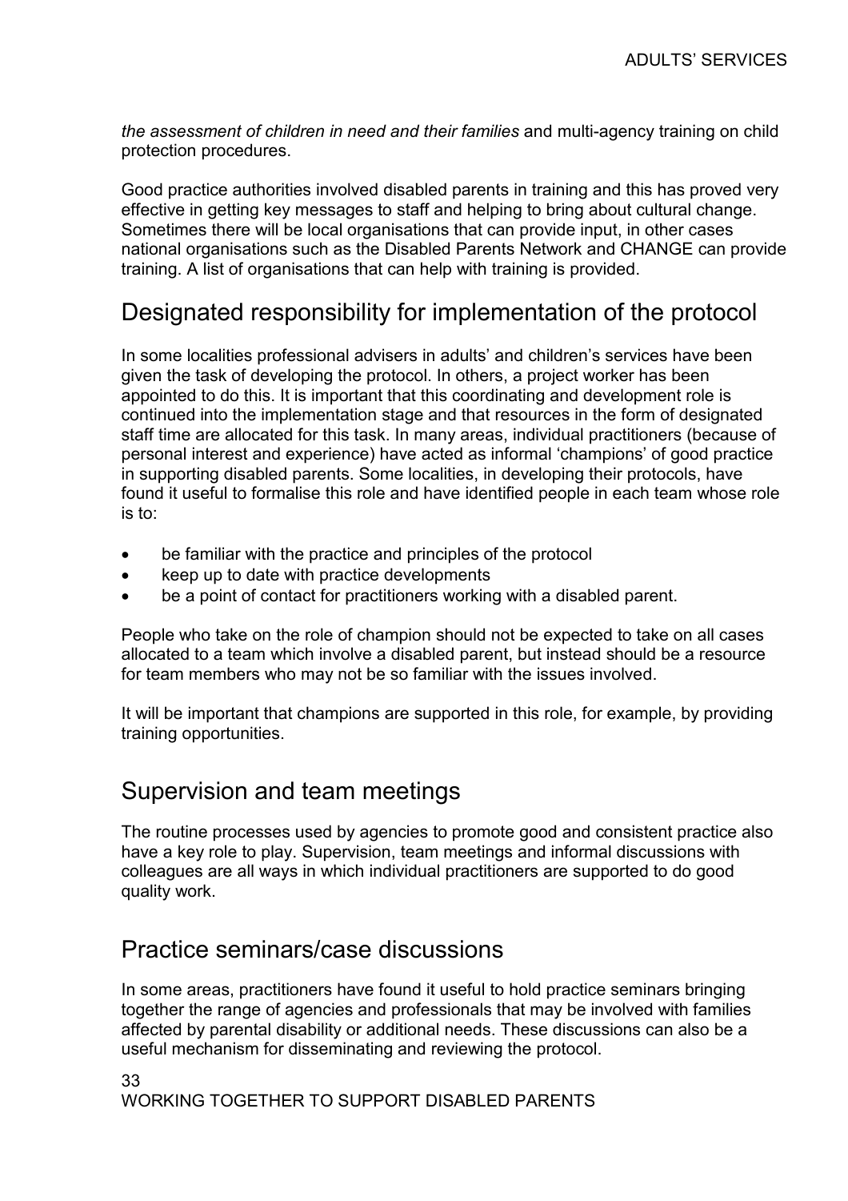*the assessment of children in need and their families* and multi-agency training on child protection procedures.

Good practice authorities involved disabled parents in training and this has proved very effective in getting key messages to staff and helping to bring about cultural change. Sometimes there will be local organisations that can provide input, in other cases national organisations such as the Disabled Parents Network and CHANGE can provide training. A list of organisations that can help with training is provided.

## Designated responsibility for implementation of the protocol

In some localities professional advisers in adults' and children's services have been given the task of developing the protocol. In others, a project worker has been appointed to do this. It is important that this coordinating and development role is continued into the implementation stage and that resources in the form of designated staff time are allocated for this task. In many areas, individual practitioners (because of personal interest and experience) have acted as informal 'champions' of good practice in supporting disabled parents. Some localities, in developing their protocols, have found it useful to formalise this role and have identified people in each team whose role is to:

- be familiar with the practice and principles of the protocol
- keep up to date with practice developments
- be a point of contact for practitioners working with a disabled parent.

People who take on the role of champion should not be expected to take on all cases allocated to a team which involve a disabled parent, but instead should be a resource for team members who may not be so familiar with the issues involved.

It will be important that champions are supported in this role, for example, by providing training opportunities.

## Supervision and team meetings

The routine processes used by agencies to promote good and consistent practice also have a key role to play. Supervision, team meetings and informal discussions with colleagues are all ways in which individual practitioners are supported to do good quality work.

## Practice seminars/case discussions

In some areas, practitioners have found it useful to hold practice seminars bringing together the range of agencies and professionals that may be involved with families affected by parental disability or additional needs. These discussions can also be a useful mechanism for disseminating and reviewing the protocol.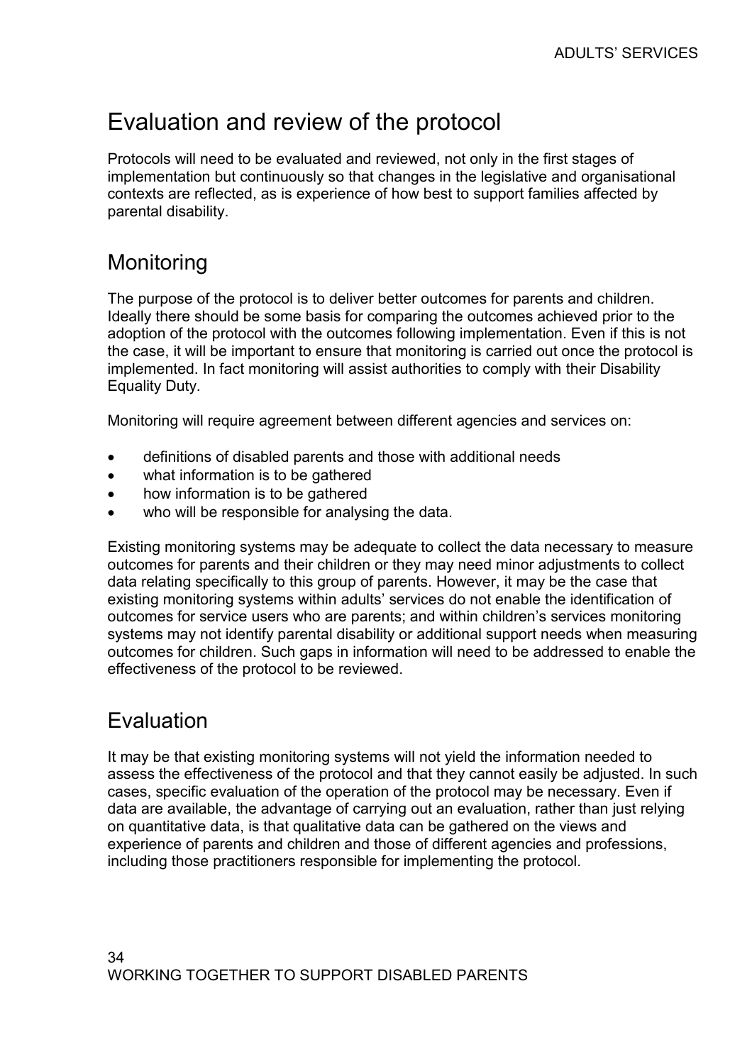# Evaluation and review of the protocol

Protocols will need to be evaluated and reviewed, not only in the first stages of implementation but continuously so that changes in the legislative and organisational contexts are reflected, as is experience of how best to support families affected by parental disability.

## Monitoring

The purpose of the protocol is to deliver better outcomes for parents and children. Ideally there should be some basis for comparing the outcomes achieved prior to the adoption of the protocol with the outcomes following implementation. Even if this is not the case, it will be important to ensure that monitoring is carried out once the protocol is implemented. In fact monitoring will assist authorities to comply with their Disability Equality Duty.

Monitoring will require agreement between different agencies and services on:

- definitions of disabled parents and those with additional needs
- what information is to be gathered
- how information is to be gathered
- who will be responsible for analysing the data.

Existing monitoring systems may be adequate to collect the data necessary to measure outcomes for parents and their children or they may need minor adjustments to collect data relating specifically to this group of parents. However, it may be the case that existing monitoring systems within adults' services do not enable the identification of outcomes for service users who are parents; and within children's services monitoring systems may not identify parental disability or additional support needs when measuring outcomes for children. Such gaps in information will need to be addressed to enable the effectiveness of the protocol to be reviewed.

## Evaluation

It may be that existing monitoring systems will not yield the information needed to assess the effectiveness of the protocol and that they cannot easily be adjusted. In such cases, specific evaluation of the operation of the protocol may be necessary. Even if data are available, the advantage of carrying out an evaluation, rather than just relying on quantitative data, is that qualitative data can be gathered on the views and experience of parents and children and those of different agencies and professions, including those practitioners responsible for implementing the protocol.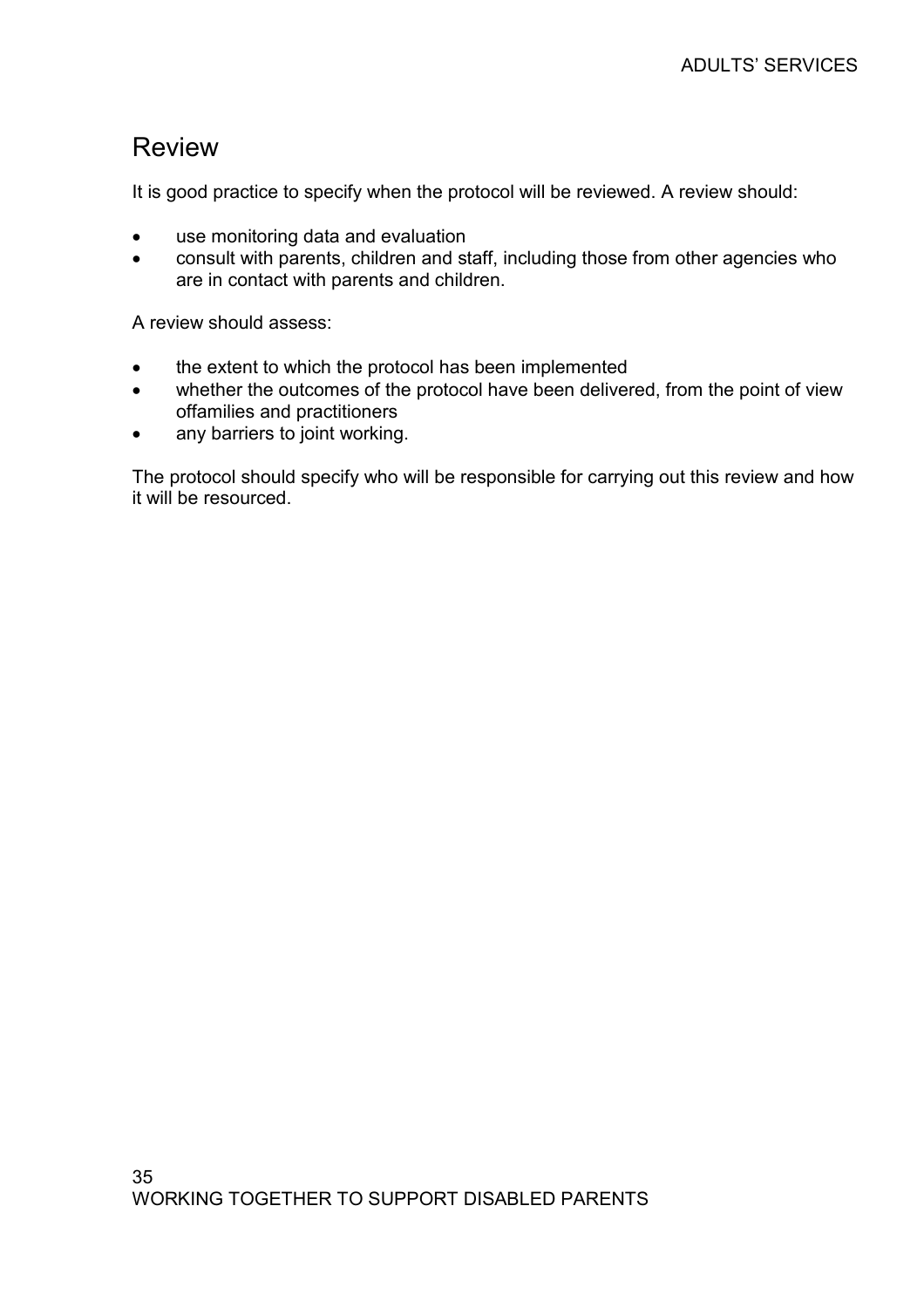## Review

It is good practice to specify when the protocol will be reviewed. A review should:

- use monitoring data and evaluation
- consult with parents, children and staff, including those from other agencies who are in contact with parents and children.

A review should assess:

- the extent to which the protocol has been implemented
- whether the outcomes of the protocol have been delivered, from the point of view offamilies and practitioners
- any barriers to joint working.

The protocol should specify who will be responsible for carrying out this review and how it will be resourced.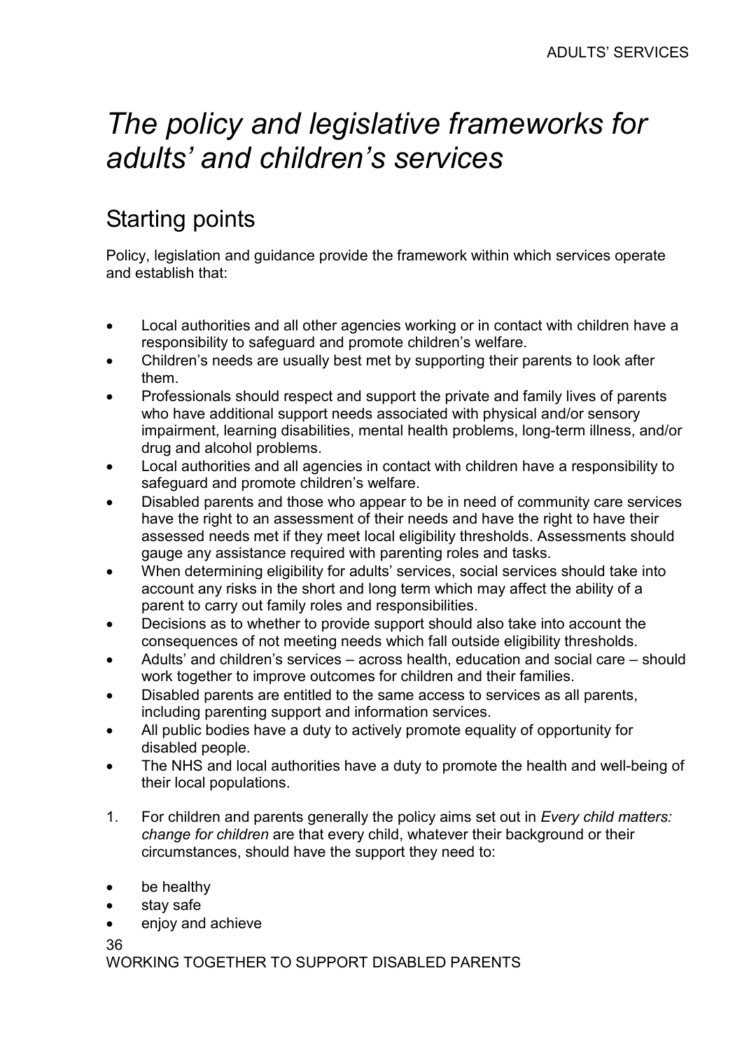# *The policy and legislative frameworks for adults' and children's services*

## Starting points

Policy, legislation and guidance provide the framework within which services operate and establish that:

- Local authorities and all other agencies working or in contact with children have a responsibility to safeguard and promote children's welfare.
- Children's needs are usually best met by supporting their parents to look after them.
- Professionals should respect and support the private and family lives of parents who have additional support needs associated with physical and/or sensory impairment, learning disabilities, mental health problems, long-term illness, and/or drug and alcohol problems.
- Local authorities and all agencies in contact with children have a responsibility to safeguard and promote children's welfare.
- Disabled parents and those who appear to be in need of community care services have the right to an assessment of their needs and have the right to have their assessed needs met if they meet local eligibility thresholds. Assessments should gauge any assistance required with parenting roles and tasks.
- When determining eligibility for adults' services, social services should take into account any risks in the short and long term which may affect the ability of a parent to carry out family roles and responsibilities.
- Decisions as to whether to provide support should also take into account the consequences of not meeting needs which fall outside eligibility thresholds.
- Adults' and children's services – across health, education and social care – should work together to improve outcomes for children and their families.
- Disabled parents are entitled to the same access to services as all parents, including parenting support and information services.
- All public bodies have a duty to actively promote equality of opportunity for disabled people.
- The NHS and local authorities have a duty to promote the health and well-being of their local populations.

1. For children and parents generally the policy aims set out in *Every child matters: change for children* are that every child, whatever their background or their circumstances, should have the support they need to:

- be healthy
- stay safe
- enjoy and achieve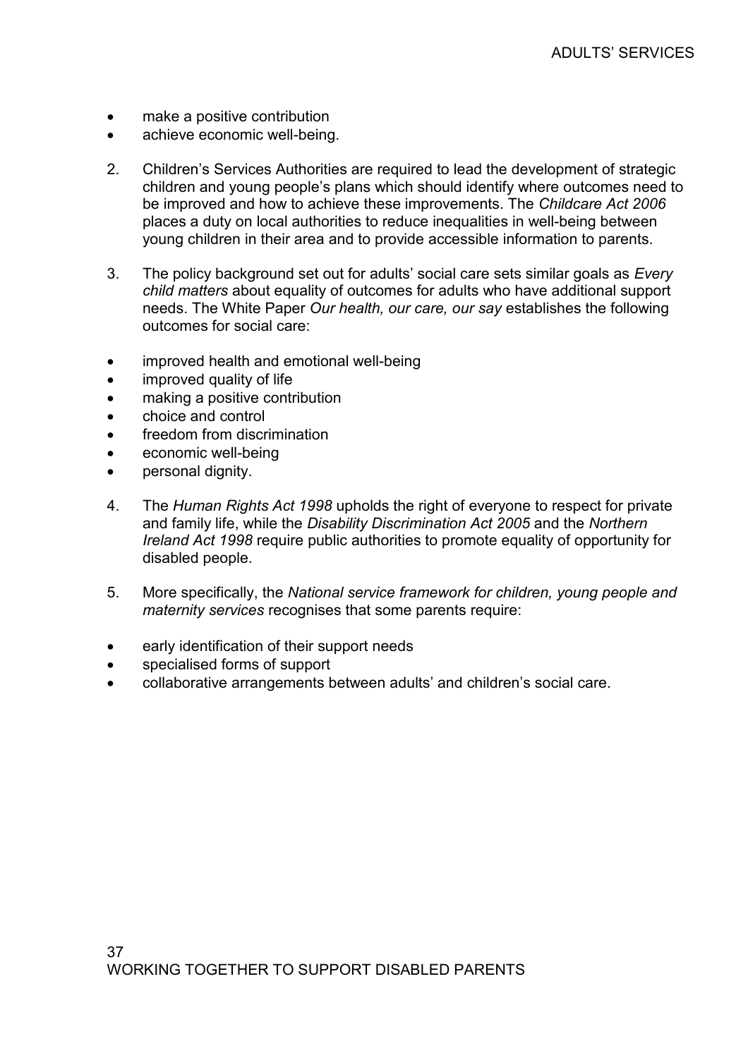- make a positive contribution
- achieve economic well-being.

2. Children's Services Authorities are required to lead the development of strategic children and young people's plans which should identify where outcomes need to be improved and how to achieve these improvements. The *Childcare Act 2006* places a duty on local authorities to reduce inequalities in well-being between young children in their area and to provide accessible information to parents.

3. The policy background set out for adults' social care sets similar goals as *Every child matters* about equality of outcomes for adults who have additional support needs. The White Paper *Our health, our care, our say* establishes the following outcomes for social care:

- improved health and emotional well-being
- improved quality of life
- making a positive contribution
- choice and control
- freedom from discrimination
- economic well-being
- personal dignity.

4. The *Human Rights Act 1998* upholds the right of everyone to respect for private and family life, while the *Disability Discrimination Act 2005* and the *Northern Ireland Act 1998* require public authorities to promote equality of opportunity for disabled people.

5. More specifically, the *National service framework for children, young people and maternity services* recognises that some parents require:

- early identification of their support needs
- specialised forms of support
- collaborative arrangements between adults' and children's social care.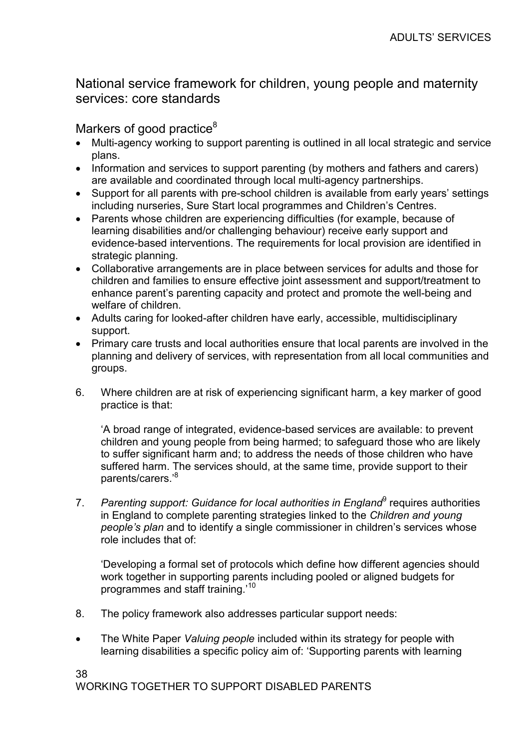## National service framework for children, young people and maternity services: core standards

### Markers of good practice[8]

- Multi-agency working to support parenting is outlined in all local strategic and service plans.
- Information and services to support parenting (by mothers and fathers and carers) are available and coordinated through local multi-agency partnerships.
- Support for all parents with pre-school children is available from early years' settings including nurseries, Sure Start local programmes and Children's Centres.
- Parents whose children are experiencing difficulties (for example, because of learning disabilities and/or challenging behaviour) receive early support and evidence-based interventions. The requirements for local provision are identified in strategic planning.
- Collaborative arrangements are in place between services for adults and those for children and families to ensure effective joint assessment and support/treatment to enhance parent's parenting capacity and protect and promote the well-being and welfare of children.
- Adults caring for looked-after children have early, accessible, multidisciplinary support.
- Primary care trusts and local authorities ensure that local parents are involved in the planning and delivery of services, with representation from all local communities and groups.

6. Where children are at risk of experiencing significant harm, a key marker of good practice is that:

   'A broad range of integrated, evidence-based services are available: to prevent children and young people from being harmed; to safeguard those who are likely to suffer significant harm and; to address the needs of those children who have suffered harm. The services should, at the same time, provide support to their parents/carers.'[8]

7. *Parenting support: Guidance for local authorities in England*[9] requires authorities in England to complete parenting strategies linked to the *Children and young people's plan* and to identify a single commissioner in children's services whose role includes that of:

   'Developing a formal set of protocols which define how different agencies should work together in supporting parents including pooled or aligned budgets for programmes and staff training.'[10]

8. The policy framework also addresses particular support needs:

- The White Paper *Valuing people* included within its strategy for people with learning disabilities a specific policy aim of: 'Supporting parents with learning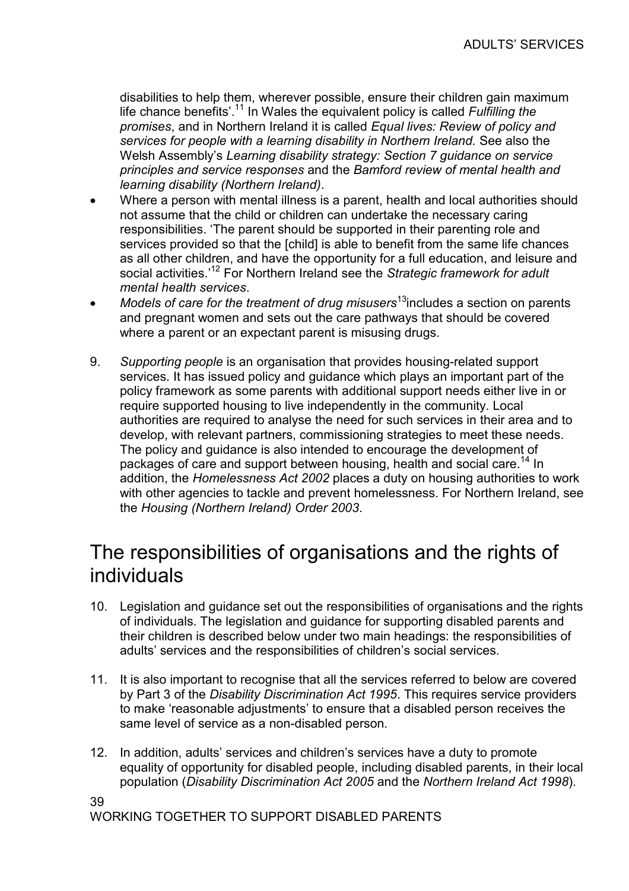disabilities to help them, wherever possible, ensure their children gain maximum life chance benefits'.[11] In Wales the equivalent policy is called *Fulfilling the promises*, and in Northern Ireland it is called *Equal lives: Review of policy and services for people with a learning disability in Northern Ireland.* See also the Welsh Assembly's *Learning disability strategy: Section 7 guidance on service principles and service responses* and the *Bamford review of mental health and learning disability (Northern Ireland)*.

- Where a person with mental illness is a parent, health and local authorities should not assume that the child or children can undertake the necessary caring responsibilities. 'The parent should be supported in their parenting role and services provided so that the [child] is able to benefit from the same life chances as all other children, and have the opportunity for a full education, and leisure and social activities.'[12] For Northern Ireland see the *Strategic framework for adult mental health services*.
- *Models of care for the treatment of drug misusers*[13]includes a section on parents and pregnant women and sets out the care pathways that should be covered where a parent or an expectant parent is misusing drugs.

9. *Supporting people* is an organisation that provides housing-related support services. It has issued policy and guidance which plays an important part of the policy framework as some parents with additional support needs either live in or require supported housing to live independently in the community. Local authorities are required to analyse the need for such services in their area and to develop, with relevant partners, commissioning strategies to meet these needs. The policy and guidance is also intended to encourage the development of packages of care and support between housing, health and social care.[14] In addition, the *Homelessness Act 2002* places a duty on housing authorities to work with other agencies to tackle and prevent homelessness. For Northern Ireland, see the *Housing (Northern Ireland) Order 2003*.

# The responsibilities of organisations and the rights of individuals

10. Legislation and guidance set out the responsibilities of organisations and the rights of individuals. The legislation and guidance for supporting disabled parents and their children is described below under two main headings: the responsibilities of adults' services and the responsibilities of children's social services.

11. It is also important to recognise that all the services referred to below are covered by Part 3 of the *Disability Discrimination Act 1995*. This requires service providers to make 'reasonable adjustments' to ensure that a disabled person receives the same level of service as a non-disabled person.

12. In addition, adults' services and children's services have a duty to promote equality of opportunity for disabled people, including disabled parents, in their local population (*Disability Discrimination Act 2005* and the *Northern Ireland Act 1998*).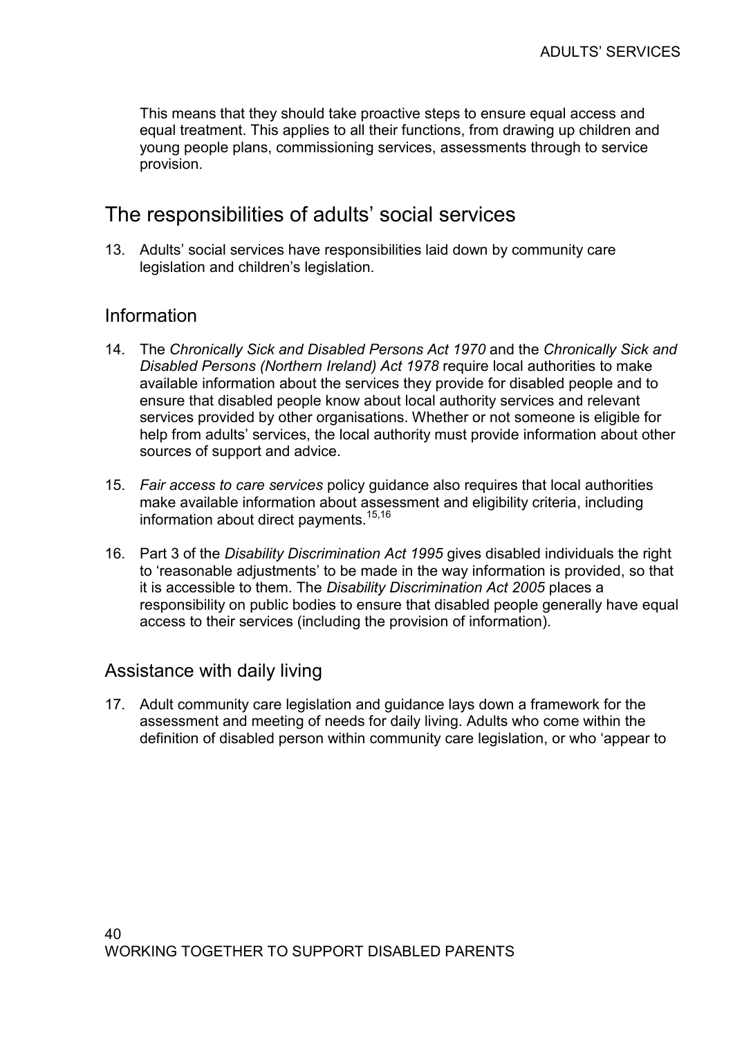This means that they should take proactive steps to ensure equal access and equal treatment. This applies to all their functions, from drawing up children and young people plans, commissioning services, assessments through to service provision.

## The responsibilities of adults' social services

13. Adults' social services have responsibilities laid down by community care legislation and children's legislation.

### Information

14. The *Chronically Sick and Disabled Persons Act 1970* and the *Chronically Sick and Disabled Persons (Northern Ireland) Act 1978* require local authorities to make available information about the services they provide for disabled people and to ensure that disabled people know about local authority services and relevant services provided by other organisations. Whether or not someone is eligible for help from adults' services, the local authority must provide information about other sources of support and advice.

15. *Fair access to care services* policy guidance also requires that local authorities make available information about assessment and eligibility criteria, including information about direct payments.[15,16]

16. Part 3 of the *Disability Discrimination Act 1995* gives disabled individuals the right to 'reasonable adjustments' to be made in the way information is provided, so that it is accessible to them. The *Disability Discrimination Act 2005* places a responsibility on public bodies to ensure that disabled people generally have equal access to their services (including the provision of information).

### Assistance with daily living

17. Adult community care legislation and guidance lays down a framework for the assessment and meeting of needs for daily living. Adults who come within the definition of disabled person within community care legislation, or who 'appear to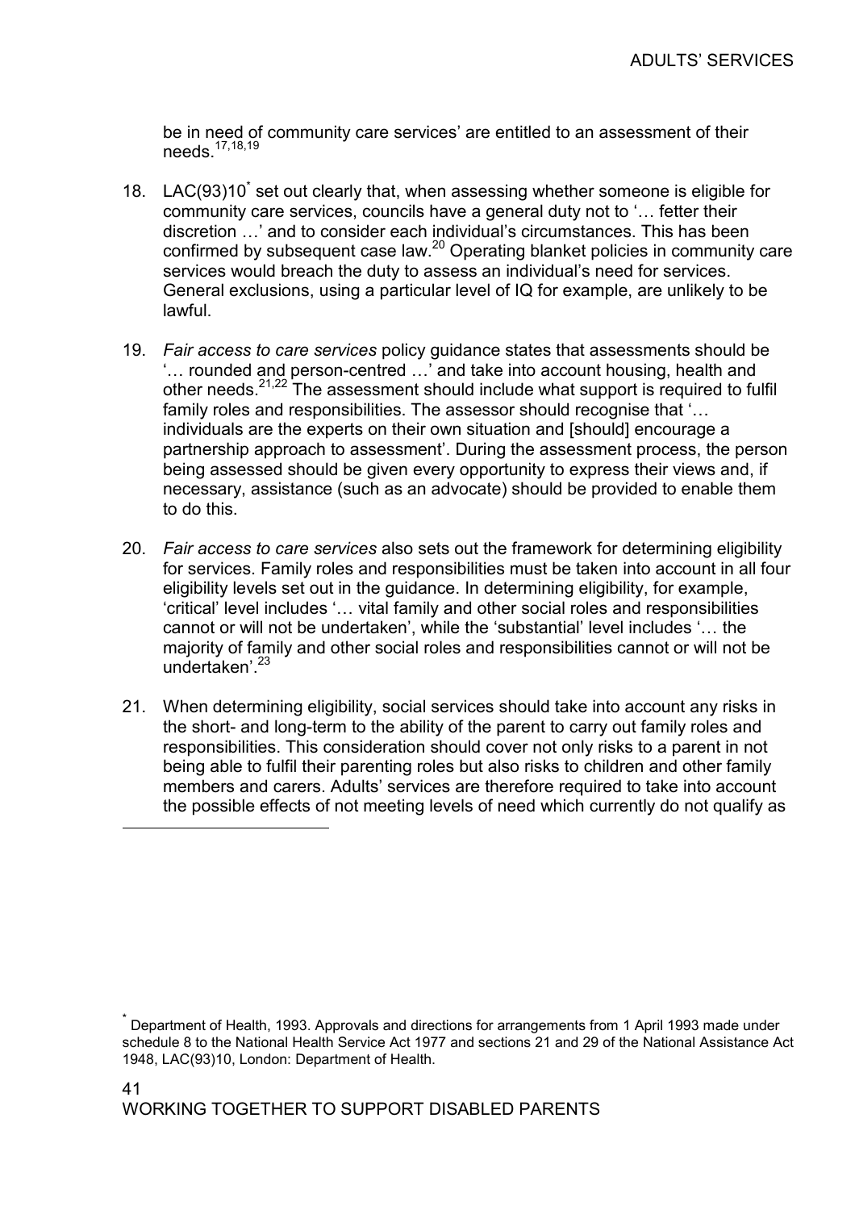be in need of community care services' are entitled to an assessment of their needs.[17,18,19]

18. LAC(93)10[*] set out clearly that, when assessing whether someone is eligible for community care services, councils have a general duty not to '… fetter their discretion …' and to consider each individual's circumstances. This has been confirmed by subsequent case law.[20] Operating blanket policies in community care services would breach the duty to assess an individual's need for services. General exclusions, using a particular level of IQ for example, are unlikely to be lawful.

19. *Fair access to care services* policy guidance states that assessments should be '… rounded and person-centred …' and take into account housing, health and other needs.[21,22] The assessment should include what support is required to fulfil family roles and responsibilities. The assessor should recognise that '… individuals are the experts on their own situation and [should] encourage a partnership approach to assessment'. During the assessment process, the person being assessed should be given every opportunity to express their views and, if necessary, assistance (such as an advocate) should be provided to enable them to do this.

20. *Fair access to care services* also sets out the framework for determining eligibility for services. Family roles and responsibilities must be taken into account in all four eligibility levels set out in the guidance. In determining eligibility, for example, 'critical' level includes '… vital family and other social roles and responsibilities cannot or will not be undertaken', while the 'substantial' level includes '… the majority of family and other social roles and responsibilities cannot or will not be undertaken'.[23]

21. When determining eligibility, social services should take into account any risks in the short- and long-term to the ability of the parent to carry out family roles and responsibilities. This consideration should cover not only risks to a parent in not being able to fulfil their parenting roles but also risks to children and other family members and carers. Adults' services are therefore required to take into account the possible effects of not meeting levels of need which currently do not qualify as

---

[*] Department of Health, 1993. Approvals and directions for arrangements from 1 April 1993 made under schedule 8 to the National Health Service Act 1977 and sections 21 and 29 of the National Assistance Act 1948, LAC(93)10, London: Department of Health.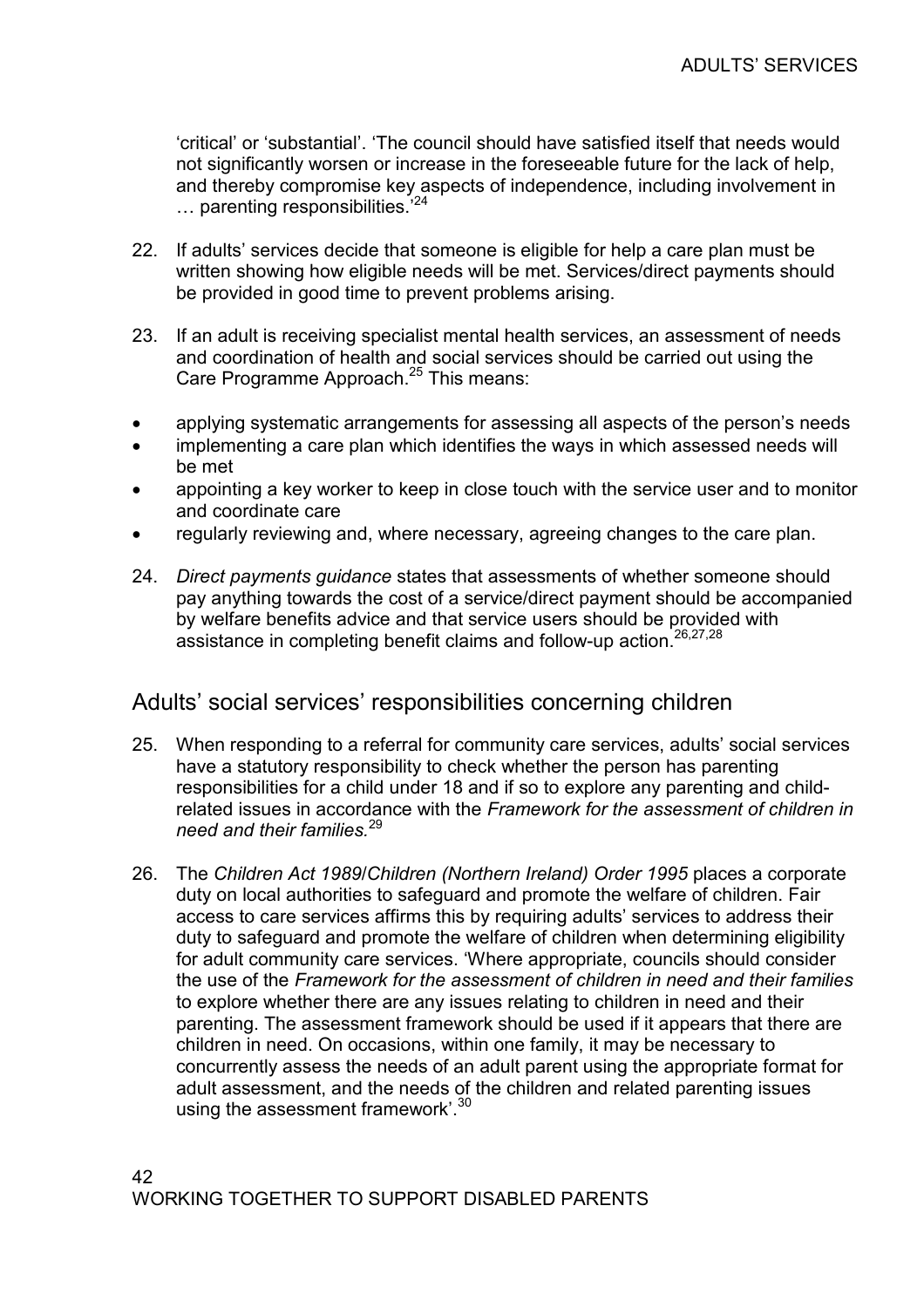'critical' or 'substantial'. 'The council should have satisfied itself that needs would not significantly worsen or increase in the foreseeable future for the lack of help, and thereby compromise key aspects of independence, including involvement in … parenting responsibilities.'[24]

22. If adults' services decide that someone is eligible for help a care plan must be written showing how eligible needs will be met. Services/direct payments should be provided in good time to prevent problems arising.

23. If an adult is receiving specialist mental health services, an assessment of needs and coordination of health and social services should be carried out using the Care Programme Approach.[25] This means:

- applying systematic arrangements for assessing all aspects of the person's needs
- implementing a care plan which identifies the ways in which assessed needs will be met
- appointing a key worker to keep in close touch with the service user and to monitor and coordinate care
- regularly reviewing and, where necessary, agreeing changes to the care plan.

24. *Direct payments guidance* states that assessments of whether someone should pay anything towards the cost of a service/direct payment should be accompanied by welfare benefits advice and that service users should be provided with assistance in completing benefit claims and follow-up action.[26,27,28]

## Adults' social services' responsibilities concerning children

25. When responding to a referral for community care services, adults' social services have a statutory responsibility to check whether the person has parenting responsibilities for a child under 18 and if so to explore any parenting and child-related issues in accordance with the *Framework for the assessment of children in need and their families.*[29]

26. The *Children Act 1989*/*Children (Northern Ireland) Order 1995* places a corporate duty on local authorities to safeguard and promote the welfare of children. Fair access to care services affirms this by requiring adults' services to address their duty to safeguard and promote the welfare of children when determining eligibility for adult community care services. 'Where appropriate, councils should consider the use of the *Framework for the assessment of children in need and their families* to explore whether there are any issues relating to children in need and their parenting. The assessment framework should be used if it appears that there are children in need. On occasions, within one family, it may be necessary to concurrently assess the needs of an adult parent using the appropriate format for adult assessment, and the needs of the children and related parenting issues using the assessment framework'.[30]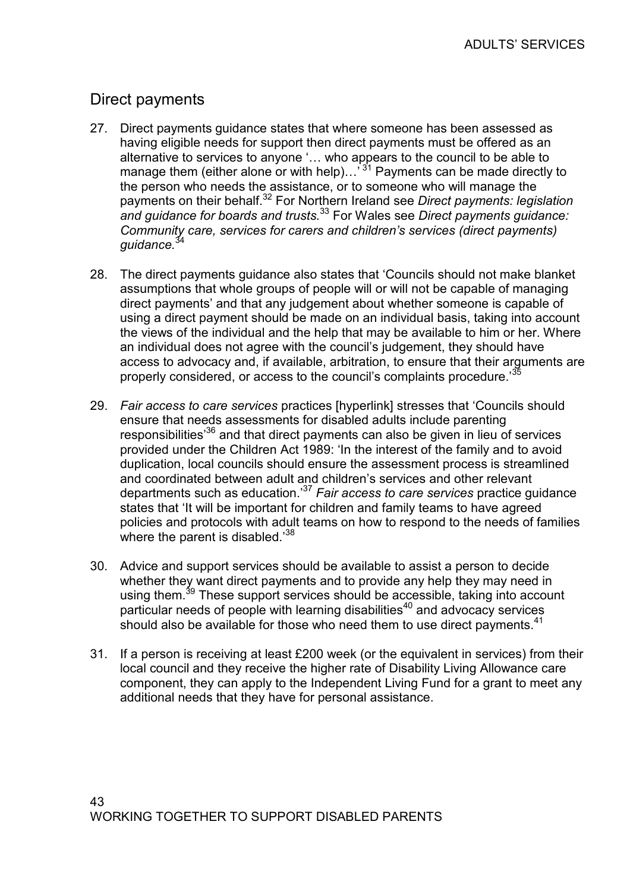## Direct payments

27. Direct payments guidance states that where someone has been assessed as having eligible needs for support then direct payments must be offered as an alternative to services to anyone '… who appears to the council to be able to manage them (either alone or with help)…'[31] Payments can be made directly to the person who needs the assistance, or to someone who will manage the payments on their behalf.[32] For Northern Ireland see *Direct payments: legislation and guidance for boards and trusts.*[33] For Wales see *Direct payments guidance: Community care, services for carers and children's services (direct payments) guidance.*[34]

28. The direct payments guidance also states that 'Councils should not make blanket assumptions that whole groups of people will or will not be capable of managing direct payments' and that any judgement about whether someone is capable of using a direct payment should be made on an individual basis, taking into account the views of the individual and the help that may be available to him or her. Where an individual does not agree with the council's judgement, they should have access to advocacy and, if available, arbitration, to ensure that their arguments are properly considered, or access to the council's complaints procedure.'[35]

29. *Fair access to care services* practices [hyperlink] stresses that 'Councils should ensure that needs assessments for disabled adults include parenting responsibilities'[36] and that direct payments can also be given in lieu of services provided under the Children Act 1989: 'In the interest of the family and to avoid duplication, local councils should ensure the assessment process is streamlined and coordinated between adult and children's services and other relevant departments such as education.'[37] *Fair access to care services* practice guidance states that 'It will be important for children and family teams to have agreed policies and protocols with adult teams on how to respond to the needs of families where the parent is disabled.'[38]

30. Advice and support services should be available to assist a person to decide whether they want direct payments and to provide any help they may need in using them.[39] These support services should be accessible, taking into account particular needs of people with learning disabilities[40] and advocacy services should also be available for those who need them to use direct payments.[41]

31. If a person is receiving at least £200 week (or the equivalent in services) from their local council and they receive the higher rate of Disability Living Allowance care component, they can apply to the Independent Living Fund for a grant to meet any additional needs that they have for personal assistance.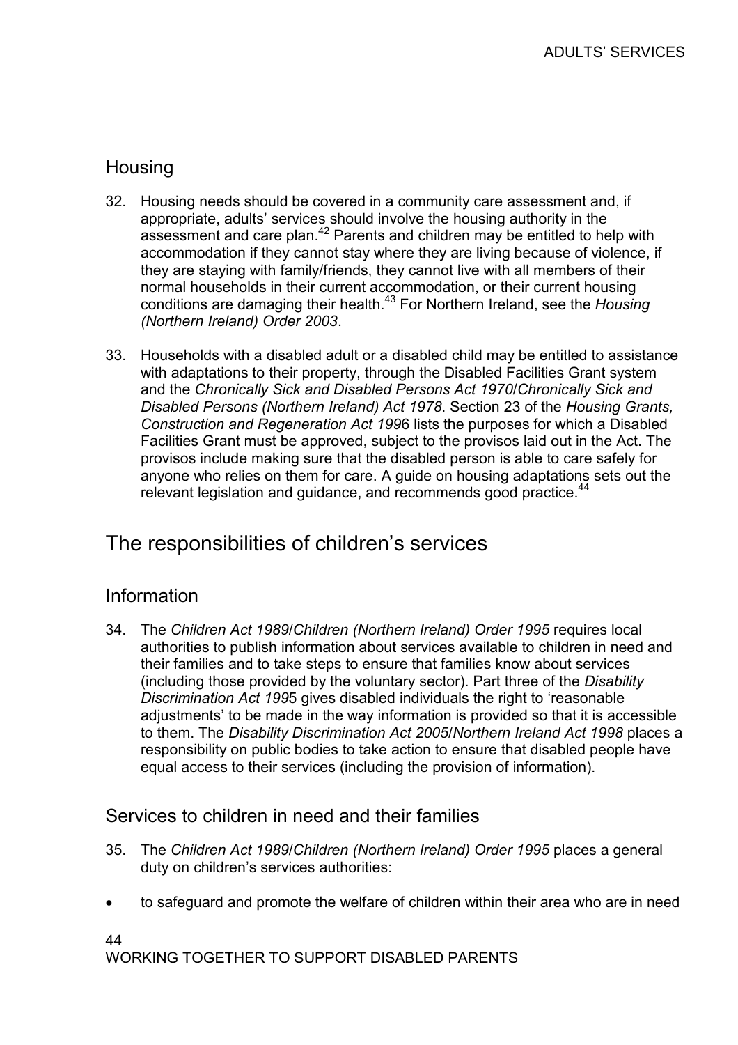## Housing

32. Housing needs should be covered in a community care assessment and, if appropriate, adults' services should involve the housing authority in the assessment and care plan.[42] Parents and children may be entitled to help with accommodation if they cannot stay where they are living because of violence, if they are staying with family/friends, they cannot live with all members of their normal households in their current accommodation, or their current housing conditions are damaging their health.[43] For Northern Ireland, see the *Housing (Northern Ireland) Order 2003*.

33. Households with a disabled adult or a disabled child may be entitled to assistance with adaptations to their property, through the Disabled Facilities Grant system and the *Chronically Sick and Disabled Persons Act 1970*/*Chronically Sick and Disabled Persons (Northern Ireland) Act 1978*. Section 23 of the *Housing Grants, Construction and Regeneration Act 199*6 lists the purposes for which a Disabled Facilities Grant must be approved, subject to the provisos laid out in the Act. The provisos include making sure that the disabled person is able to care safely for anyone who relies on them for care. A guide on housing adaptations sets out the relevant legislation and guidance, and recommends good practice.[44]

# The responsibilities of children's services

## Information

34. The *Children Act 1989*/*Children (Northern Ireland) Order 1995* requires local authorities to publish information about services available to children in need and their families and to take steps to ensure that families know about services (including those provided by the voluntary sector). Part three of the *Disability Discrimination Act 199*5 gives disabled individuals the right to 'reasonable adjustments' to be made in the way information is provided so that it is accessible to them. The *Disability Discrimination Act 2005*/*Northern Ireland Act 1998* places a responsibility on public bodies to take action to ensure that disabled people have equal access to their services (including the provision of information).

## Services to children in need and their families

35. The *Children Act 1989*/*Children (Northern Ireland) Order 1995* places a general duty on children's services authorities:

- to safeguard and promote the welfare of children within their area who are in need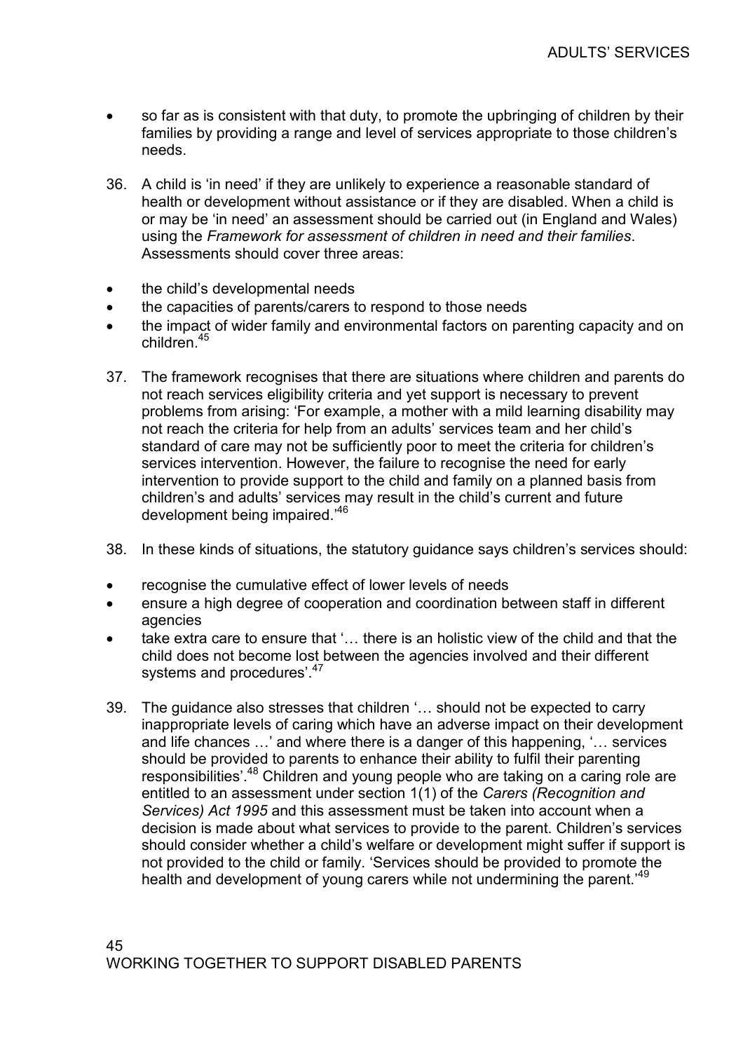- so far as is consistent with that duty, to promote the upbringing of children by their families by providing a range and level of services appropriate to those children's needs.

36. A child is 'in need' if they are unlikely to experience a reasonable standard of health or development without assistance or if they are disabled. When a child is or may be 'in need' an assessment should be carried out (in England and Wales) using the *Framework for assessment of children in need and their families*. Assessments should cover three areas:

- the child's developmental needs
- the capacities of parents/carers to respond to those needs
- the impact of wider family and environmental factors on parenting capacity and on children.[45]

37. The framework recognises that there are situations where children and parents do not reach services eligibility criteria and yet support is necessary to prevent problems from arising: 'For example, a mother with a mild learning disability may not reach the criteria for help from an adults' services team and her child's standard of care may not be sufficiently poor to meet the criteria for children's services intervention. However, the failure to recognise the need for early intervention to provide support to the child and family on a planned basis from children's and adults' services may result in the child's current and future development being impaired.'[46]

38. In these kinds of situations, the statutory guidance says children's services should:

- recognise the cumulative effect of lower levels of needs
- ensure a high degree of cooperation and coordination between staff in different agencies
- take extra care to ensure that '… there is an holistic view of the child and that the child does not become lost between the agencies involved and their different systems and procedures'.[47]

39. The guidance also stresses that children '… should not be expected to carry inappropriate levels of caring which have an adverse impact on their development and life chances …' and where there is a danger of this happening, '… services should be provided to parents to enhance their ability to fulfil their parenting responsibilities'.[48] Children and young people who are taking on a caring role are entitled to an assessment under section 1(1) of the *Carers (Recognition and Services) Act 1995* and this assessment must be taken into account when a decision is made about what services to provide to the parent. Children's services should consider whether a child's welfare or development might suffer if support is not provided to the child or family. 'Services should be provided to promote the health and development of young carers while not undermining the parent.'[49]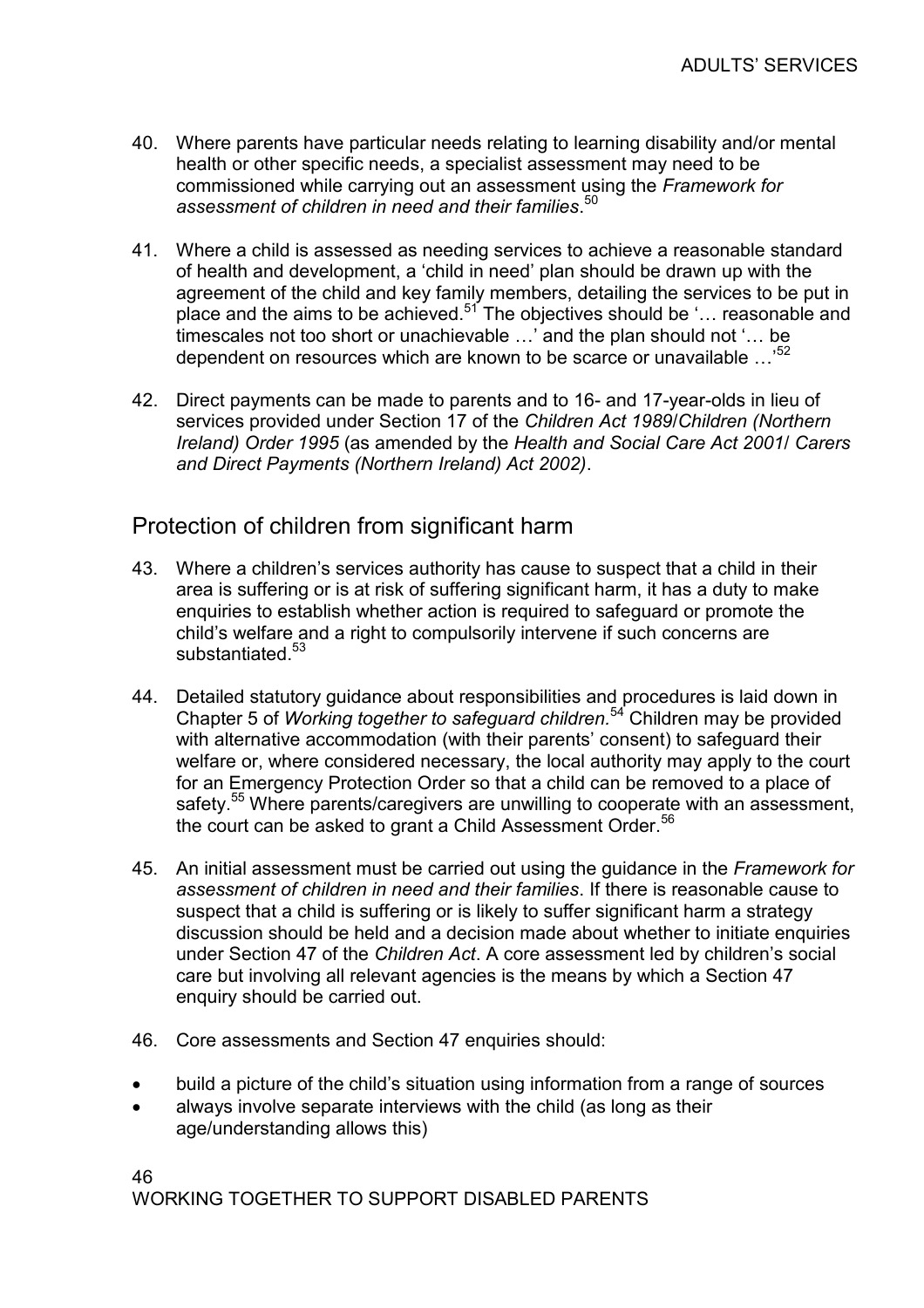40. Where parents have particular needs relating to learning disability and/or mental health or other specific needs, a specialist assessment may need to be commissioned while carrying out an assessment using the *Framework for assessment of children in need and their families*.[50]

41. Where a child is assessed as needing services to achieve a reasonable standard of health and development, a 'child in need' plan should be drawn up with the agreement of the child and key family members, detailing the services to be put in place and the aims to be achieved.[51] The objectives should be '… reasonable and timescales not too short or unachievable …' and the plan should not '… be dependent on resources which are known to be scarce or unavailable …'[52]

42. Direct payments can be made to parents and to 16- and 17-year-olds in lieu of services provided under Section 17 of the *Children Act 1989*/*Children (Northern Ireland) Order 1995* (as amended by the *Health and Social Care Act 2001*/ *Carers and Direct Payments (Northern Ireland) Act 2002)*.

## Protection of children from significant harm

43. Where a children's services authority has cause to suspect that a child in their area is suffering or is at risk of suffering significant harm, it has a duty to make enquiries to establish whether action is required to safeguard or promote the child's welfare and a right to compulsorily intervene if such concerns are substantiated.[53]

44. Detailed statutory guidance about responsibilities and procedures is laid down in Chapter 5 of *Working together to safeguard children.*[54] Children may be provided with alternative accommodation (with their parents' consent) to safeguard their welfare or, where considered necessary, the local authority may apply to the court for an Emergency Protection Order so that a child can be removed to a place of safety.[55] Where parents/caregivers are unwilling to cooperate with an assessment, the court can be asked to grant a Child Assessment Order.[56]

45. An initial assessment must be carried out using the guidance in the *Framework for assessment of children in need and their families*. If there is reasonable cause to suspect that a child is suffering or is likely to suffer significant harm a strategy discussion should be held and a decision made about whether to initiate enquiries under Section 47 of the *Children Act*. A core assessment led by children's social care but involving all relevant agencies is the means by which a Section 47 enquiry should be carried out.

46. Core assessments and Section 47 enquiries should:

- build a picture of the child's situation using information from a range of sources
- always involve separate interviews with the child (as long as their age/understanding allows this)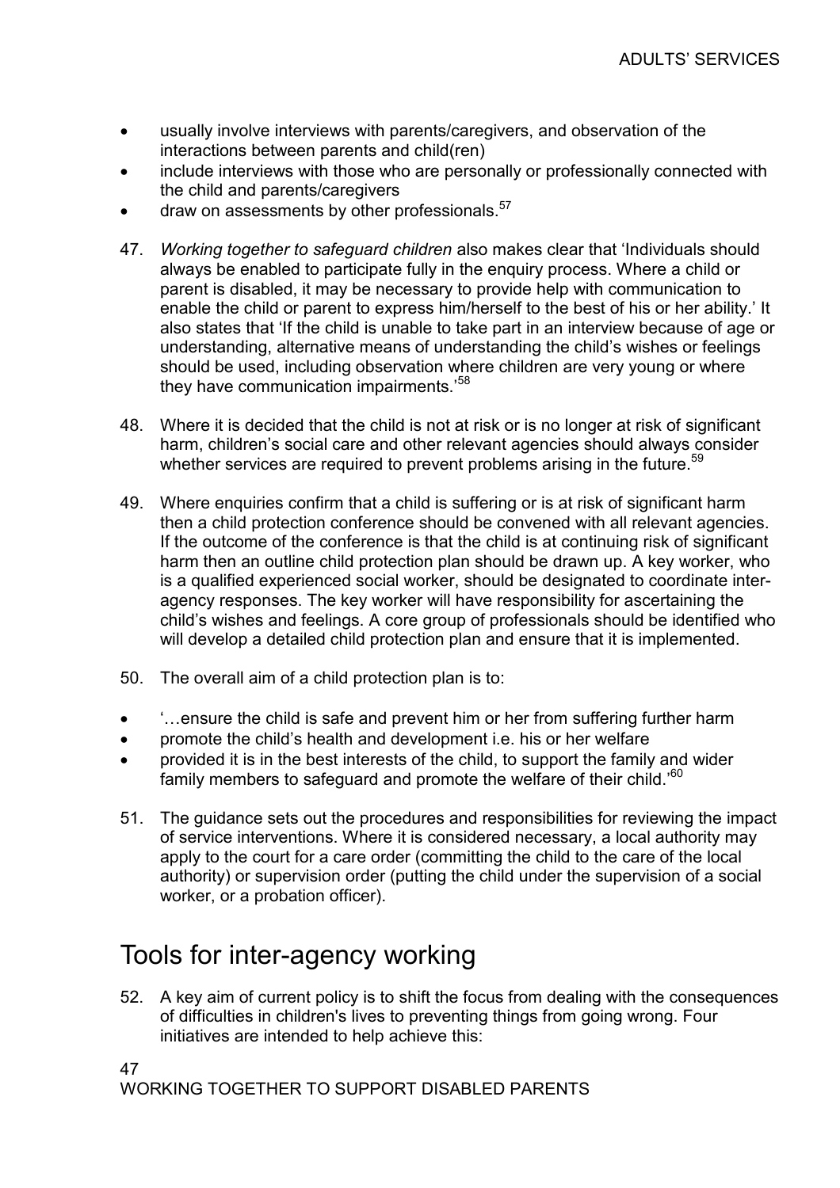- usually involve interviews with parents/caregivers, and observation of the interactions between parents and child(ren)
- include interviews with those who are personally or professionally connected with the child and parents/caregivers
- draw on assessments by other professionals.[57]

47. *Working together to safeguard children* also makes clear that 'Individuals should always be enabled to participate fully in the enquiry process. Where a child or parent is disabled, it may be necessary to provide help with communication to enable the child or parent to express him/herself to the best of his or her ability.' It also states that 'If the child is unable to take part in an interview because of age or understanding, alternative means of understanding the child's wishes or feelings should be used, including observation where children are very young or where they have communication impairments.'[58]

48. Where it is decided that the child is not at risk or is no longer at risk of significant harm, children's social care and other relevant agencies should always consider whether services are required to prevent problems arising in the future.[59]

49. Where enquiries confirm that a child is suffering or is at risk of significant harm then a child protection conference should be convened with all relevant agencies. If the outcome of the conference is that the child is at continuing risk of significant harm then an outline child protection plan should be drawn up. A key worker, who is a qualified experienced social worker, should be designated to coordinate inter-agency responses. The key worker will have responsibility for ascertaining the child's wishes and feelings. A core group of professionals should be identified who will develop a detailed child protection plan and ensure that it is implemented.

50. The overall aim of a child protection plan is to:

- '…ensure the child is safe and prevent him or her from suffering further harm
- promote the child's health and development i.e. his or her welfare
- provided it is in the best interests of the child, to support the family and wider family members to safeguard and promote the welfare of their child.'[60]

51. The guidance sets out the procedures and responsibilities for reviewing the impact of service interventions. Where it is considered necessary, a local authority may apply to the court for a care order (committing the child to the care of the local authority) or supervision order (putting the child under the supervision of a social worker, or a probation officer).

## Tools for inter-agency working

52. A key aim of current policy is to shift the focus from dealing with the consequences of difficulties in children's lives to preventing things from going wrong. Four initiatives are intended to help achieve this: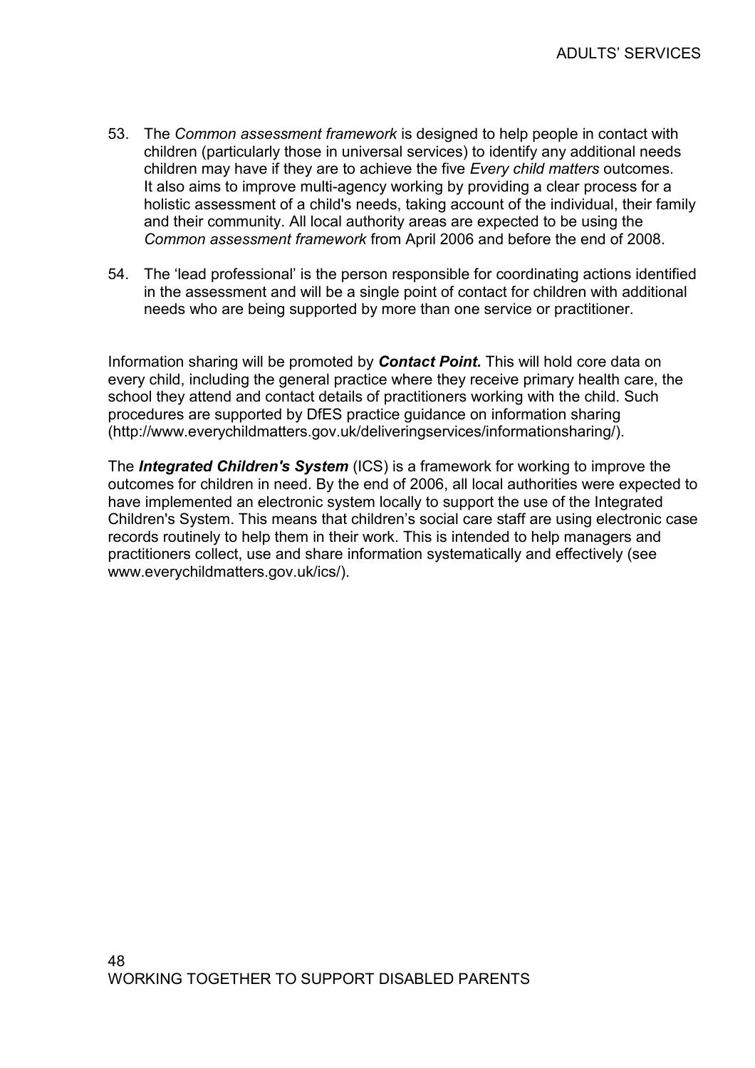53. The *Common assessment framework* is designed to help people in contact with children (particularly those in universal services) to identify any additional needs children may have if they are to achieve the five *Every child matters* outcomes. It also aims to improve multi-agency working by providing a clear process for a holistic assessment of a child's needs, taking account of the individual, their family and their community. All local authority areas are expected to be using the *Common assessment framework* from April 2006 and before the end of 2008.

54. The 'lead professional' is the person responsible for coordinating actions identified in the assessment and will be a single point of contact for children with additional needs who are being supported by more than one service or practitioner.

Information sharing will be promoted by ***Contact Point.*** This will hold core data on every child, including the general practice where they receive primary health care, the school they attend and contact details of practitioners working with the child. Such procedures are supported by DfES practice guidance on information sharing (http://www.everychildmatters.gov.uk/deliveringservices/informationsharing/).

The ***Integrated Children's System*** (ICS) is a framework for working to improve the outcomes for children in need. By the end of 2006, all local authorities were expected to have implemented an electronic system locally to support the use of the Integrated Children's System. This means that children's social care staff are using electronic case records routinely to help them in their work. This is intended to help managers and practitioners collect, use and share information systematically and effectively (see www.everychildmatters.gov.uk/ics/).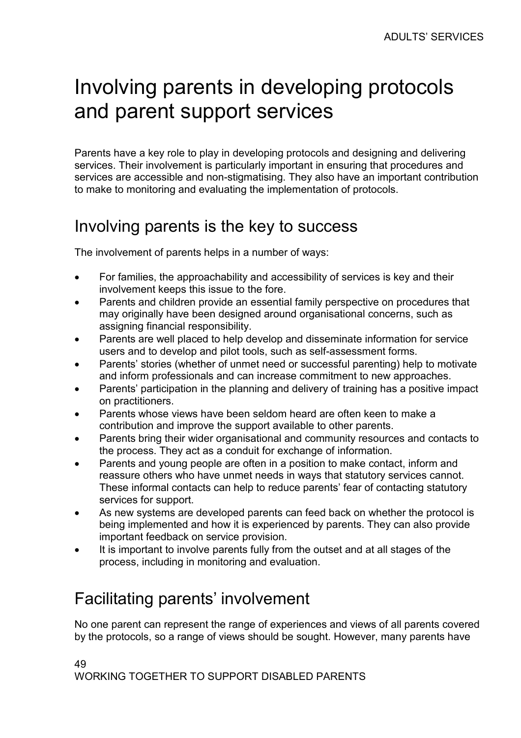# Involving parents in developing protocols and parent support services

Parents have a key role to play in developing protocols and designing and delivering services. Their involvement is particularly important in ensuring that procedures and services are accessible and non-stigmatising. They also have an important contribution to make to monitoring and evaluating the implementation of protocols.

## Involving parents is the key to success

The involvement of parents helps in a number of ways:

- For families, the approachability and accessibility of services is key and their involvement keeps this issue to the fore.
- Parents and children provide an essential family perspective on procedures that may originally have been designed around organisational concerns, such as assigning financial responsibility.
- Parents are well placed to help develop and disseminate information for service users and to develop and pilot tools, such as self-assessment forms.
- Parents' stories (whether of unmet need or successful parenting) help to motivate and inform professionals and can increase commitment to new approaches.
- Parents' participation in the planning and delivery of training has a positive impact on practitioners.
- Parents whose views have been seldom heard are often keen to make a contribution and improve the support available to other parents.
- Parents bring their wider organisational and community resources and contacts to the process. They act as a conduit for exchange of information.
- Parents and young people are often in a position to make contact, inform and reassure others who have unmet needs in ways that statutory services cannot. These informal contacts can help to reduce parents' fear of contacting statutory services for support.
- As new systems are developed parents can feed back on whether the protocol is being implemented and how it is experienced by parents. They can also provide important feedback on service provision.
- It is important to involve parents fully from the outset and at all stages of the process, including in monitoring and evaluation.

## Facilitating parents' involvement

No one parent can represent the range of experiences and views of all parents covered by the protocols, so a range of views should be sought. However, many parents have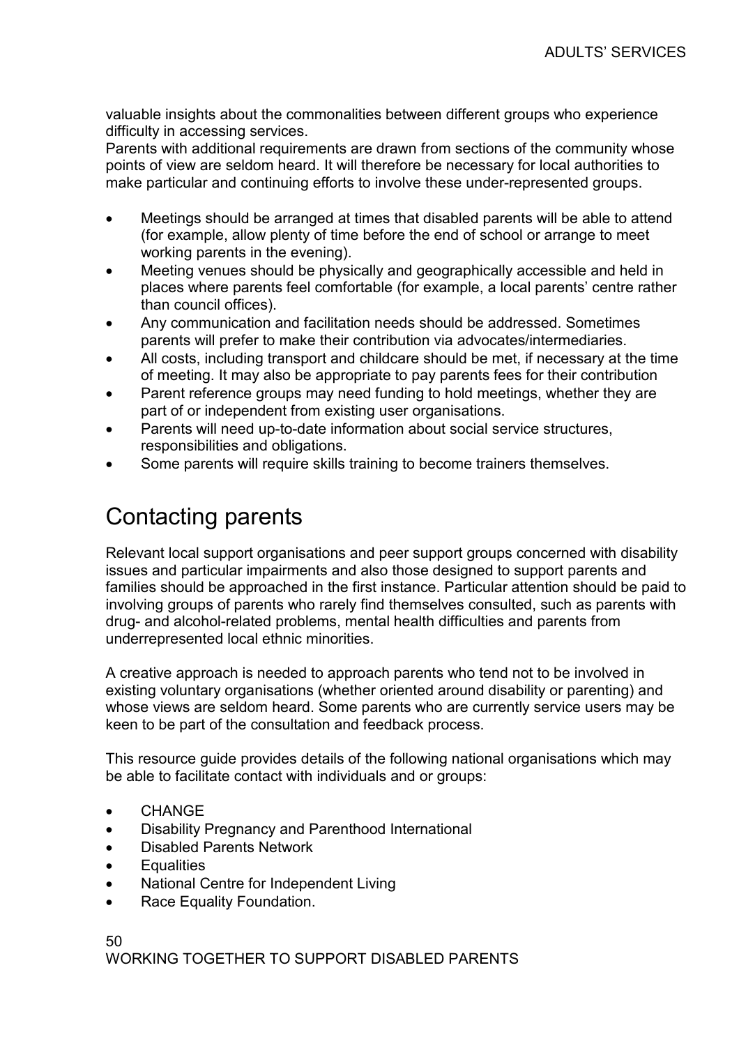valuable insights about the commonalities between different groups who experience difficulty in accessing services.

Parents with additional requirements are drawn from sections of the community whose points of view are seldom heard. It will therefore be necessary for local authorities to make particular and continuing efforts to involve these under-represented groups.

- Meetings should be arranged at times that disabled parents will be able to attend (for example, allow plenty of time before the end of school or arrange to meet working parents in the evening).
- Meeting venues should be physically and geographically accessible and held in places where parents feel comfortable (for example, a local parents' centre rather than council offices).
- Any communication and facilitation needs should be addressed. Sometimes parents will prefer to make their contribution via advocates/intermediaries.
- All costs, including transport and childcare should be met, if necessary at the time of meeting. It may also be appropriate to pay parents fees for their contribution
- Parent reference groups may need funding to hold meetings, whether they are part of or independent from existing user organisations.
- Parents will need up-to-date information about social service structures, responsibilities and obligations.
- Some parents will require skills training to become trainers themselves.

# Contacting parents

Relevant local support organisations and peer support groups concerned with disability issues and particular impairments and also those designed to support parents and families should be approached in the first instance. Particular attention should be paid to involving groups of parents who rarely find themselves consulted, such as parents with drug- and alcohol-related problems, mental health difficulties and parents from underrepresented local ethnic minorities.

A creative approach is needed to approach parents who tend not to be involved in existing voluntary organisations (whether oriented around disability or parenting) and whose views are seldom heard. Some parents who are currently service users may be keen to be part of the consultation and feedback process.

This resource guide provides details of the following national organisations which may be able to facilitate contact with individuals and or groups:

- CHANGE
- Disability Pregnancy and Parenthood International
- Disabled Parents Network
- Equalities
- National Centre for Independent Living
- Race Equality Foundation.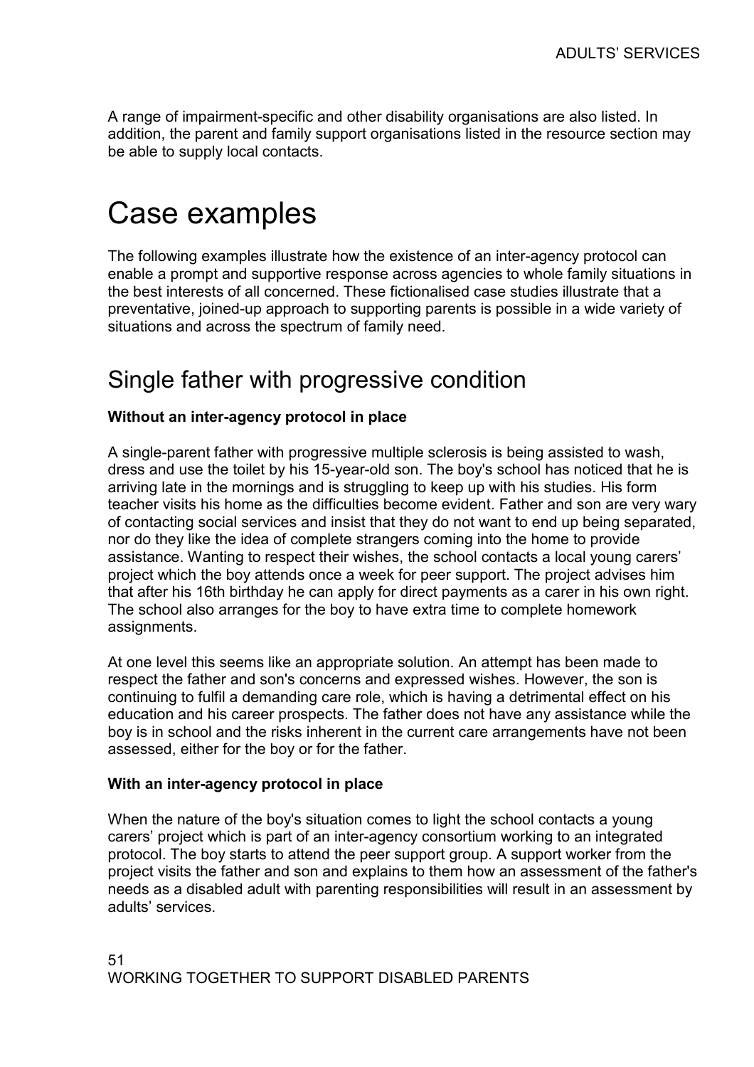A range of impairment-specific and other disability organisations are also listed. In addition, the parent and family support organisations listed in the resource section may be able to supply local contacts.

# Case examples

The following examples illustrate how the existence of an inter-agency protocol can enable a prompt and supportive response across agencies to whole family situations in the best interests of all concerned. These fictionalised case studies illustrate that a preventative, joined-up approach to supporting parents is possible in a wide variety of situations and across the spectrum of family need.

## Single father with progressive condition

**Without an inter-agency protocol in place**

A single-parent father with progressive multiple sclerosis is being assisted to wash, dress and use the toilet by his 15-year-old son. The boy's school has noticed that he is arriving late in the mornings and is struggling to keep up with his studies. His form teacher visits his home as the difficulties become evident. Father and son are very wary of contacting social services and insist that they do not want to end up being separated, nor do they like the idea of complete strangers coming into the home to provide assistance. Wanting to respect their wishes, the school contacts a local young carers' project which the boy attends once a week for peer support. The project advises him that after his 16th birthday he can apply for direct payments as a carer in his own right. The school also arranges for the boy to have extra time to complete homework assignments.

At one level this seems like an appropriate solution. An attempt has been made to respect the father and son's concerns and expressed wishes. However, the son is continuing to fulfil a demanding care role, which is having a detrimental effect on his education and his career prospects. The father does not have any assistance while the boy is in school and the risks inherent in the current care arrangements have not been assessed, either for the boy or for the father.

**With an inter-agency protocol in place**

When the nature of the boy's situation comes to light the school contacts a young carers' project which is part of an inter-agency consortium working to an integrated protocol. The boy starts to attend the peer support group. A support worker from the project visits the father and son and explains to them how an assessment of the father's needs as a disabled adult with parenting responsibilities will result in an assessment by adults' services.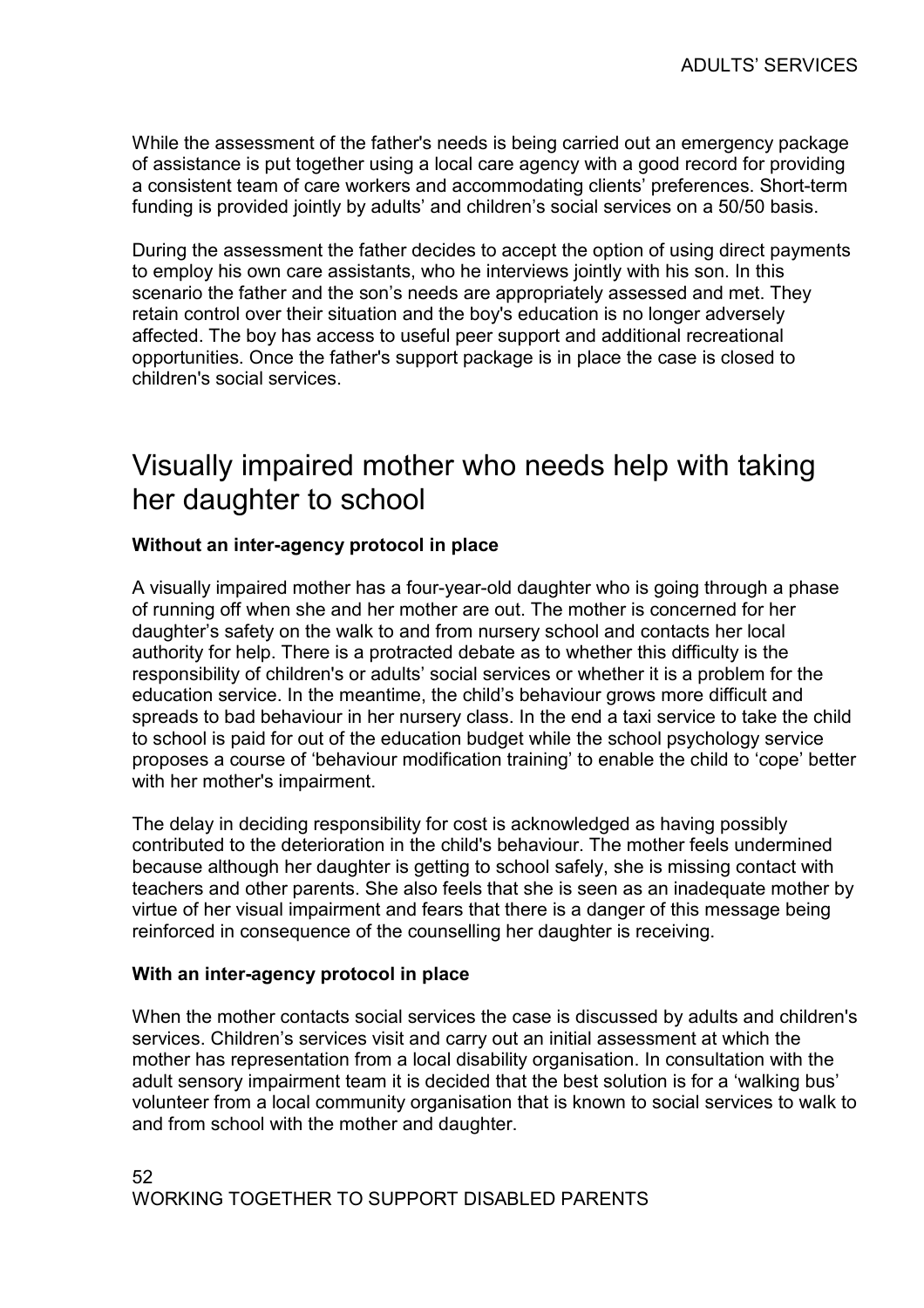While the assessment of the father's needs is being carried out an emergency package of assistance is put together using a local care agency with a good record for providing a consistent team of care workers and accommodating clients' preferences. Short-term funding is provided jointly by adults' and children's social services on a 50/50 basis.

During the assessment the father decides to accept the option of using direct payments to employ his own care assistants, who he interviews jointly with his son. In this scenario the father and the son's needs are appropriately assessed and met. They retain control over their situation and the boy's education is no longer adversely affected. The boy has access to useful peer support and additional recreational opportunities. Once the father's support package is in place the case is closed to children's social services.

## Visually impaired mother who needs help with taking her daughter to school

**Without an inter-agency protocol in place**

A visually impaired mother has a four-year-old daughter who is going through a phase of running off when she and her mother are out. The mother is concerned for her daughter's safety on the walk to and from nursery school and contacts her local authority for help. There is a protracted debate as to whether this difficulty is the responsibility of children's or adults' social services or whether it is a problem for the education service. In the meantime, the child's behaviour grows more difficult and spreads to bad behaviour in her nursery class. In the end a taxi service to take the child to school is paid for out of the education budget while the school psychology service proposes a course of 'behaviour modification training' to enable the child to 'cope' better with her mother's impairment.

The delay in deciding responsibility for cost is acknowledged as having possibly contributed to the deterioration in the child's behaviour. The mother feels undermined because although her daughter is getting to school safely, she is missing contact with teachers and other parents. She also feels that she is seen as an inadequate mother by virtue of her visual impairment and fears that there is a danger of this message being reinforced in consequence of the counselling her daughter is receiving.

**With an inter-agency protocol in place**

When the mother contacts social services the case is discussed by adults and children's services. Children's services visit and carry out an initial assessment at which the mother has representation from a local disability organisation. In consultation with the adult sensory impairment team it is decided that the best solution is for a 'walking bus' volunteer from a local community organisation that is known to social services to walk to and from school with the mother and daughter.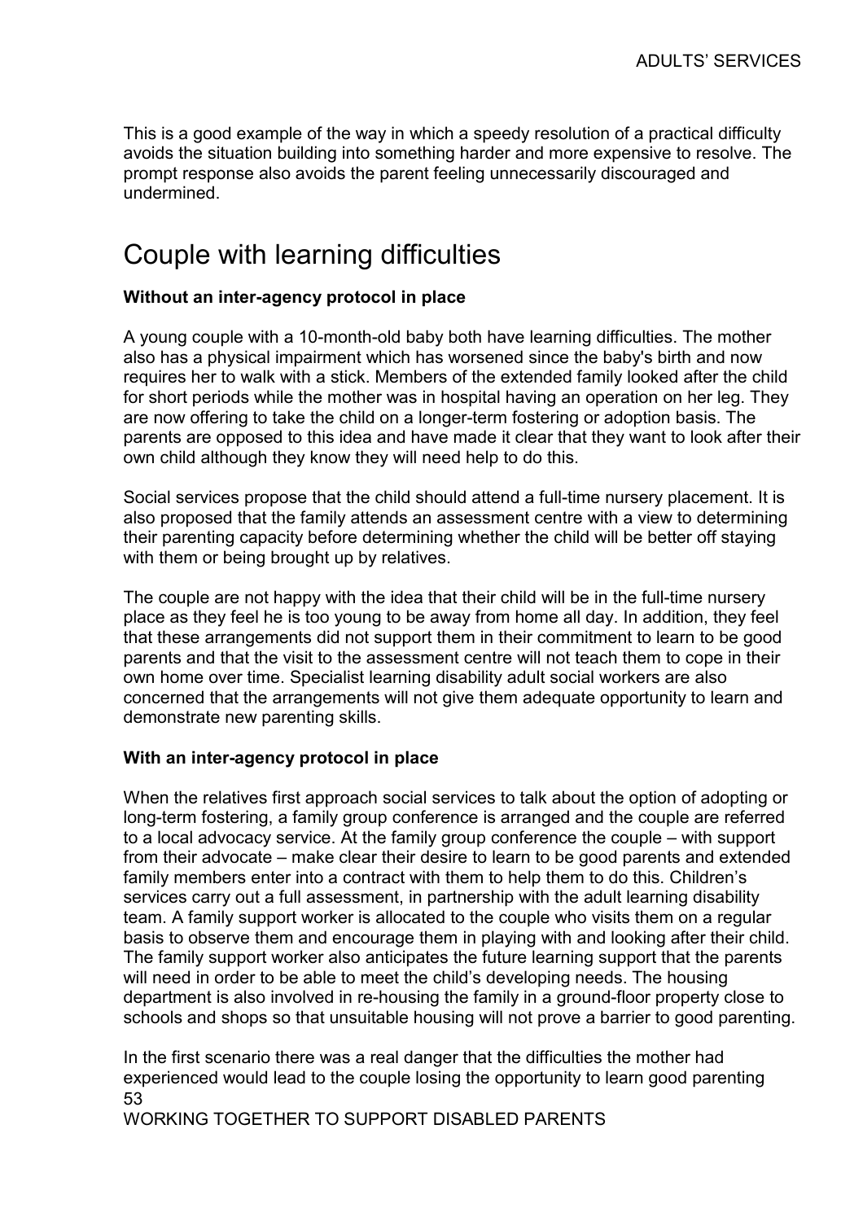This is a good example of the way in which a speedy resolution of a practical difficulty avoids the situation building into something harder and more expensive to resolve. The prompt response also avoids the parent feeling unnecessarily discouraged and undermined.

## Couple with learning difficulties

**Without an inter-agency protocol in place**

A young couple with a 10-month-old baby both have learning difficulties. The mother also has a physical impairment which has worsened since the baby's birth and now requires her to walk with a stick. Members of the extended family looked after the child for short periods while the mother was in hospital having an operation on her leg. They are now offering to take the child on a longer-term fostering or adoption basis. The parents are opposed to this idea and have made it clear that they want to look after their own child although they know they will need help to do this.

Social services propose that the child should attend a full-time nursery placement. It is also proposed that the family attends an assessment centre with a view to determining their parenting capacity before determining whether the child will be better off staying with them or being brought up by relatives.

The couple are not happy with the idea that their child will be in the full-time nursery place as they feel he is too young to be away from home all day. In addition, they feel that these arrangements did not support them in their commitment to learn to be good parents and that the visit to the assessment centre will not teach them to cope in their own home over time. Specialist learning disability adult social workers are also concerned that the arrangements will not give them adequate opportunity to learn and demonstrate new parenting skills.

**With an inter-agency protocol in place**

When the relatives first approach social services to talk about the option of adopting or long-term fostering, a family group conference is arranged and the couple are referred to a local advocacy service. At the family group conference the couple – with support from their advocate – make clear their desire to learn to be good parents and extended family members enter into a contract with them to help them to do this. Children's services carry out a full assessment, in partnership with the adult learning disability team. A family support worker is allocated to the couple who visits them on a regular basis to observe them and encourage them in playing with and looking after their child. The family support worker also anticipates the future learning support that the parents will need in order to be able to meet the child's developing needs. The housing department is also involved in re-housing the family in a ground-floor property close to schools and shops so that unsuitable housing will not prove a barrier to good parenting.

In the first scenario there was a real danger that the difficulties the mother had experienced would lead to the couple losing the opportunity to learn good parenting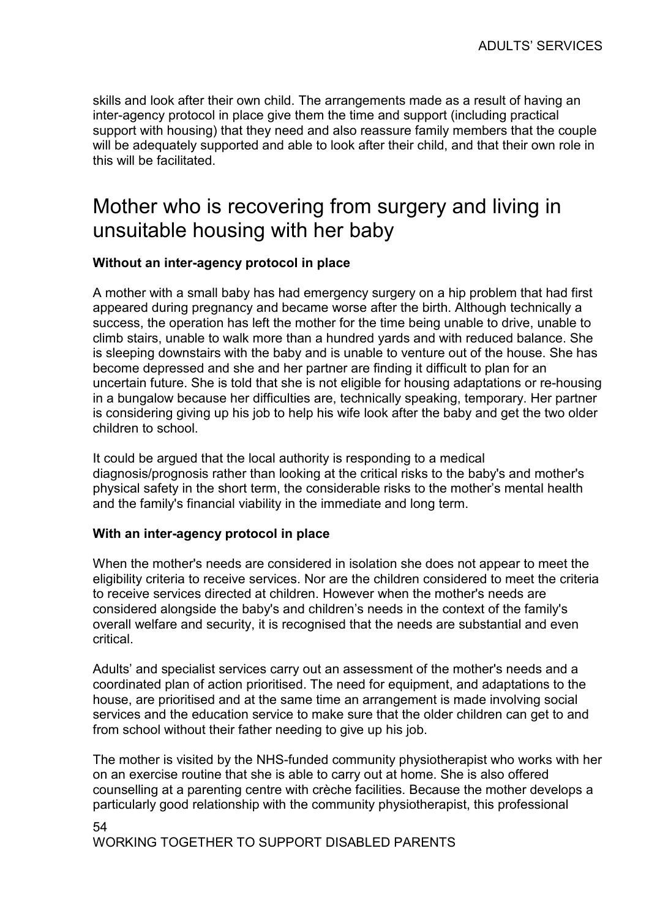skills and look after their own child. The arrangements made as a result of having an inter-agency protocol in place give them the time and support (including practical support with housing) that they need and also reassure family members that the couple will be adequately supported and able to look after their child, and that their own role in this will be facilitated.

## Mother who is recovering from surgery and living in unsuitable housing with her baby

**Without an inter-agency protocol in place**

A mother with a small baby has had emergency surgery on a hip problem that had first appeared during pregnancy and became worse after the birth. Although technically a success, the operation has left the mother for the time being unable to drive, unable to climb stairs, unable to walk more than a hundred yards and with reduced balance. She is sleeping downstairs with the baby and is unable to venture out of the house. She has become depressed and she and her partner are finding it difficult to plan for an uncertain future. She is told that she is not eligible for housing adaptations or re-housing in a bungalow because her difficulties are, technically speaking, temporary. Her partner is considering giving up his job to help his wife look after the baby and get the two older children to school.

It could be argued that the local authority is responding to a medical diagnosis/prognosis rather than looking at the critical risks to the baby's and mother's physical safety in the short term, the considerable risks to the mother's mental health and the family's financial viability in the immediate and long term.

**With an inter-agency protocol in place**

When the mother's needs are considered in isolation she does not appear to meet the eligibility criteria to receive services. Nor are the children considered to meet the criteria to receive services directed at children. However when the mother's needs are considered alongside the baby's and children's needs in the context of the family's overall welfare and security, it is recognised that the needs are substantial and even critical.

Adults' and specialist services carry out an assessment of the mother's needs and a coordinated plan of action prioritised. The need for equipment, and adaptations to the house, are prioritised and at the same time an arrangement is made involving social services and the education service to make sure that the older children can get to and from school without their father needing to give up his job.

The mother is visited by the NHS-funded community physiotherapist who works with her on an exercise routine that she is able to carry out at home. She is also offered counselling at a parenting centre with crèche facilities. Because the mother develops a particularly good relationship with the community physiotherapist, this professional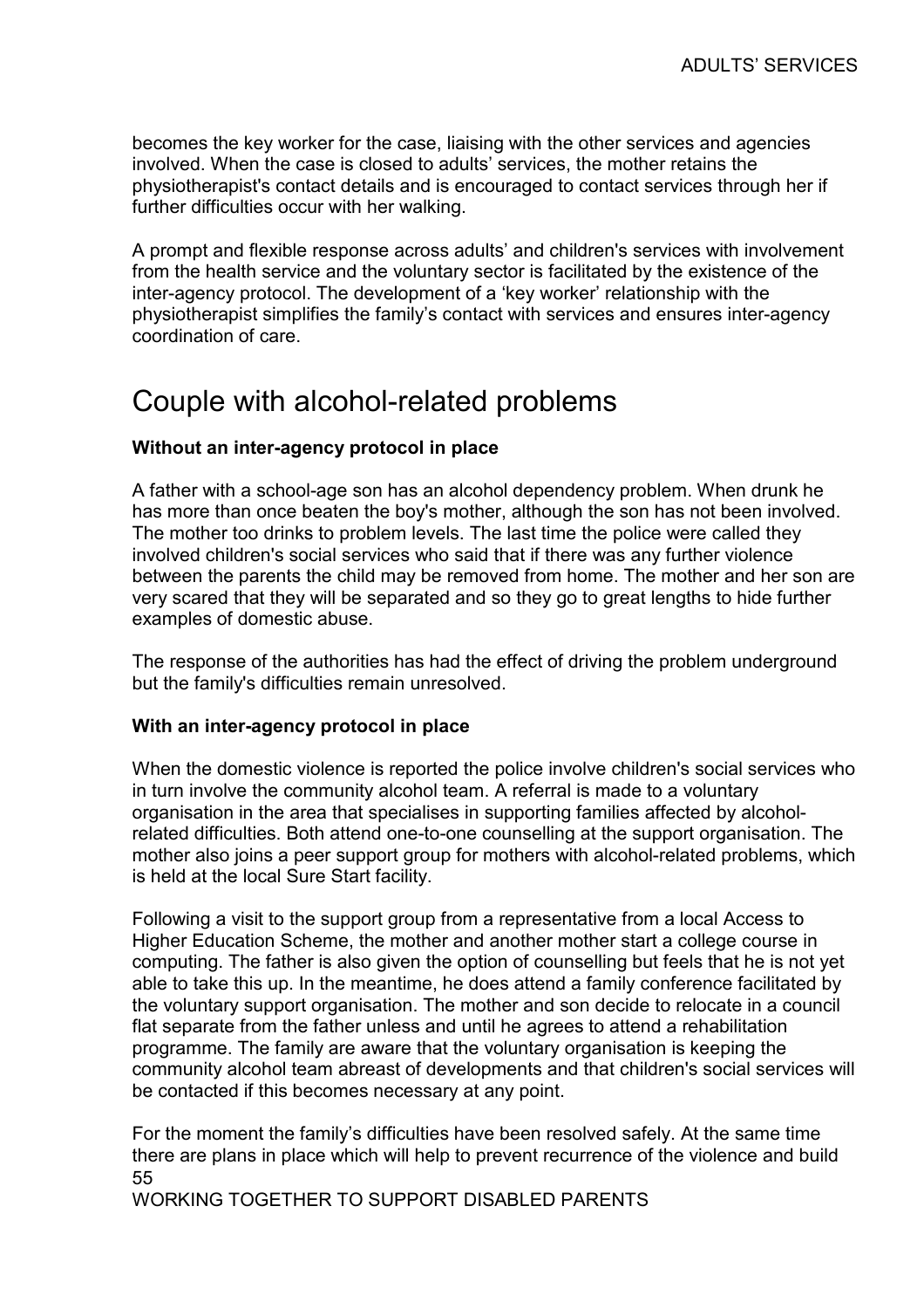becomes the key worker for the case, liaising with the other services and agencies involved. When the case is closed to adults' services, the mother retains the physiotherapist's contact details and is encouraged to contact services through her if further difficulties occur with her walking.

A prompt and flexible response across adults' and children's services with involvement from the health service and the voluntary sector is facilitated by the existence of the inter-agency protocol. The development of a 'key worker' relationship with the physiotherapist simplifies the family's contact with services and ensures inter-agency coordination of care.

## Couple with alcohol-related problems

**Without an inter-agency protocol in place**

A father with a school-age son has an alcohol dependency problem. When drunk he has more than once beaten the boy's mother, although the son has not been involved. The mother too drinks to problem levels. The last time the police were called they involved children's social services who said that if there was any further violence between the parents the child may be removed from home. The mother and her son are very scared that they will be separated and so they go to great lengths to hide further examples of domestic abuse.

The response of the authorities has had the effect of driving the problem underground but the family's difficulties remain unresolved.

**With an inter-agency protocol in place**

When the domestic violence is reported the police involve children's social services who in turn involve the community alcohol team. A referral is made to a voluntary organisation in the area that specialises in supporting families affected by alcohol-related difficulties. Both attend one-to-one counselling at the support organisation. The mother also joins a peer support group for mothers with alcohol-related problems, which is held at the local Sure Start facility.

Following a visit to the support group from a representative from a local Access to Higher Education Scheme, the mother and another mother start a college course in computing. The father is also given the option of counselling but feels that he is not yet able to take this up. In the meantime, he does attend a family conference facilitated by the voluntary support organisation. The mother and son decide to relocate in a council flat separate from the father unless and until he agrees to attend a rehabilitation programme. The family are aware that the voluntary organisation is keeping the community alcohol team abreast of developments and that children's social services will be contacted if this becomes necessary at any point.

For the moment the family's difficulties have been resolved safely. At the same time there are plans in place which will help to prevent recurrence of the violence and build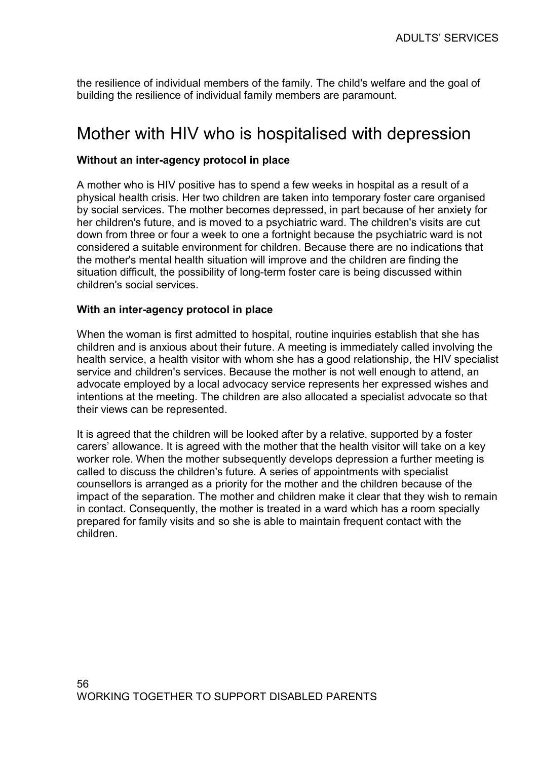the resilience of individual members of the family. The child's welfare and the goal of building the resilience of individual family members are paramount.

## Mother with HIV who is hospitalised with depression

**Without an inter-agency protocol in place**

A mother who is HIV positive has to spend a few weeks in hospital as a result of a physical health crisis. Her two children are taken into temporary foster care organised by social services. The mother becomes depressed, in part because of her anxiety for her children's future, and is moved to a psychiatric ward. The children's visits are cut down from three or four a week to one a fortnight because the psychiatric ward is not considered a suitable environment for children. Because there are no indications that the mother's mental health situation will improve and the children are finding the situation difficult, the possibility of long-term foster care is being discussed within children's social services.

**With an inter-agency protocol in place**

When the woman is first admitted to hospital, routine inquiries establish that she has children and is anxious about their future. A meeting is immediately called involving the health service, a health visitor with whom she has a good relationship, the HIV specialist service and children's services. Because the mother is not well enough to attend, an advocate employed by a local advocacy service represents her expressed wishes and intentions at the meeting. The children are also allocated a specialist advocate so that their views can be represented.

It is agreed that the children will be looked after by a relative, supported by a foster carers' allowance. It is agreed with the mother that the health visitor will take on a key worker role. When the mother subsequently develops depression a further meeting is called to discuss the children's future. A series of appointments with specialist counsellors is arranged as a priority for the mother and the children because of the impact of the separation. The mother and children make it clear that they wish to remain in contact. Consequently, the mother is treated in a ward which has a room specially prepared for family visits and so she is able to maintain frequent contact with the children.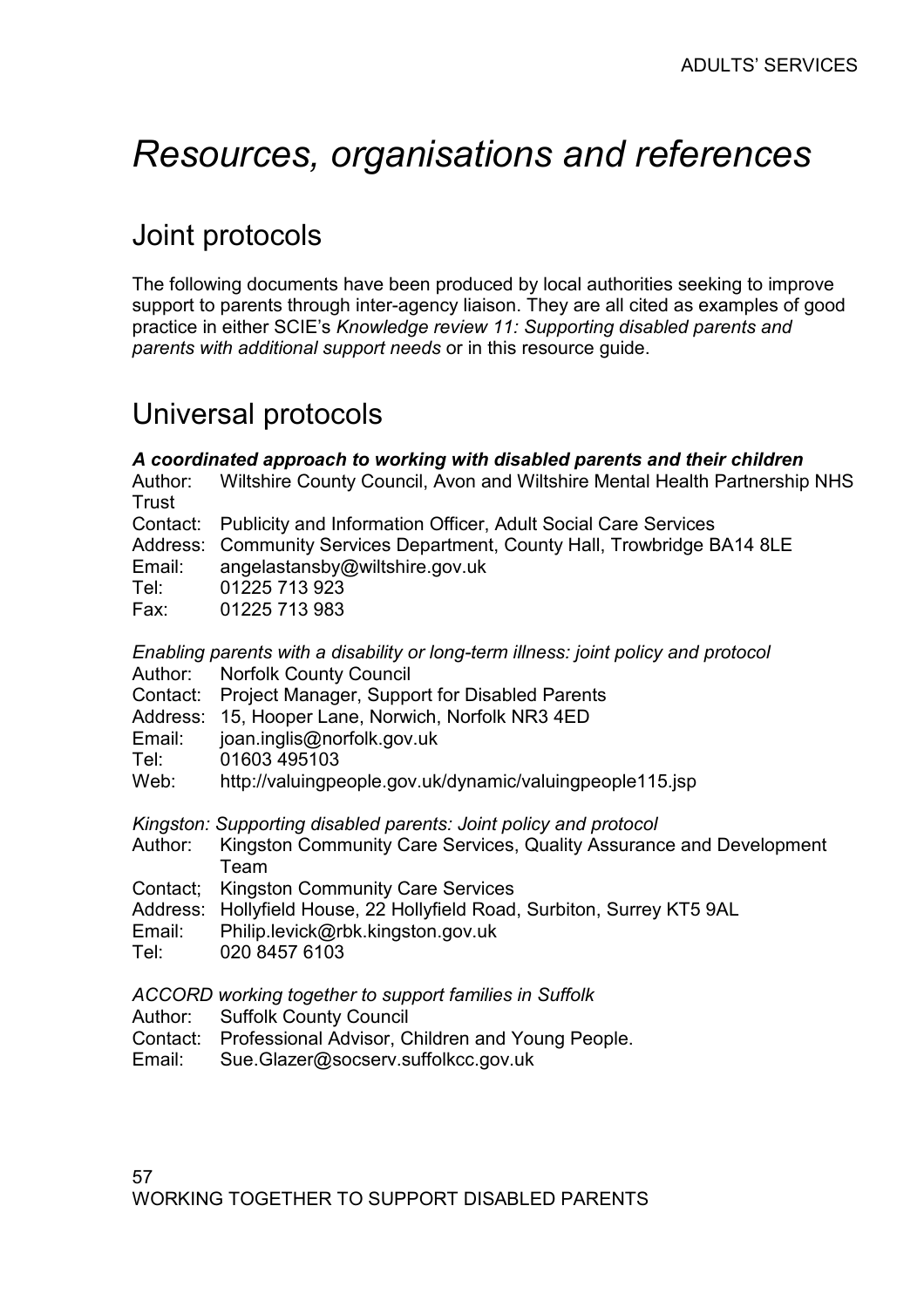# *Resources, organisations and references*

## Joint protocols

The following documents have been produced by local authorities seeking to improve support to parents through inter-agency liaison. They are all cited as examples of good practice in either SCIE's *Knowledge review 11: Supporting disabled parents and parents with additional support needs* or in this resource guide.

## Universal protocols

***A coordinated approach to working with disabled parents and their children***

Author: Wiltshire County Council, Avon and Wiltshire Mental Health Partnership NHS Trust
Contact: Publicity and Information Officer, Adult Social Care Services
Address: Community Services Department, County Hall, Trowbridge BA14 8LE
Email: angelastansby@wiltshire.gov.uk
Tel: 01225 713 923
Fax: 01225 713 983

*Enabling parents with a disability or long-term illness: joint policy and protocol*

Author: Norfolk County Council
Contact: Project Manager, Support for Disabled Parents
Address: 15, Hooper Lane, Norwich, Norfolk NR3 4ED
Email: joan.inglis@norfolk.gov.uk
Tel: 01603 495103
Web: http://valuingpeople.gov.uk/dynamic/valuingpeople115.jsp

*Kingston: Supporting disabled parents: Joint policy and protocol*

Author: Kingston Community Care Services, Quality Assurance and Development Team
Contact; Kingston Community Care Services
Address: Hollyfield House, 22 Hollyfield Road, Surbiton, Surrey KT5 9AL
Email: Philip.levick@rbk.kingston.gov.uk
Tel: 020 8457 6103

*ACCORD working together to support families in Suffolk*

Author: Suffolk County Council
Contact: Professional Advisor, Children and Young People.
Email: Sue.Glazer@socserv.suffolkcc.gov.uk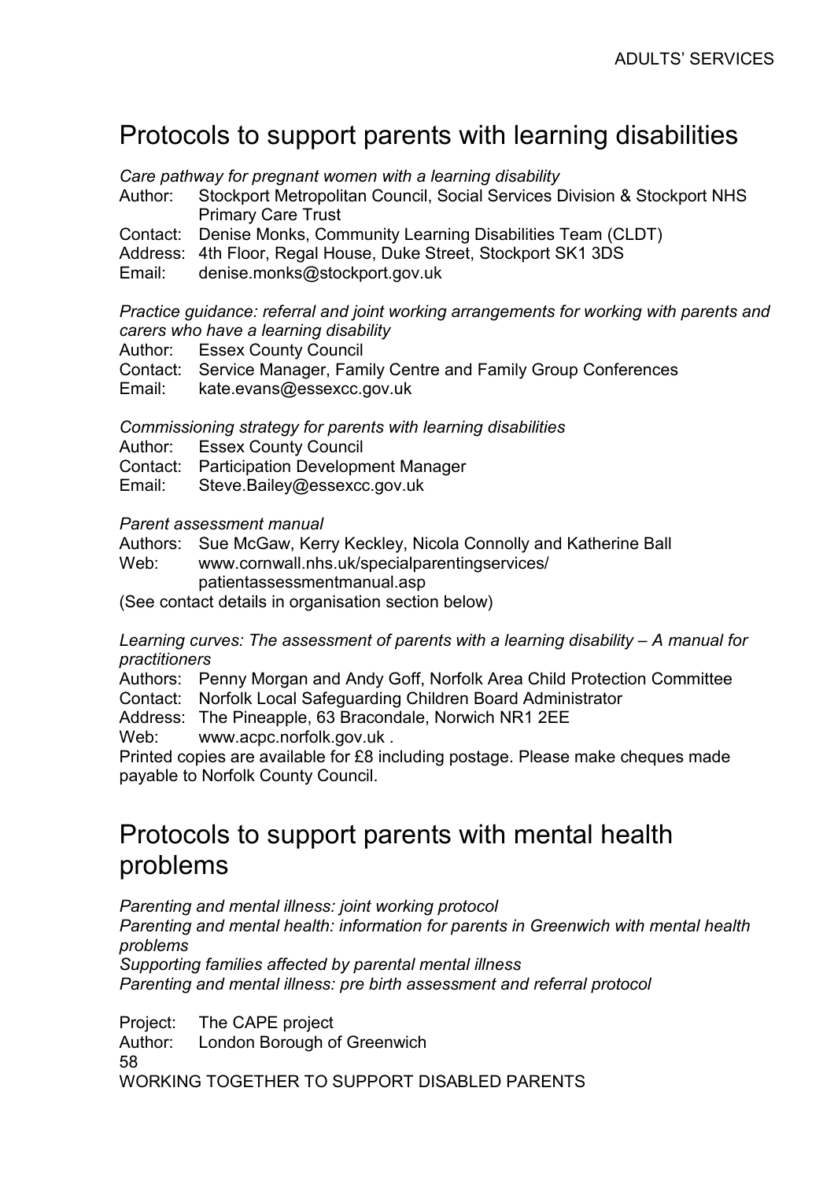## Protocols to support parents with learning disabilities

*Care pathway for pregnant women with a learning disability*
Author: Stockport Metropolitan Council, Social Services Division & Stockport NHS Primary Care Trust
Contact: Denise Monks, Community Learning Disabilities Team (CLDT)
Address: 4th Floor, Regal House, Duke Street, Stockport SK1 3DS
Email: denise.monks@stockport.gov.uk

*Practice guidance: referral and joint working arrangements for working with parents and carers who have a learning disability*
Author: Essex County Council
Contact: Service Manager, Family Centre and Family Group Conferences
Email: kate.evans@essexcc.gov.uk

*Commissioning strategy for parents with learning disabilities*
Author: Essex County Council
Contact: Participation Development Manager
Email: Steve.Bailey@essexcc.gov.uk

*Parent assessment manual*
Authors: Sue McGaw, Kerry Keckley, Nicola Connolly and Katherine Ball
Web: www.cornwall.nhs.uk/specialparentingservices/patientassessmentmanual.asp
(See contact details in organisation section below)

*Learning curves: The assessment of parents with a learning disability – A manual for practitioners*
Authors: Penny Morgan and Andy Goff, Norfolk Area Child Protection Committee
Contact: Norfolk Local Safeguarding Children Board Administrator
Address: The Pineapple, 63 Bracondale, Norwich NR1 2EE
Web: www.acpc.norfolk.gov.uk .
Printed copies are available for £8 including postage. Please make cheques made payable to Norfolk County Council.

## Protocols to support parents with mental health problems

*Parenting and mental illness: joint working protocol*
*Parenting and mental health: information for parents in Greenwich with mental health problems*
*Supporting families affected by parental mental illness*
*Parenting and mental illness: pre birth assessment and referral protocol*

Project: The CAPE project
Author: London Borough of Greenwich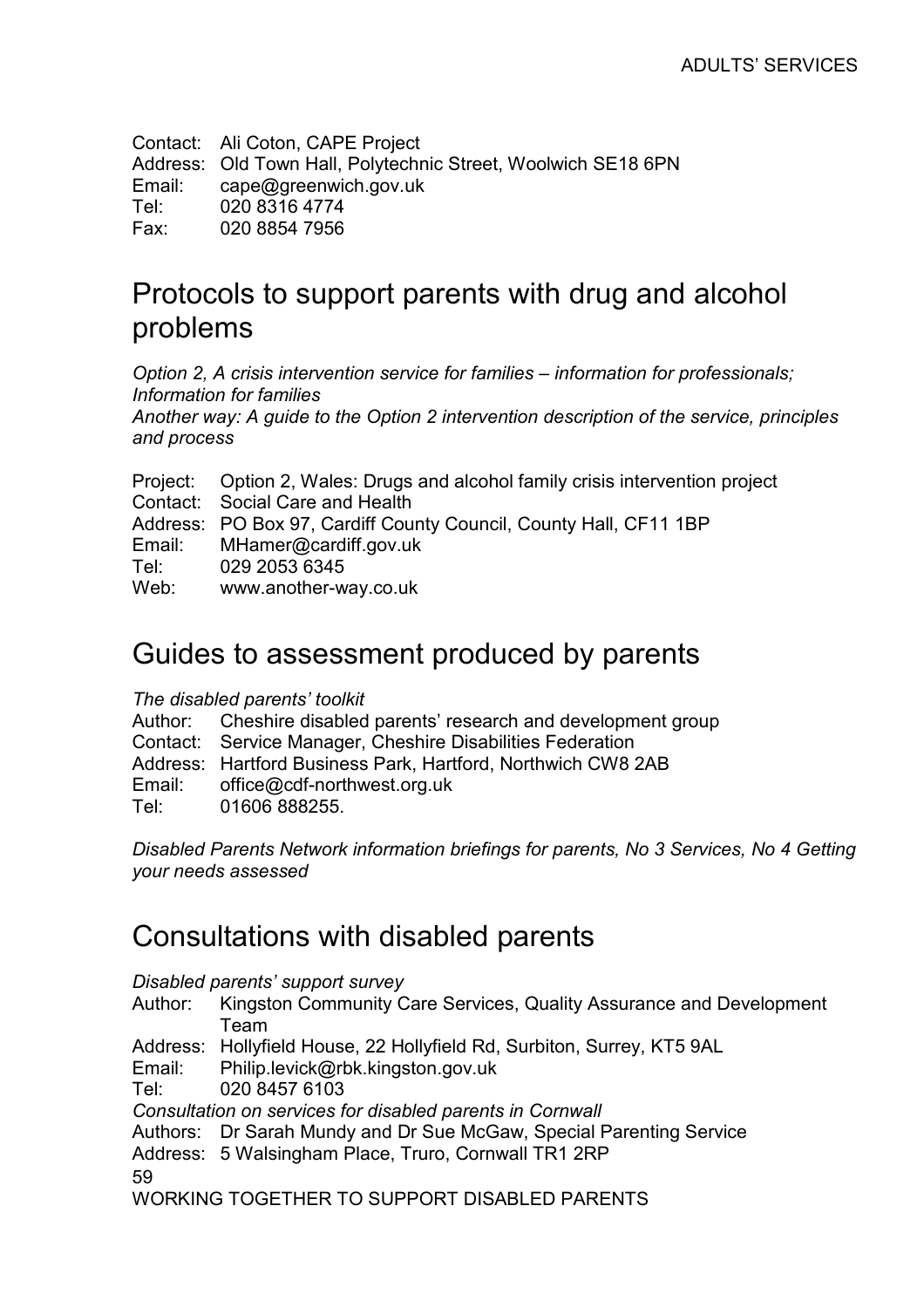Contact: Ali Coton, CAPE Project
Address: Old Town Hall, Polytechnic Street, Woolwich SE18 6PN
Email: cape@greenwich.gov.uk
Tel: 020 8316 4774
Fax: 020 8854 7956

## Protocols to support parents with drug and alcohol problems

*Option 2, A crisis intervention service for families – information for professionals; Information for families*
*Another way: A guide to the Option 2 intervention description of the service, principles and process*

Project: Option 2, Wales: Drugs and alcohol family crisis intervention project
Contact: Social Care and Health
Address: PO Box 97, Cardiff County Council, County Hall, CF11 1BP
Email: MHamer@cardiff.gov.uk
Tel: 029 2053 6345
Web: www.another-way.co.uk

## Guides to assessment produced by parents

*The disabled parents' toolkit*
Author: Cheshire disabled parents' research and development group
Contact: Service Manager, Cheshire Disabilities Federation
Address: Hartford Business Park, Hartford, Northwich CW8 2AB
Email: office@cdf-northwest.org.uk
Tel: 01606 888255.

*Disabled Parents Network information briefings for parents, No 3 Services, No 4 Getting your needs assessed*

## Consultations with disabled parents

*Disabled parents' support survey*
Author: Kingston Community Care Services, Quality Assurance and Development Team
Address: Hollyfield House, 22 Hollyfield Rd, Surbiton, Surrey, KT5 9AL
Email: Philip.levick@rbk.kingston.gov.uk
Tel: 020 8457 6103
*Consultation on services for disabled parents in Cornwall*
Authors: Dr Sarah Mundy and Dr Sue McGaw, Special Parenting Service
Address: 5 Walsingham Place, Truro, Cornwall TR1 2RP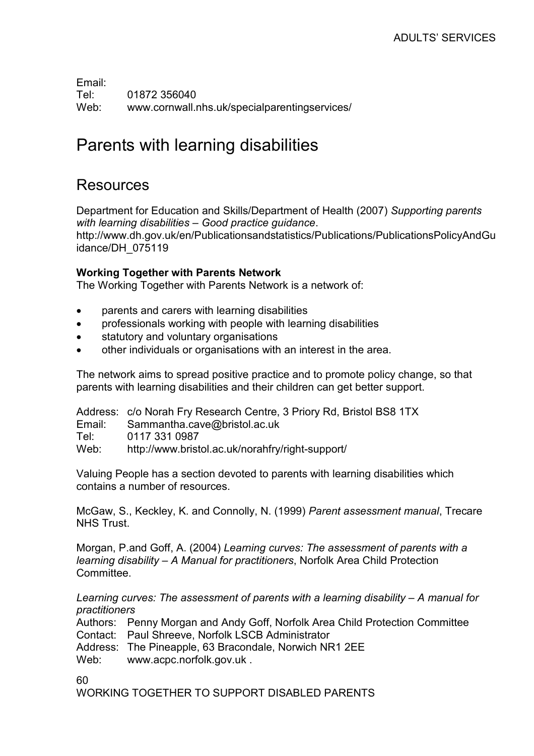Email:
Tel: 01872 356040
Web: www.cornwall.nhs.uk/specialparentingservices/

# Parents with learning disabilities

## Resources

Department for Education and Skills/Department of Health (2007) *Supporting parents with learning disabilities – Good practice guidance*.
http://www.dh.gov.uk/en/Publicationsandstatistics/Publications/PublicationsPolicyAndGuidance/DH_075119

**Working Together with Parents Network**
The Working Together with Parents Network is a network of:

- parents and carers with learning disabilities
- professionals working with people with learning disabilities
- statutory and voluntary organisations
- other individuals or organisations with an interest in the area.

The network aims to spread positive practice and to promote policy change, so that parents with learning disabilities and their children can get better support.

Address: c/o Norah Fry Research Centre, 3 Priory Rd, Bristol BS8 1TX
Email: Sammantha.cave@bristol.ac.uk
Tel: 0117 331 0987
Web: http://www.bristol.ac.uk/norahfry/right-support/

Valuing People has a section devoted to parents with learning disabilities which contains a number of resources.

McGaw, S., Keckley, K. and Connolly, N. (1999) *Parent assessment manual*, Trecare NHS Trust.

Morgan, P.and Goff, A. (2004) *Learning curves: The assessment of parents with a learning disability – A Manual for practitioners*, Norfolk Area Child Protection Committee.

*Learning curves: The assessment of parents with a learning disability – A manual for practitioners*
Authors: Penny Morgan and Andy Goff, Norfolk Area Child Protection Committee
Contact: Paul Shreeve, Norfolk LSCB Administrator
Address: The Pineapple, 63 Bracondale, Norwich NR1 2EE
Web: www.acpc.norfolk.gov.uk .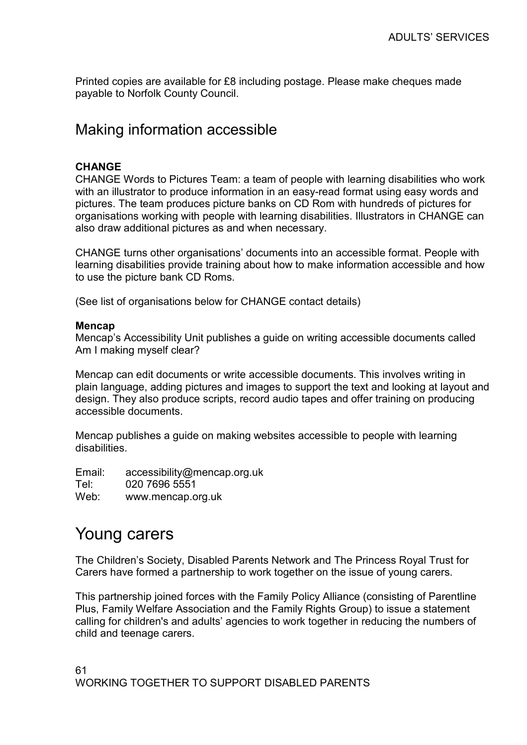Printed copies are available for £8 including postage. Please make cheques made payable to Norfolk County Council.

## Making information accessible

**CHANGE**
CHANGE Words to Pictures Team: a team of people with learning disabilities who work with an illustrator to produce information in an easy-read format using easy words and pictures. The team produces picture banks on CD Rom with hundreds of pictures for organisations working with people with learning disabilities. Illustrators in CHANGE can also draw additional pictures as and when necessary.

CHANGE turns other organisations' documents into an accessible format. People with learning disabilities provide training about how to make information accessible and how to use the picture bank CD Roms.

(See list of organisations below for CHANGE contact details)

**Mencap**
Mencap's Accessibility Unit publishes a guide on writing accessible documents called Am I making myself clear?

Mencap can edit documents or write accessible documents. This involves writing in plain language, adding pictures and images to support the text and looking at layout and design. They also produce scripts, record audio tapes and offer training on producing accessible documents.

Mencap publishes a guide on making websites accessible to people with learning disabilities.

Email: accessibility@mencap.org.uk
Tel: 020 7696 5551
Web: www.mencap.org.uk

# Young carers

The Children's Society, Disabled Parents Network and The Princess Royal Trust for Carers have formed a partnership to work together on the issue of young carers.

This partnership joined forces with the Family Policy Alliance (consisting of Parentline Plus, Family Welfare Association and the Family Rights Group) to issue a statement calling for children's and adults' agencies to work together in reducing the numbers of child and teenage carers.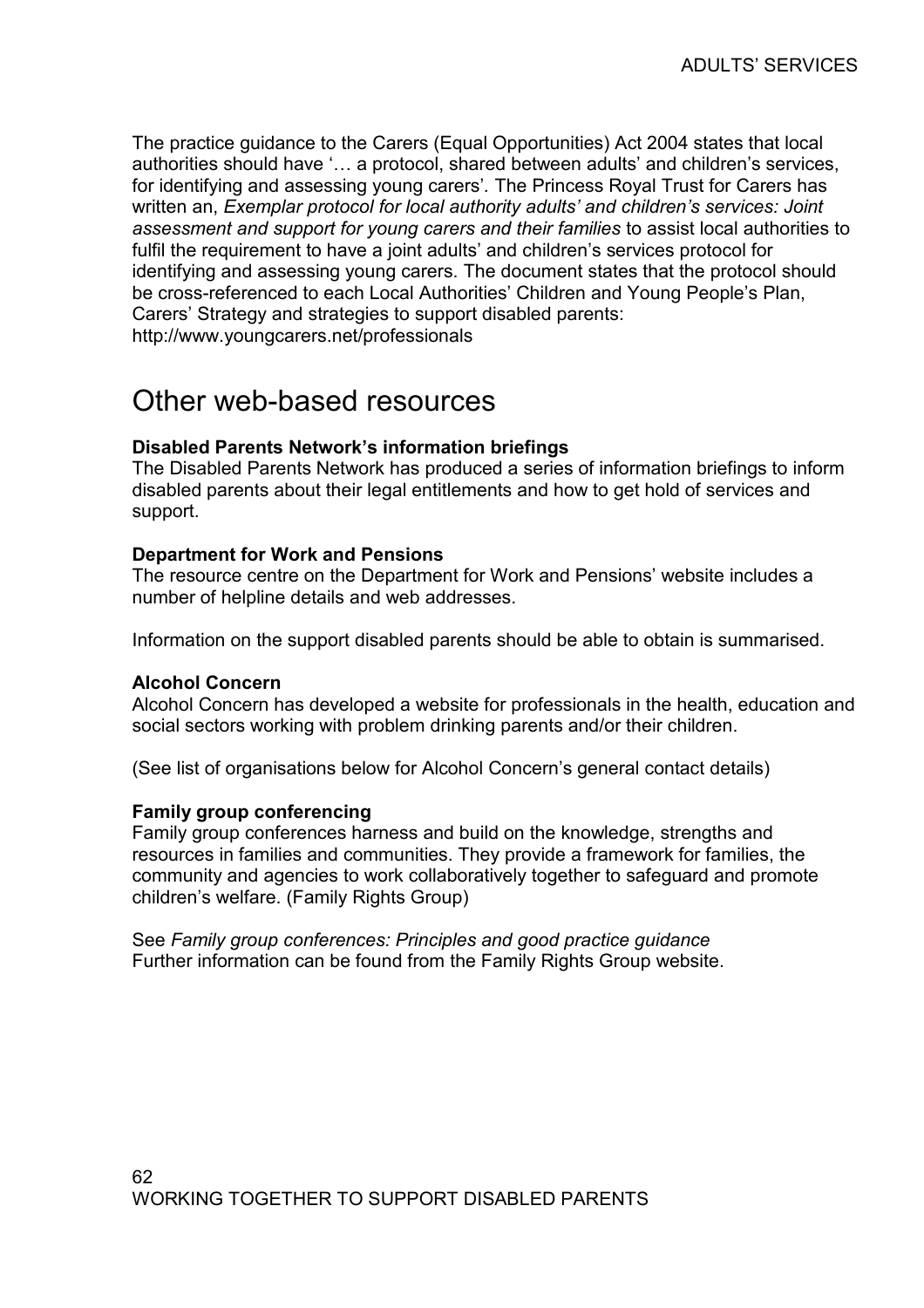The practice guidance to the Carers (Equal Opportunities) Act 2004 states that local authorities should have '… a protocol, shared between adults' and children's services, for identifying and assessing young carers'. The Princess Royal Trust for Carers has written an, *Exemplar protocol for local authority adults' and children's services: Joint assessment and support for young carers and their families* to assist local authorities to fulfil the requirement to have a joint adults' and children's services protocol for identifying and assessing young carers. The document states that the protocol should be cross-referenced to each Local Authorities' Children and Young People's Plan, Carers' Strategy and strategies to support disabled parents: http://www.youngcarers.net/professionals

## Other web-based resources

**Disabled Parents Network's information briefings**
The Disabled Parents Network has produced a series of information briefings to inform disabled parents about their legal entitlements and how to get hold of services and support.

**Department for Work and Pensions**
The resource centre on the Department for Work and Pensions' website includes a number of helpline details and web addresses.

Information on the support disabled parents should be able to obtain is summarised.

**Alcohol Concern**
Alcohol Concern has developed a website for professionals in the health, education and social sectors working with problem drinking parents and/or their children.

(See list of organisations below for Alcohol Concern's general contact details)

**Family group conferencing**
Family group conferences harness and build on the knowledge, strengths and resources in families and communities. They provide a framework for families, the community and agencies to work collaboratively together to safeguard and promote children's welfare. (Family Rights Group)

See *Family group conferences: Principles and good practice guidance*
Further information can be found from the Family Rights Group website.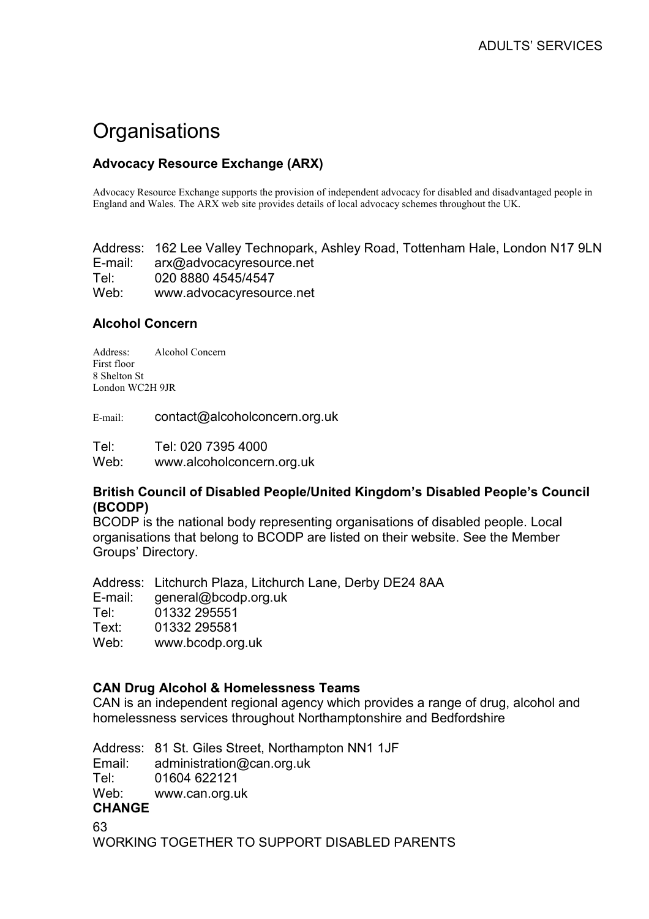# Organisations

### Advocacy Resource Exchange (ARX)

Advocacy Resource Exchange supports the provision of independent advocacy for disabled and disadvantaged people in England and Wales. The ARX web site provides details of local advocacy schemes throughout the UK.

Address: 162 Lee Valley Technopark, Ashley Road, Tottenham Hale, London N17 9LN
E-mail: arx@advocacyresource.net
Tel: 020 8880 4545/4547
Web: www.advocacyresource.net

### Alcohol Concern

Address: Alcohol Concern
First floor
8 Shelton St
London WC2H 9JR

E-mail: contact@alcoholconcern.org.uk

Tel: Tel: 020 7395 4000
Web: www.alcoholconcern.org.uk

### British Council of Disabled People/United Kingdom's Disabled People's Council (BCODP)

BCODP is the national body representing organisations of disabled people. Local organisations that belong to BCODP are listed on their website. See the Member Groups' Directory.

Address: Litchurch Plaza, Litchurch Lane, Derby DE24 8AA
E-mail: general@bcodp.org.uk
Tel: 01332 295551
Text: 01332 295581
Web: www.bcodp.org.uk

### CAN Drug Alcohol & Homelessness Teams

CAN is an independent regional agency which provides a range of drug, alcohol and homelessness services throughout Northamptonshire and Bedfordshire

Address: 81 St. Giles Street, Northampton NN1 1JF
Email: administration@can.org.uk
Tel: 01604 622121
Web: www.can.org.uk

### CHANGE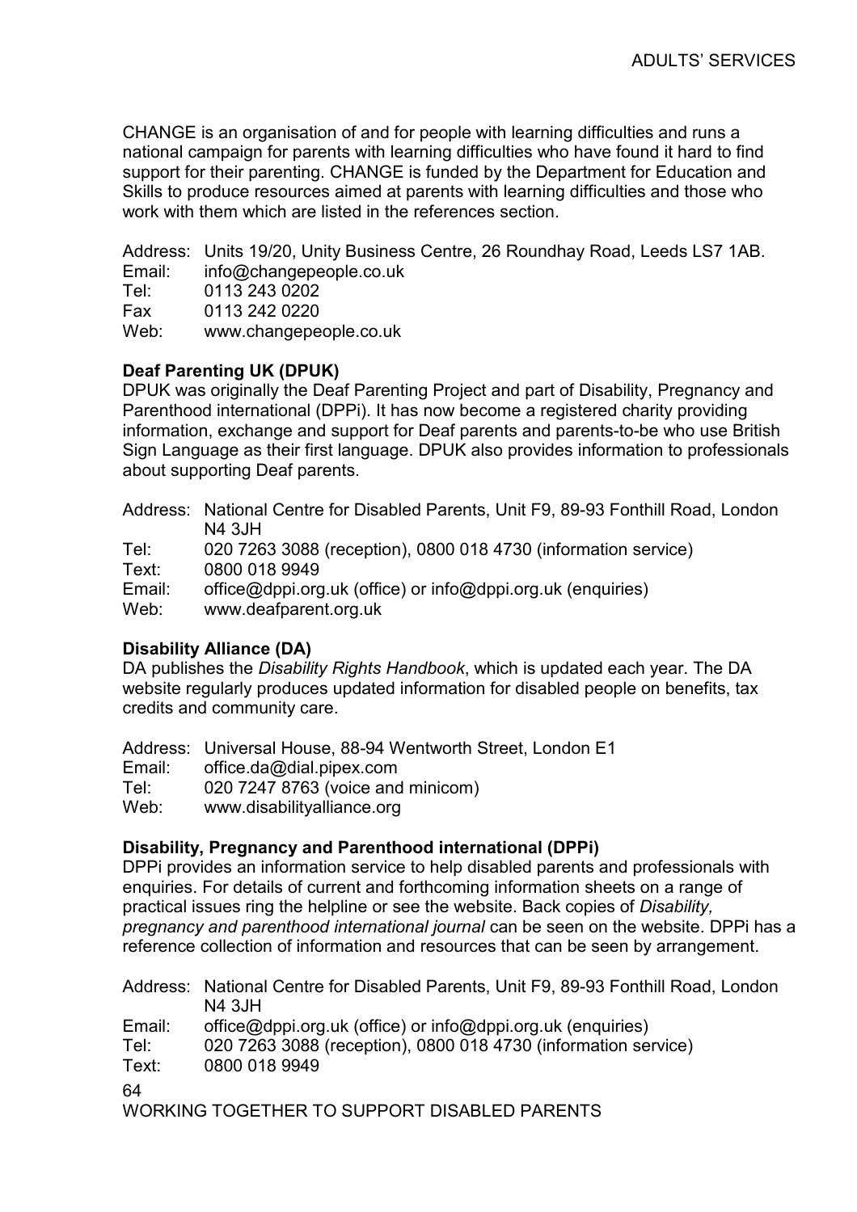CHANGE is an organisation of and for people with learning difficulties and runs a national campaign for parents with learning difficulties who have found it hard to find support for their parenting. CHANGE is funded by the Department for Education and Skills to produce resources aimed at parents with learning difficulties and those who work with them which are listed in the references section.

Address: Units 19/20, Unity Business Centre, 26 Roundhay Road, Leeds LS7 1AB.
Email: info@changepeople.co.uk
Tel: 0113 243 0202
Fax 0113 242 0220
Web: www.changepeople.co.uk

**Deaf Parenting UK (DPUK)**
DPUK was originally the Deaf Parenting Project and part of Disability, Pregnancy and Parenthood international (DPPi). It has now become a registered charity providing information, exchange and support for Deaf parents and parents-to-be who use British Sign Language as their first language. DPUK also provides information to professionals about supporting Deaf parents.

Address: National Centre for Disabled Parents, Unit F9, 89-93 Fonthill Road, London N4 3JH
Tel: 020 7263 3088 (reception), 0800 018 4730 (information service)
Text: 0800 018 9949
Email: office@dppi.org.uk (office) or info@dppi.org.uk (enquiries)
Web: www.deafparent.org.uk

**Disability Alliance (DA)**
DA publishes the *Disability Rights Handbook*, which is updated each year. The DA website regularly produces updated information for disabled people on benefits, tax credits and community care.

Address: Universal House, 88-94 Wentworth Street, London E1
Email: office.da@dial.pipex.com
Tel: 020 7247 8763 (voice and minicom)
Web: www.disabilityalliance.org

**Disability, Pregnancy and Parenthood international (DPPi)**
DPPi provides an information service to help disabled parents and professionals with enquiries. For details of current and forthcoming information sheets on a range of practical issues ring the helpline or see the website. Back copies of *Disability, pregnancy and parenthood international journal* can be seen on the website. DPPi has a reference collection of information and resources that can be seen by arrangement.

Address: National Centre for Disabled Parents, Unit F9, 89-93 Fonthill Road, London N4 3JH
Email: office@dppi.org.uk (office) or info@dppi.org.uk (enquiries)
Tel: 020 7263 3088 (reception), 0800 018 4730 (information service)
Text: 0800 018 9949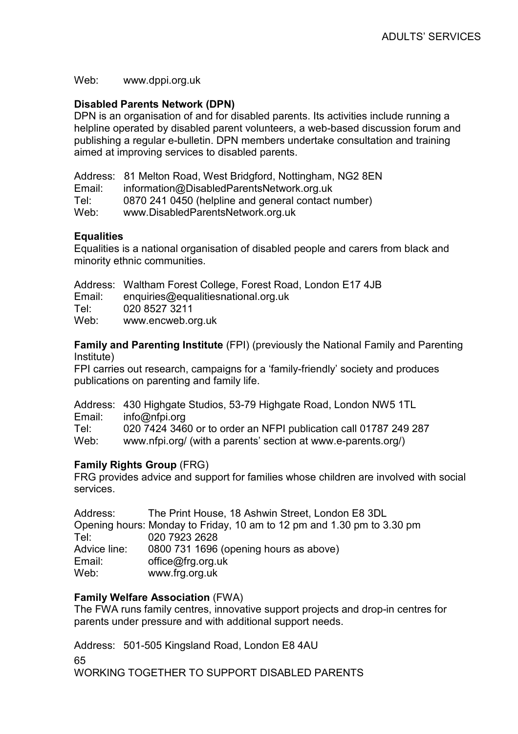Web: www.dppi.org.uk

**Disabled Parents Network (DPN)**
DPN is an organisation of and for disabled parents. Its activities include running a helpline operated by disabled parent volunteers, a web-based discussion forum and publishing a regular e-bulletin. DPN members undertake consultation and training aimed at improving services to disabled parents.

Address: 81 Melton Road, West Bridgford, Nottingham, NG2 8EN
Email: information@DisabledParentsNetwork.org.uk
Tel: 0870 241 0450 (helpline and general contact number)
Web: www.DisabledParentsNetwork.org.uk

**Equalities**
Equalities is a national organisation of disabled people and carers from black and minority ethnic communities.

Address: Waltham Forest College, Forest Road, London E17 4JB
Email: enquiries@equalitiesnational.org.uk
Tel: 020 8527 3211
Web: www.encweb.org.uk

**Family and Parenting Institute** (FPI) (previously the National Family and Parenting Institute)
FPI carries out research, campaigns for a 'family-friendly' society and produces publications on parenting and family life.

Address: 430 Highgate Studios, 53-79 Highgate Road, London NW5 1TL
Email: info@nfpi.org
Tel: 020 7424 3460 or to order an NFPI publication call 01787 249 287
Web: www.nfpi.org/ (with a parents' section at www.e-parents.org/)

**Family Rights Group** (FRG)
FRG provides advice and support for families whose children are involved with social services.

Address: The Print House, 18 Ashwin Street, London E8 3DL
Opening hours: Monday to Friday, 10 am to 12 pm and 1.30 pm to 3.30 pm
Tel: 020 7923 2628
Advice line: 0800 731 1696 (opening hours as above)
Email: office@frg.org.uk
Web: www.frg.org.uk

**Family Welfare Association** (FWA)
The FWA runs family centres, innovative support projects and drop-in centres for parents under pressure and with additional support needs.

Address: 501-505 Kingsland Road, London E8 4AU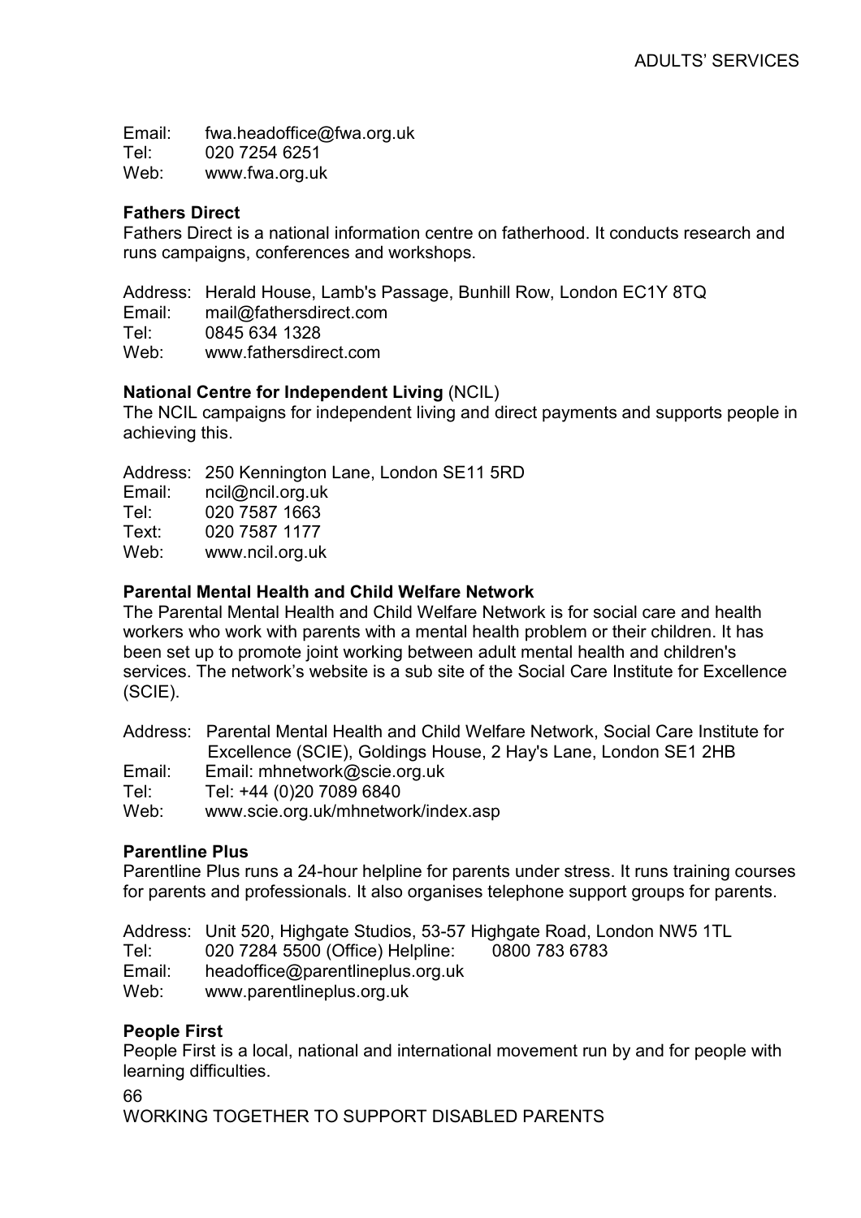Email: fwa.headoffice@fwa.org.uk
Tel: 020 7254 6251
Web: www.fwa.org.uk

**Fathers Direct**
Fathers Direct is a national information centre on fatherhood. It conducts research and runs campaigns, conferences and workshops.

Address: Herald House, Lamb's Passage, Bunhill Row, London EC1Y 8TQ
Email: mail@fathersdirect.com
Tel: 0845 634 1328
Web: www.fathersdirect.com

**National Centre for Independent Living** (NCIL)
The NCIL campaigns for independent living and direct payments and supports people in achieving this.

Address: 250 Kennington Lane, London SE11 5RD
Email: ncil@ncil.org.uk
Tel: 020 7587 1663
Text: 020 7587 1177
Web: www.ncil.org.uk

**Parental Mental Health and Child Welfare Network**
The Parental Mental Health and Child Welfare Network is for social care and health workers who work with parents with a mental health problem or their children. It has been set up to promote joint working between adult mental health and children's services. The network's website is a sub site of the Social Care Institute for Excellence (SCIE).

Address: Parental Mental Health and Child Welfare Network, Social Care Institute for Excellence (SCIE), Goldings House, 2 Hay's Lane, London SE1 2HB
Email: Email: mhnetwork@scie.org.uk
Tel: Tel: +44 (0)20 7089 6840
Web: www.scie.org.uk/mhnetwork/index.asp

**Parentline Plus**
Parentline Plus runs a 24-hour helpline for parents under stress. It runs training courses for parents and professionals. It also organises telephone support groups for parents.

Address: Unit 520, Highgate Studios, 53-57 Highgate Road, London NW5 1TL
Tel: 020 7284 5500 (Office) Helpline: 0800 783 6783
Email: headoffice@parentlineplus.org.uk
Web: www.parentlineplus.org.uk

**People First**
People First is a local, national and international movement run by and for people with learning difficulties.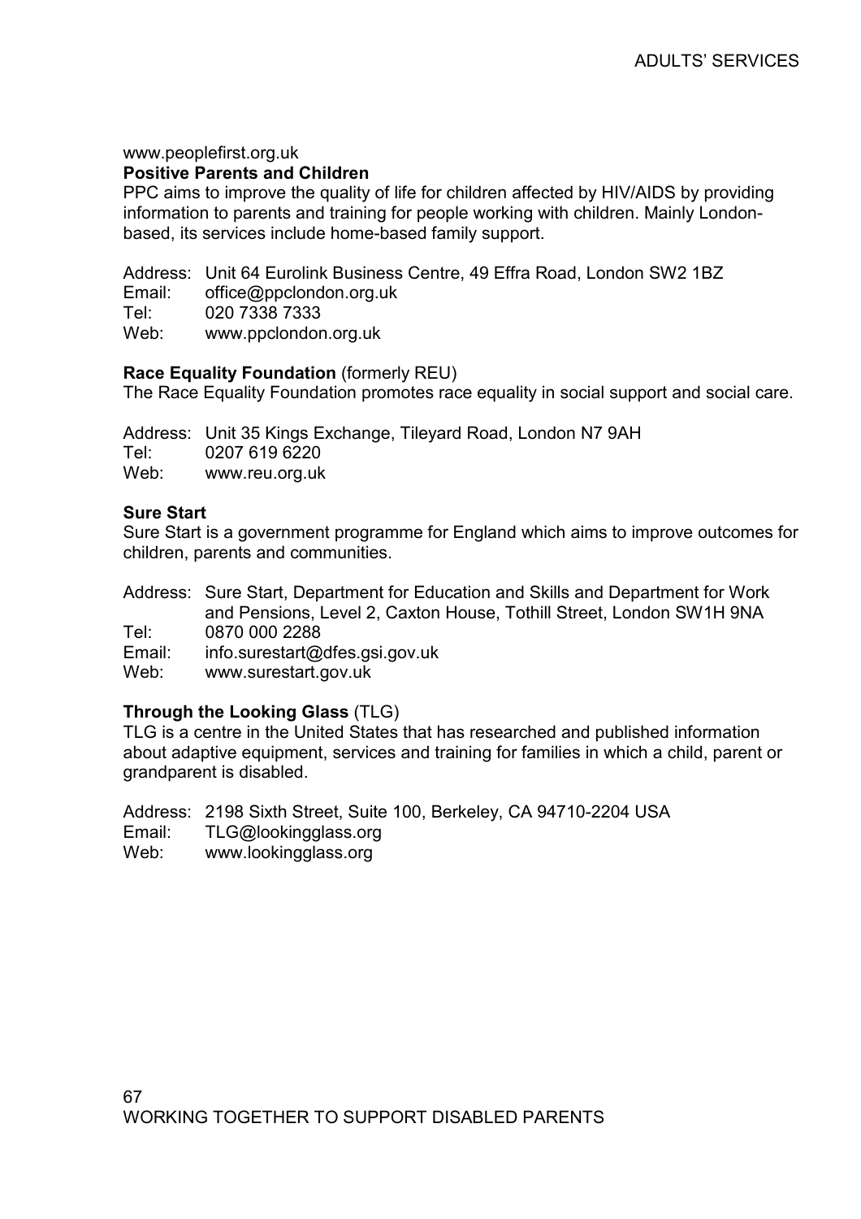www.peoplefirst.org.uk

**Positive Parents and Children**

PPC aims to improve the quality of life for children affected by HIV/AIDS by providing information to parents and training for people working with children. Mainly London-based, its services include home-based family support.

Address: Unit 64 Eurolink Business Centre, 49 Effra Road, London SW2 1BZ
Email: office@ppclondon.org.uk
Tel: 020 7338 7333
Web: www.ppclondon.org.uk

**Race Equality Foundation** (formerly REU)

The Race Equality Foundation promotes race equality in social support and social care.

Address: Unit 35 Kings Exchange, Tileyard Road, London N7 9AH
Tel: 0207 619 6220
Web: www.reu.org.uk

**Sure Start**

Sure Start is a government programme for England which aims to improve outcomes for children, parents and communities.

Address: Sure Start, Department for Education and Skills and Department for Work and Pensions, Level 2, Caxton House, Tothill Street, London SW1H 9NA
Tel: 0870 000 2288
Email: info.surestart@dfes.gsi.gov.uk
Web: www.surestart.gov.uk

**Through the Looking Glass** (TLG)

TLG is a centre in the United States that has researched and published information about adaptive equipment, services and training for families in which a child, parent or grandparent is disabled.

Address: 2198 Sixth Street, Suite 100, Berkeley, CA 94710-2204 USA
Email: TLG@lookingglass.org
Web: www.lookingglass.org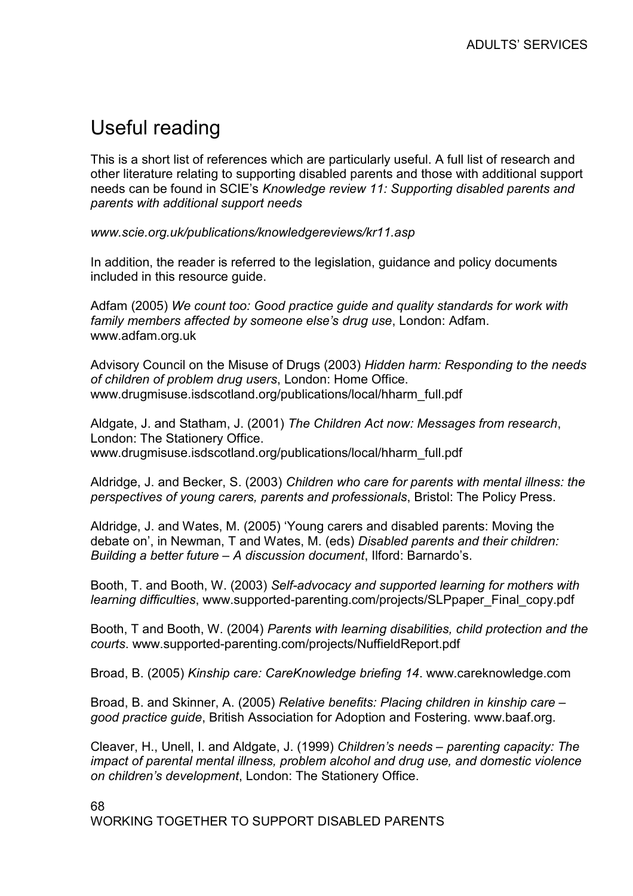# Useful reading

This is a short list of references which are particularly useful. A full list of research and other literature relating to supporting disabled parents and those with additional support needs can be found in SCIE's *Knowledge review 11: Supporting disabled parents and parents with additional support needs*

*www.scie.org.uk/publications/knowledgereviews/kr11.asp*

In addition, the reader is referred to the legislation, guidance and policy documents included in this resource guide.

Adfam (2005) *We count too: Good practice guide and quality standards for work with family members affected by someone else's drug use*, London: Adfam. www.adfam.org.uk

Advisory Council on the Misuse of Drugs (2003) *Hidden harm: Responding to the needs of children of problem drug users*, London: Home Office. www.drugmisuse.isdscotland.org/publications/local/hharm_full.pdf

Aldgate, J. and Statham, J. (2001) *The Children Act now: Messages from research*, London: The Stationery Office. www.drugmisuse.isdscotland.org/publications/local/hharm_full.pdf

Aldridge, J. and Becker, S. (2003) *Children who care for parents with mental illness: the perspectives of young carers, parents and professionals*, Bristol: The Policy Press.

Aldridge, J. and Wates, M. (2005) 'Young carers and disabled parents: Moving the debate on', in Newman, T and Wates, M. (eds) *Disabled parents and their children: Building a better future – A discussion document*, Ilford: Barnardo's.

Booth, T. and Booth, W. (2003) *Self-advocacy and supported learning for mothers with learning difficulties*, www.supported-parenting.com/projects/SLPpaper_Final_copy.pdf

Booth, T and Booth, W. (2004) *Parents with learning disabilities, child protection and the courts*. www.supported-parenting.com/projects/NuffieldReport.pdf

Broad, B. (2005) *Kinship care: CareKnowledge briefing 14*. www.careknowledge.com

Broad, B. and Skinner, A. (2005) *Relative benefits: Placing children in kinship care – good practice guide*, British Association for Adoption and Fostering. www.baaf.org.

Cleaver, H., Unell, I. and Aldgate, J. (1999) *Children's needs – parenting capacity: The impact of parental mental illness, problem alcohol and drug use, and domestic violence on children's development*, London: The Stationery Office.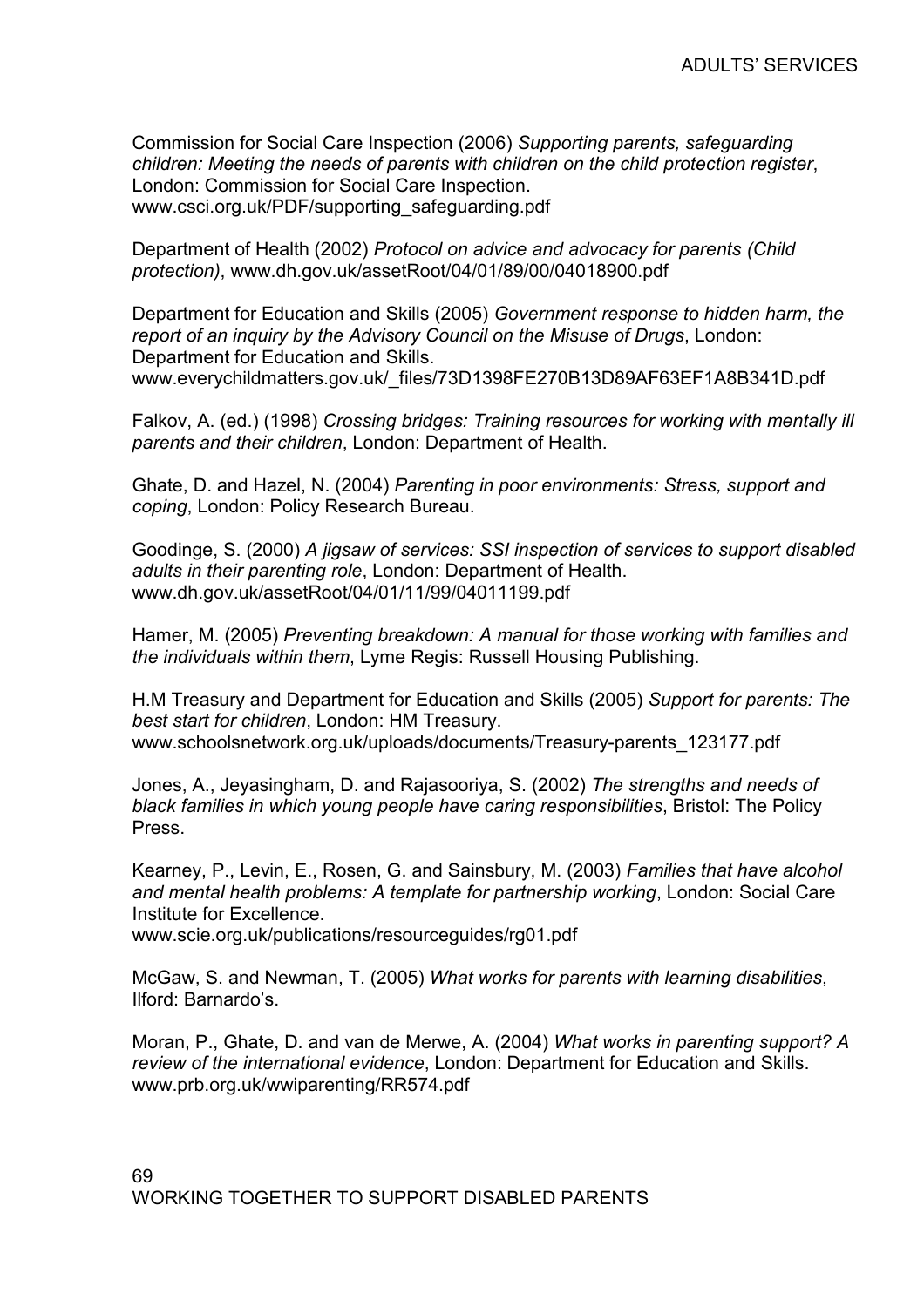Commission for Social Care Inspection (2006) *Supporting parents, safeguarding children: Meeting the needs of parents with children on the child protection register*, London: Commission for Social Care Inspection. www.csci.org.uk/PDF/supporting_safeguarding.pdf

Department of Health (2002) *Protocol on advice and advocacy for parents (Child protection)*, www.dh.gov.uk/assetRoot/04/01/89/00/04018900.pdf

Department for Education and Skills (2005) *Government response to hidden harm, the report of an inquiry by the Advisory Council on the Misuse of Drugs*, London: Department for Education and Skills. www.everychildmatters.gov.uk/_files/73D1398FE270B13D89AF63EF1A8B341D.pdf

Falkov, A. (ed.) (1998) *Crossing bridges: Training resources for working with mentally ill parents and their children*, London: Department of Health.

Ghate, D. and Hazel, N. (2004) *Parenting in poor environments: Stress, support and coping*, London: Policy Research Bureau.

Goodinge, S. (2000) *A jigsaw of services: SSI inspection of services to support disabled adults in their parenting role*, London: Department of Health. www.dh.gov.uk/assetRoot/04/01/11/99/04011199.pdf

Hamer, M. (2005) *Preventing breakdown: A manual for those working with families and the individuals within them*, Lyme Regis: Russell Housing Publishing.

H.M Treasury and Department for Education and Skills (2005) *Support for parents: The best start for children*, London: HM Treasury. www.schoolsnetwork.org.uk/uploads/documents/Treasury-parents_123177.pdf

Jones, A., Jeyasingham, D. and Rajasooriya, S. (2002) *The strengths and needs of black families in which young people have caring responsibilities*, Bristol: The Policy Press.

Kearney, P., Levin, E., Rosen, G. and Sainsbury, M. (2003) *Families that have alcohol and mental health problems: A template for partnership working*, London: Social Care Institute for Excellence. www.scie.org.uk/publications/resourceguides/rg01.pdf

McGaw, S. and Newman, T. (2005) *What works for parents with learning disabilities*, Ilford: Barnardo's.

Moran, P., Ghate, D. and van de Merwe, A. (2004) *What works in parenting support? A review of the international evidence*, London: Department for Education and Skills. www.prb.org.uk/wwiparenting/RR574.pdf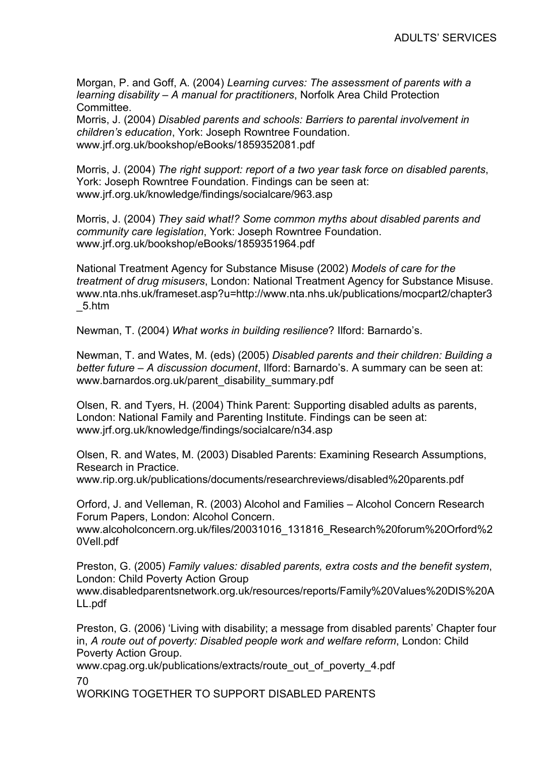Morgan, P. and Goff, A. (2004) *Learning curves: The assessment of parents with a learning disability – A manual for practitioners*, Norfolk Area Child Protection Committee.
Morris, J. (2004) *Disabled parents and schools: Barriers to parental involvement in children's education*, York: Joseph Rowntree Foundation. www.jrf.org.uk/bookshop/eBooks/1859352081.pdf

Morris, J. (2004) *The right support: report of a two year task force on disabled parents*, York: Joseph Rowntree Foundation. Findings can be seen at: www.jrf.org.uk/knowledge/findings/socialcare/963.asp

Morris, J. (2004) *They said what!? Some common myths about disabled parents and community care legislation*, York: Joseph Rowntree Foundation. www.jrf.org.uk/bookshop/eBooks/1859351964.pdf

National Treatment Agency for Substance Misuse (2002) *Models of care for the treatment of drug misusers*, London: National Treatment Agency for Substance Misuse. www.nta.nhs.uk/frameset.asp?u=http://www.nta.nhs.uk/publications/mocpart2/chapter3_5.htm

Newman, T. (2004) *What works in building resilience*? Ilford: Barnardo's.

Newman, T. and Wates, M. (eds) (2005) *Disabled parents and their children: Building a better future – A discussion document*, Ilford: Barnardo's. A summary can be seen at: www.barnardos.org.uk/parent_disability_summary.pdf

Olsen, R. and Tyers, H. (2004) Think Parent: Supporting disabled adults as parents, London: National Family and Parenting Institute. Findings can be seen at: www.jrf.org.uk/knowledge/findings/socialcare/n34.asp

Olsen, R. and Wates, M. (2003) Disabled Parents: Examining Research Assumptions, Research in Practice.
www.rip.org.uk/publications/documents/researchreviews/disabled%20parents.pdf

Orford, J. and Velleman, R. (2003) Alcohol and Families – Alcohol Concern Research Forum Papers, London: Alcohol Concern.
www.alcoholconcern.org.uk/files/20031016_131816_Research%20forum%20Orford%20Vell.pdf

Preston, G. (2005) *Family values: disabled parents, extra costs and the benefit system*, London: Child Poverty Action Group
www.disabledparentsnetwork.org.uk/resources/reports/Family%20Values%20DIS%20ALL.pdf

Preston, G. (2006) 'Living with disability; a message from disabled parents' Chapter four in, *A route out of poverty: Disabled people work and welfare reform*, London: Child Poverty Action Group.
www.cpag.org.uk/publications/extracts/route_out_of_poverty_4.pdf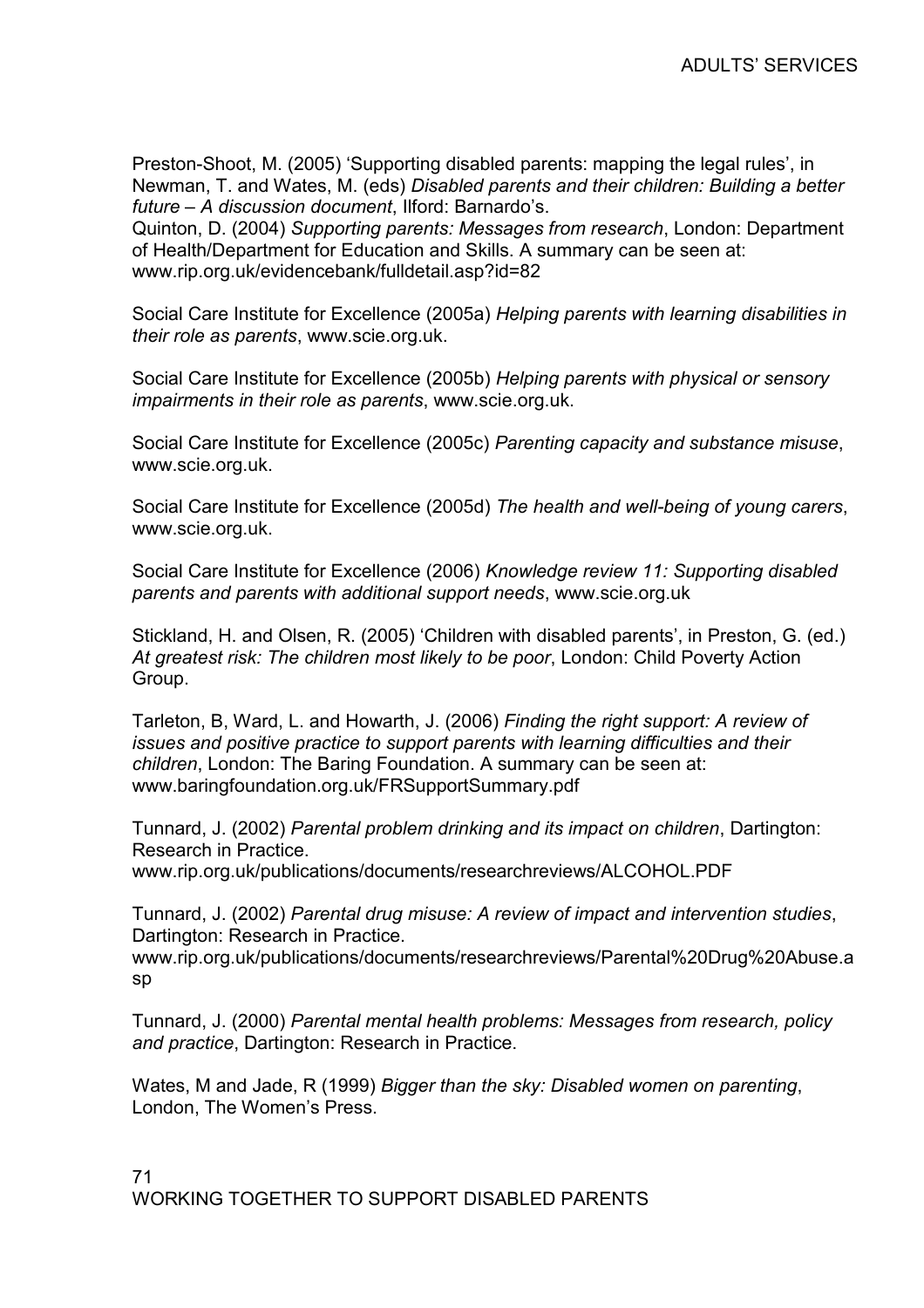Preston-Shoot, M. (2005) 'Supporting disabled parents: mapping the legal rules', in Newman, T. and Wates, M. (eds) *Disabled parents and their children: Building a better future – A discussion document*, Ilford: Barnardo's.
Quinton, D. (2004) *Supporting parents: Messages from research*, London: Department of Health/Department for Education and Skills. A summary can be seen at: www.rip.org.uk/evidencebank/fulldetail.asp?id=82

Social Care Institute for Excellence (2005a) *Helping parents with learning disabilities in their role as parents*, www.scie.org.uk.

Social Care Institute for Excellence (2005b) *Helping parents with physical or sensory impairments in their role as parents*, www.scie.org.uk.

Social Care Institute for Excellence (2005c) *Parenting capacity and substance misuse*, www.scie.org.uk.

Social Care Institute for Excellence (2005d) *The health and well-being of young carers*, www.scie.org.uk.

Social Care Institute for Excellence (2006) *Knowledge review 11: Supporting disabled parents and parents with additional support needs*, www.scie.org.uk

Stickland, H. and Olsen, R. (2005) 'Children with disabled parents', in Preston, G. (ed.) *At greatest risk: The children most likely to be poor*, London: Child Poverty Action Group.

Tarleton, B, Ward, L. and Howarth, J. (2006) *Finding the right support: A review of issues and positive practice to support parents with learning difficulties and their children*, London: The Baring Foundation. A summary can be seen at: www.baringfoundation.org.uk/FRSupportSummary.pdf

Tunnard, J. (2002) *Parental problem drinking and its impact on children*, Dartington: Research in Practice.
www.rip.org.uk/publications/documents/researchreviews/ALCOHOL.PDF

Tunnard, J. (2002) *Parental drug misuse: A review of impact and intervention studies*, Dartington: Research in Practice.
www.rip.org.uk/publications/documents/researchreviews/Parental%20Drug%20Abuse.asp

Tunnard, J. (2000) *Parental mental health problems: Messages from research, policy and practice*, Dartington: Research in Practice.

Wates, M and Jade, R (1999) *Bigger than the sky: Disabled women on parenting*, London, The Women's Press.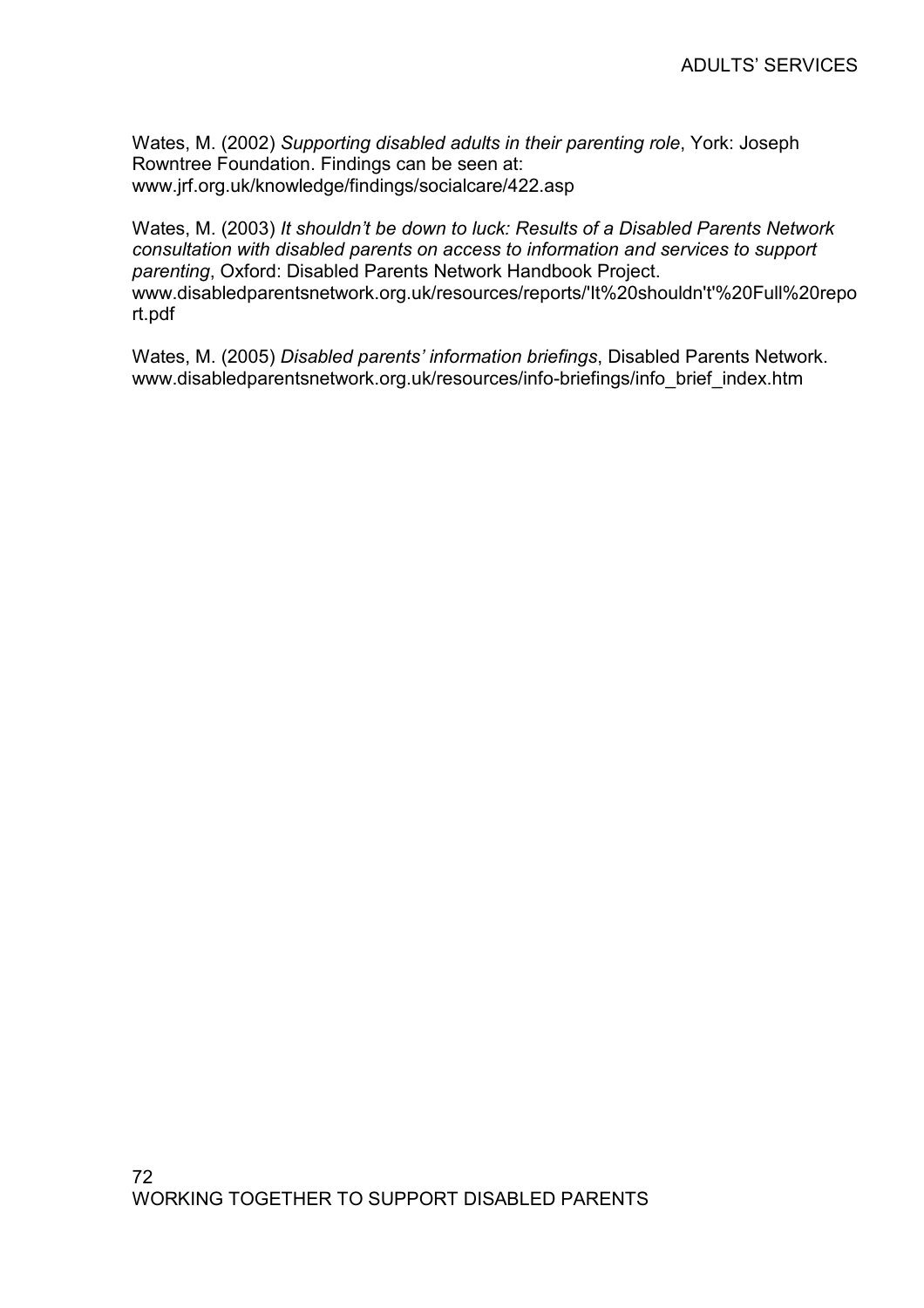Wates, M. (2002) *Supporting disabled adults in their parenting role*, York: Joseph Rowntree Foundation. Findings can be seen at: www.jrf.org.uk/knowledge/findings/socialcare/422.asp

Wates, M. (2003) *It shouldn't be down to luck: Results of a Disabled Parents Network consultation with disabled parents on access to information and services to support parenting*, Oxford: Disabled Parents Network Handbook Project. www.disabledparentsnetwork.org.uk/resources/reports/'It%20shouldn't'%20Full%20report.pdf

Wates, M. (2005) *Disabled parents' information briefings*, Disabled Parents Network. www.disabledparentsnetwork.org.uk/resources/info-briefings/info_brief_index.htm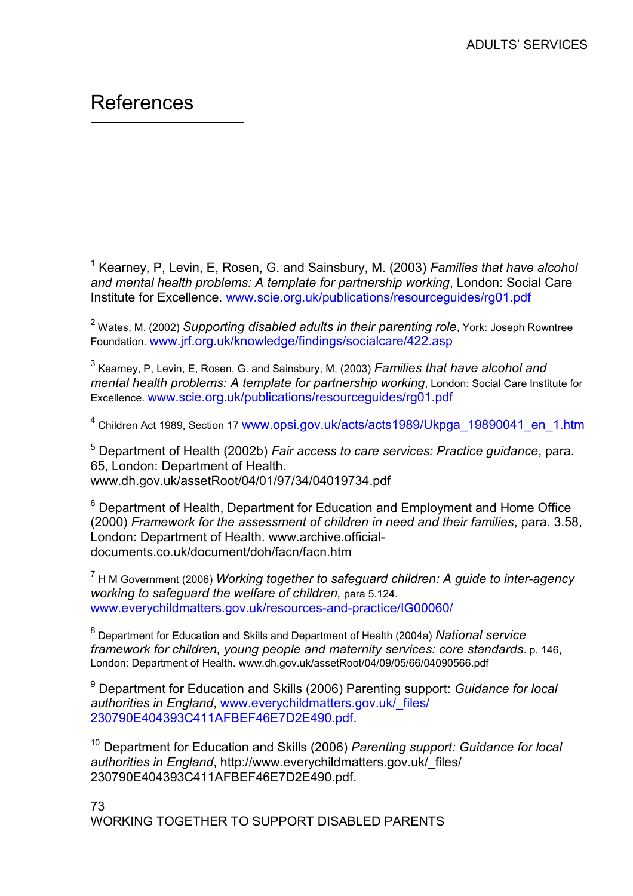# References

[1] Kearney, P, Levin, E, Rosen, G. and Sainsbury, M. (2003) *Families that have alcohol and mental health problems: A template for partnership working*, London: Social Care Institute for Excellence. www.scie.org.uk/publications/resourceguides/rg01.pdf

[2] Wates, M. (2002) *Supporting disabled adults in their parenting role*, York: Joseph Rowntree Foundation. www.jrf.org.uk/knowledge/findings/socialcare/422.asp

[3] Kearney, P, Levin, E, Rosen, G. and Sainsbury, M. (2003) *Families that have alcohol and mental health problems: A template for partnership working*, London: Social Care Institute for Excellence. www.scie.org.uk/publications/resourceguides/rg01.pdf

[4] Children Act 1989, Section 17 www.opsi.gov.uk/acts/acts1989/Ukpga_19890041_en_1.htm

[5] Department of Health (2002b) *Fair access to care services: Practice guidance*, para. 65, London: Department of Health. www.dh.gov.uk/assetRoot/04/01/97/34/04019734.pdf

[6] Department of Health, Department for Education and Employment and Home Office (2000) *Framework for the assessment of children in need and their families*, para. 3.58, London: Department of Health. www.archive.official-documents.co.uk/document/doh/facn/facn.htm

[7] H M Government (2006) *Working together to safeguard children: A guide to inter-agency working to safeguard the welfare of children,* para 5.124. www.everychildmatters.gov.uk/resources-and-practice/IG00060/

[8] Department for Education and Skills and Department of Health (2004a) *National service framework for children, young people and maternity services: core standards*. p. 146, London: Department of Health. www.dh.gov.uk/assetRoot/04/09/05/66/04090566.pdf

[9] Department for Education and Skills (2006) Parenting support: *Guidance for local authorities in England*, www.everychildmatters.gov.uk/_files/230790E404393C411AFBEF46E7D2E490.pdf.

[10] Department for Education and Skills (2006) *Parenting support: Guidance for local authorities in England*, http://www.everychildmatters.gov.uk/_files/230790E404393C411AFBEF46E7D2E490.pdf.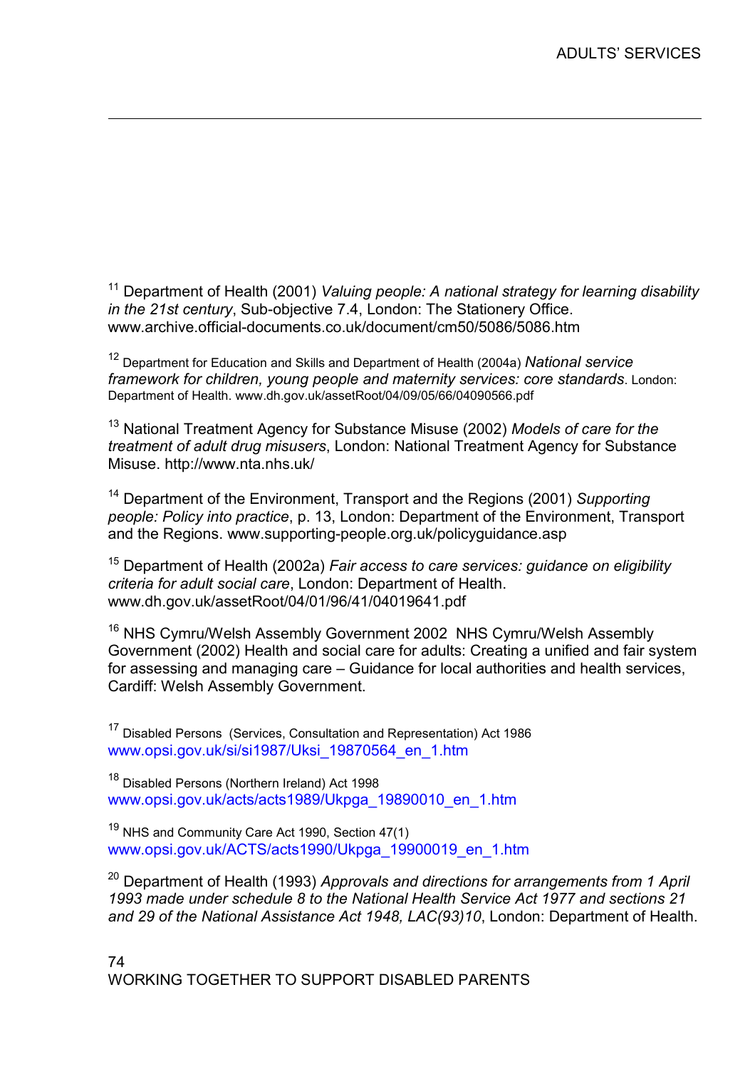[11] Department of Health (2001) *Valuing people: A national strategy for learning disability in the 21st century*, Sub-objective 7.4, London: The Stationery Office. www.archive.official-documents.co.uk/document/cm50/5086/5086.htm

[12] Department for Education and Skills and Department of Health (2004a) *National service framework for children, young people and maternity services: core standards*. London: Department of Health. www.dh.gov.uk/assetRoot/04/09/05/66/04090566.pdf

[13] National Treatment Agency for Substance Misuse (2002) *Models of care for the treatment of adult drug misusers*, London: National Treatment Agency for Substance Misuse. http://www.nta.nhs.uk/

[14] Department of the Environment, Transport and the Regions (2001) *Supporting people: Policy into practice*, p. 13, London: Department of the Environment, Transport and the Regions. www.supporting-people.org.uk/policyguidance.asp

[15] Department of Health (2002a) *Fair access to care services: guidance on eligibility criteria for adult social care*, London: Department of Health. www.dh.gov.uk/assetRoot/04/01/96/41/04019641.pdf

[16] NHS Cymru/Welsh Assembly Government 2002 NHS Cymru/Welsh Assembly Government (2002) Health and social care for adults: Creating a unified and fair system for assessing and managing care – Guidance for local authorities and health services, Cardiff: Welsh Assembly Government.

[17] Disabled Persons (Services, Consultation and Representation) Act 1986
www.opsi.gov.uk/si/si1987/Uksi_19870564_en_1.htm

[18] Disabled Persons (Northern Ireland) Act 1998
www.opsi.gov.uk/acts/acts1989/Ukpga_19890010_en_1.htm

[19] NHS and Community Care Act 1990, Section 47(1)
www.opsi.gov.uk/ACTS/acts1990/Ukpga_19900019_en_1.htm

[20] Department of Health (1993) *Approvals and directions for arrangements from 1 April 1993 made under schedule 8 to the National Health Service Act 1977 and sections 21 and 29 of the National Assistance Act 1948, LAC(93)10*, London: Department of Health.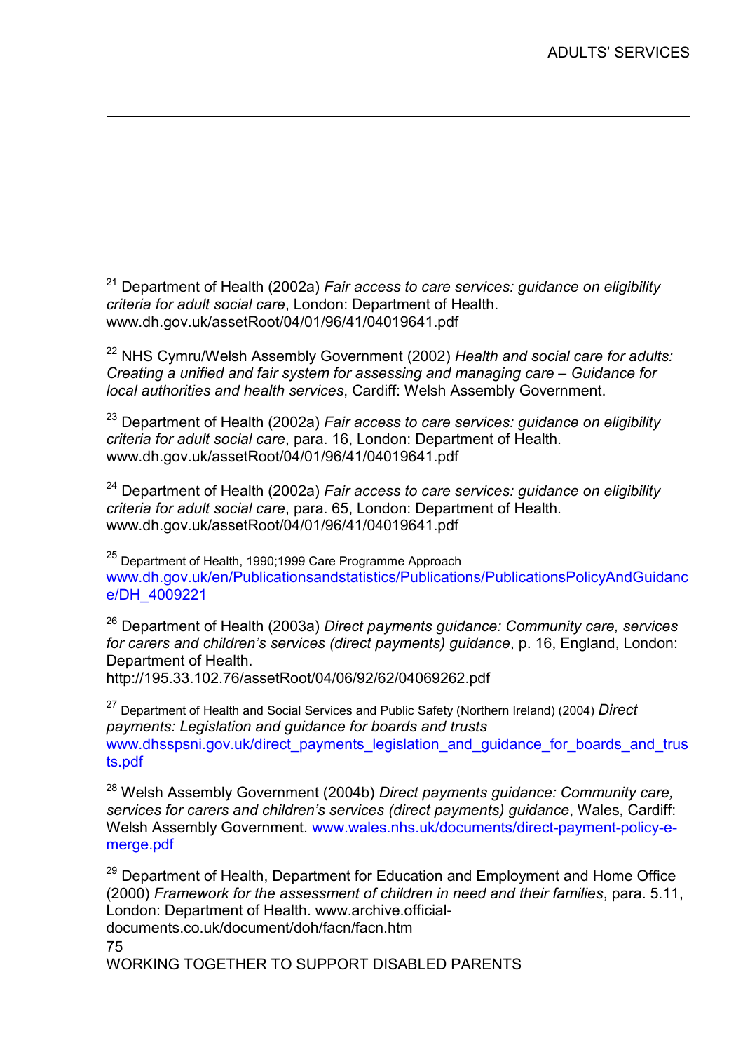[21] Department of Health (2002a) *Fair access to care services: guidance on eligibility criteria for adult social care*, London: Department of Health. www.dh.gov.uk/assetRoot/04/01/96/41/04019641.pdf

[22] NHS Cymru/Welsh Assembly Government (2002) *Health and social care for adults: Creating a unified and fair system for assessing and managing care – Guidance for local authorities and health services*, Cardiff: Welsh Assembly Government.

[23] Department of Health (2002a) *Fair access to care services: guidance on eligibility criteria for adult social care*, para. 16, London: Department of Health. www.dh.gov.uk/assetRoot/04/01/96/41/04019641.pdf

[24] Department of Health (2002a) *Fair access to care services: guidance on eligibility criteria for adult social care*, para. 65, London: Department of Health. www.dh.gov.uk/assetRoot/04/01/96/41/04019641.pdf

[25] Department of Health, 1990;1999 Care Programme Approach www.dh.gov.uk/en/Publicationsandstatistics/Publications/PublicationsPolicyAndGuidance/DH_4009221

[26] Department of Health (2003a) *Direct payments guidance: Community care, services for carers and children's services (direct payments) guidance*, p. 16, England, London: Department of Health. http://195.33.102.76/assetRoot/04/06/92/62/04069262.pdf

[27] Department of Health and Social Services and Public Safety (Northern Ireland) (2004) *Direct payments: Legislation and guidance for boards and trusts* www.dhsspsni.gov.uk/direct_payments_legislation_and_guidance_for_boards_and_trusts.pdf

[28] Welsh Assembly Government (2004b) *Direct payments guidance: Community care, services for carers and children's services (direct payments) guidance*, Wales, Cardiff: Welsh Assembly Government. www.wales.nhs.uk/documents/direct-payment-policy-e-merge.pdf

[29] Department of Health, Department for Education and Employment and Home Office (2000) *Framework for the assessment of children in need and their families*, para. 5.11, London: Department of Health. www.archive.official-documents.co.uk/document/doh/facn/facn.htm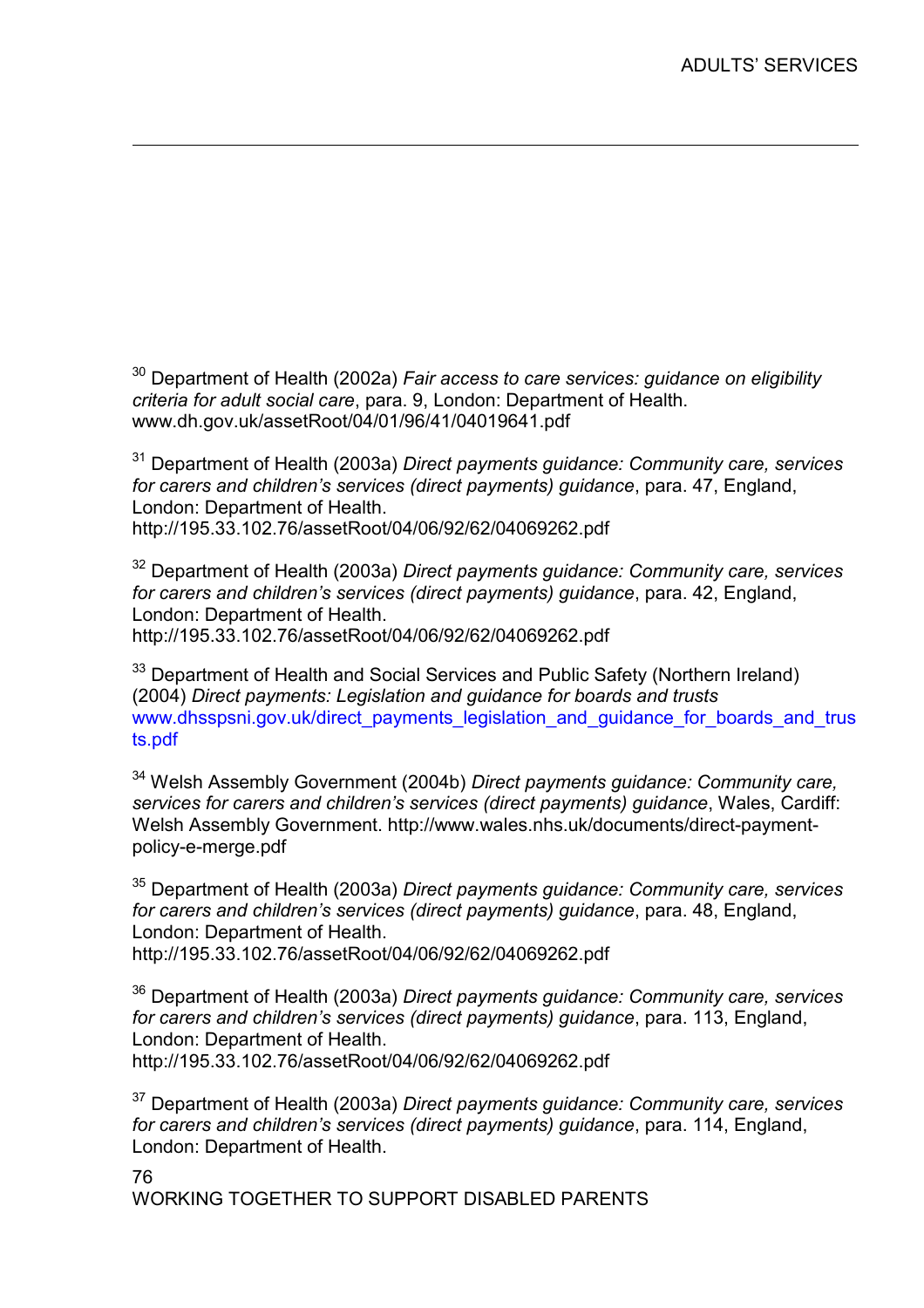[30] Department of Health (2002a) *Fair access to care services: guidance on eligibility criteria for adult social care*, para. 9, London: Department of Health. www.dh.gov.uk/assetRoot/04/01/96/41/04019641.pdf

[31] Department of Health (2003a) *Direct payments guidance: Community care, services for carers and children's services (direct payments) guidance*, para. 47, England, London: Department of Health. http://195.33.102.76/assetRoot/04/06/92/62/04069262.pdf

[32] Department of Health (2003a) *Direct payments guidance: Community care, services for carers and children's services (direct payments) guidance*, para. 42, England, London: Department of Health. http://195.33.102.76/assetRoot/04/06/92/62/04069262.pdf

[33] Department of Health and Social Services and Public Safety (Northern Ireland) (2004) *Direct payments: Legislation and guidance for boards and trusts* www.dhsspsni.gov.uk/direct_payments_legislation_and_guidance_for_boards_and_trusts.pdf

[34] Welsh Assembly Government (2004b) *Direct payments guidance: Community care, services for carers and children's services (direct payments) guidance*, Wales, Cardiff: Welsh Assembly Government. http://www.wales.nhs.uk/documents/direct-payment-policy-e-merge.pdf

[35] Department of Health (2003a) *Direct payments guidance: Community care, services for carers and children's services (direct payments) guidance*, para. 48, England, London: Department of Health. http://195.33.102.76/assetRoot/04/06/92/62/04069262.pdf

[36] Department of Health (2003a) *Direct payments guidance: Community care, services for carers and children's services (direct payments) guidance*, para. 113, England, London: Department of Health. http://195.33.102.76/assetRoot/04/06/92/62/04069262.pdf

[37] Department of Health (2003a) *Direct payments guidance: Community care, services for carers and children's services (direct payments) guidance*, para. 114, England, London: Department of Health.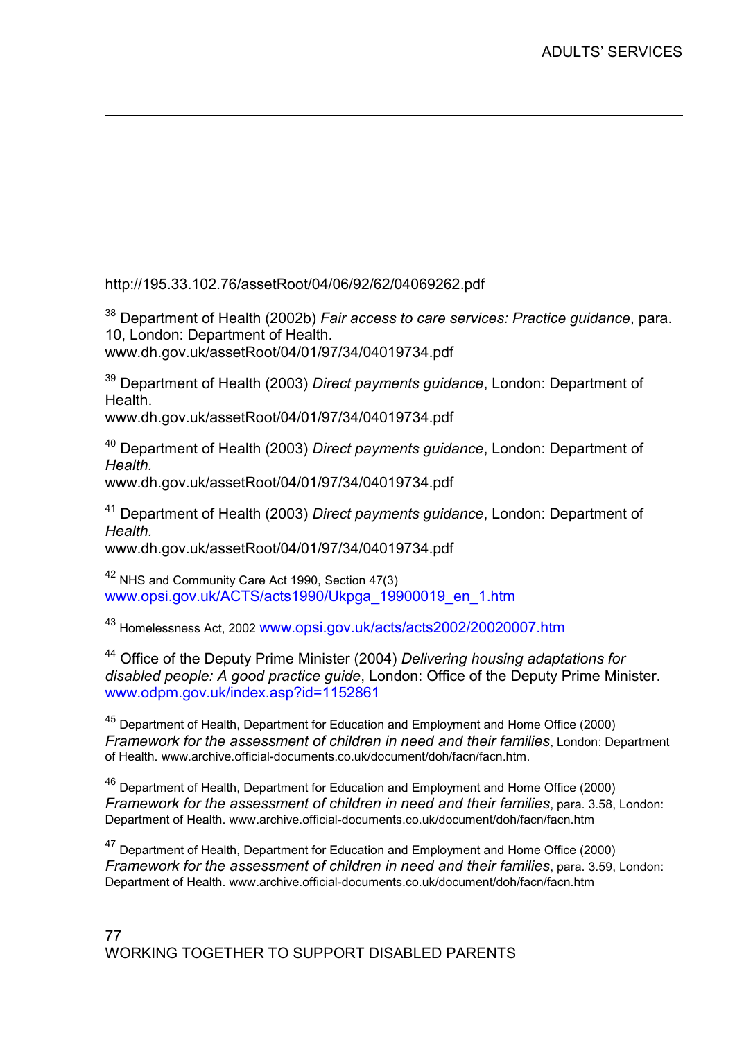http://195.33.102.76/assetRoot/04/06/92/62/04069262.pdf

[38] Department of Health (2002b) *Fair access to care services: Practice guidance*, para. 10, London: Department of Health.
www.dh.gov.uk/assetRoot/04/01/97/34/04019734.pdf

[39] Department of Health (2003) *Direct payments guidance*, London: Department of Health.
www.dh.gov.uk/assetRoot/04/01/97/34/04019734.pdf

[40] Department of Health (2003) *Direct payments guidance*, London: Department of *Health*.
www.dh.gov.uk/assetRoot/04/01/97/34/04019734.pdf

[41] Department of Health (2003) *Direct payments guidance*, London: Department of *Health*.
www.dh.gov.uk/assetRoot/04/01/97/34/04019734.pdf

[42] NHS and Community Care Act 1990, Section 47(3)
www.opsi.gov.uk/ACTS/acts1990/Ukpga_19900019_en_1.htm

[43] Homelessness Act, 2002 www.opsi.gov.uk/acts/acts2002/20020007.htm

[44] Office of the Deputy Prime Minister (2004) *Delivering housing adaptations for disabled people: A good practice guide*, London: Office of the Deputy Prime Minister.
www.odpm.gov.uk/index.asp?id=1152861

[45] Department of Health, Department for Education and Employment and Home Office (2000) *Framework for the assessment of children in need and their families*, London: Department of Health. www.archive.official-documents.co.uk/document/doh/facn/facn.htm.

[46] Department of Health, Department for Education and Employment and Home Office (2000) *Framework for the assessment of children in need and their families*, para. 3.58, London: Department of Health. www.archive.official-documents.co.uk/document/doh/facn/facn.htm

[47] Department of Health, Department for Education and Employment and Home Office (2000) *Framework for the assessment of children in need and their families*, para. 3.59, London: Department of Health. www.archive.official-documents.co.uk/document/doh/facn/facn.htm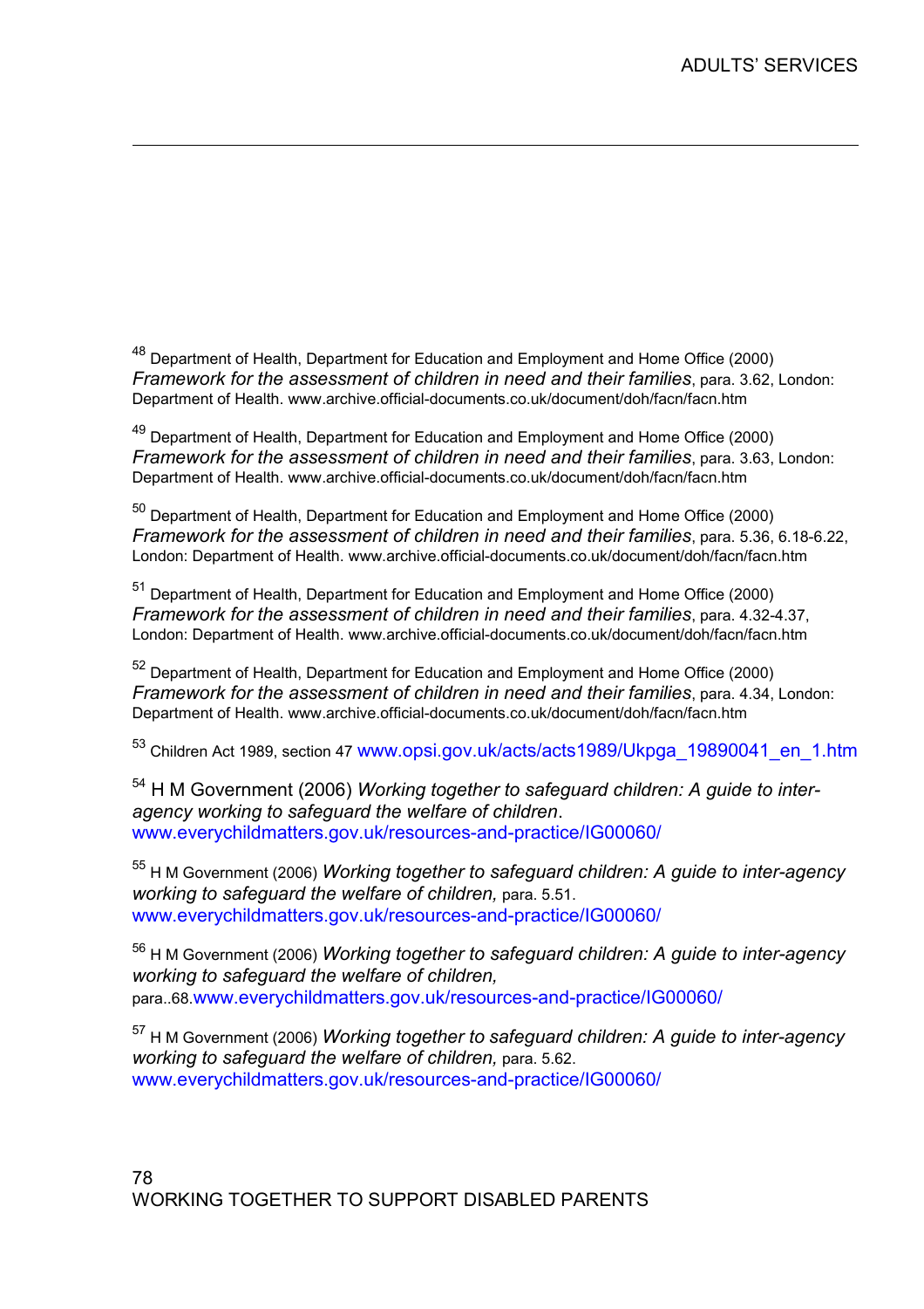[48] Department of Health, Department for Education and Employment and Home Office (2000) *Framework for the assessment of children in need and their families*, para. 3.62, London: Department of Health. www.archive.official-documents.co.uk/document/doh/facn/facn.htm

[49] Department of Health, Department for Education and Employment and Home Office (2000) *Framework for the assessment of children in need and their families*, para. 3.63, London: Department of Health. www.archive.official-documents.co.uk/document/doh/facn/facn.htm

[50] Department of Health, Department for Education and Employment and Home Office (2000) *Framework for the assessment of children in need and their families*, para. 5.36, 6.18-6.22, London: Department of Health. www.archive.official-documents.co.uk/document/doh/facn/facn.htm

[51] Department of Health, Department for Education and Employment and Home Office (2000) *Framework for the assessment of children in need and their families*, para. 4.32-4.37, London: Department of Health. www.archive.official-documents.co.uk/document/doh/facn/facn.htm

[52] Department of Health, Department for Education and Employment and Home Office (2000) *Framework for the assessment of children in need and their families*, para. 4.34, London: Department of Health. www.archive.official-documents.co.uk/document/doh/facn/facn.htm

[53] Children Act 1989, section 47 www.opsi.gov.uk/acts/acts1989/Ukpga_19890041_en_1.htm

[54] H M Government (2006) *Working together to safeguard children: A guide to inter-agency working to safeguard the welfare of children*. www.everychildmatters.gov.uk/resources-and-practice/IG00060/

[55] H M Government (2006) *Working together to safeguard children: A guide to inter-agency working to safeguard the welfare of children,* para. 5.51. www.everychildmatters.gov.uk/resources-and-practice/IG00060/

[56] H M Government (2006) *Working together to safeguard children: A guide to inter-agency working to safeguard the welfare of children,* para..68.www.everychildmatters.gov.uk/resources-and-practice/IG00060/

[57] H M Government (2006) *Working together to safeguard children: A guide to inter-agency working to safeguard the welfare of children,* para. 5.62. www.everychildmatters.gov.uk/resources-and-practice/IG00060/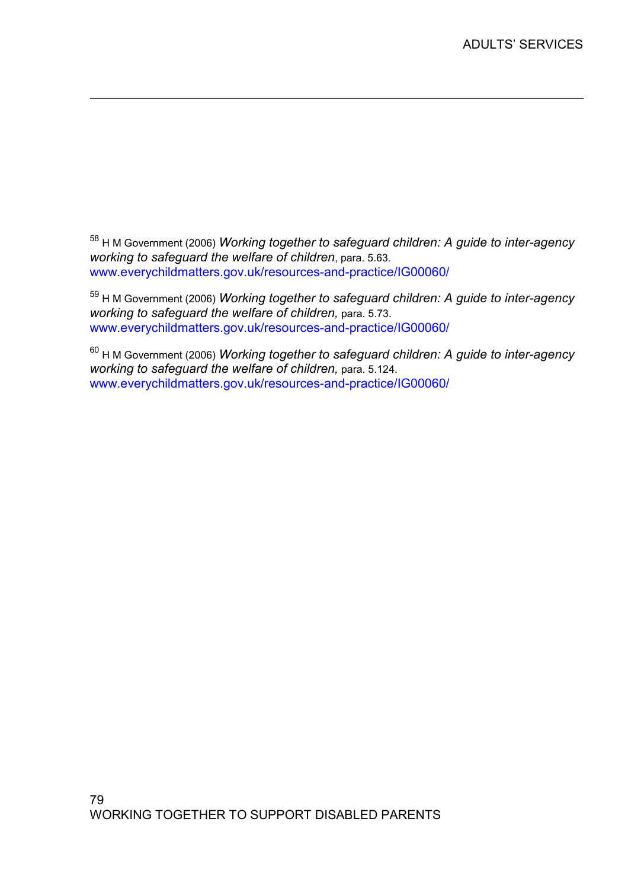[58] H M Government (2006) *Working together to safeguard children: A guide to inter-agency working to safeguard the welfare of children*, para. 5.63. www.everychildmatters.gov.uk/resources-and-practice/IG00060/

[59] H M Government (2006) *Working together to safeguard children: A guide to inter-agency working to safeguard the welfare of children,* para. 5.73. www.everychildmatters.gov.uk/resources-and-practice/IG00060/

[60] H M Government (2006) *Working together to safeguard children: A guide to inter-agency working to safeguard the welfare of children,* para. 5.124. www.everychildmatters.gov.uk/resources-and-practice/IG00060/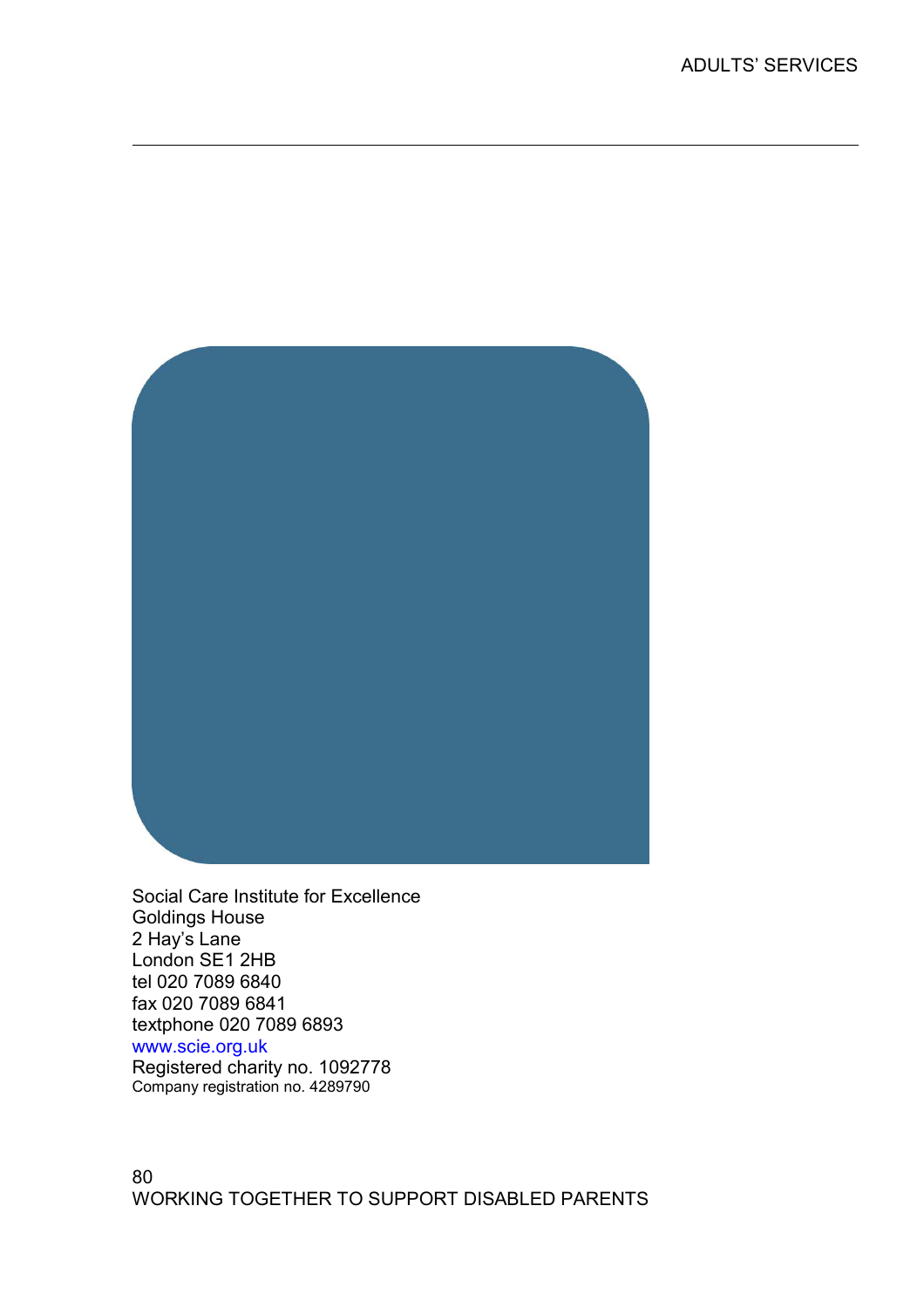Social Care Institute for Excellence
Goldings House
2 Hay's Lane
London SE1 2HB
tel 020 7089 6840
fax 020 7089 6841
textphone 020 7089 6893
www.scie.org.uk
Registered charity no. 1092778
Company registration no. 4289790